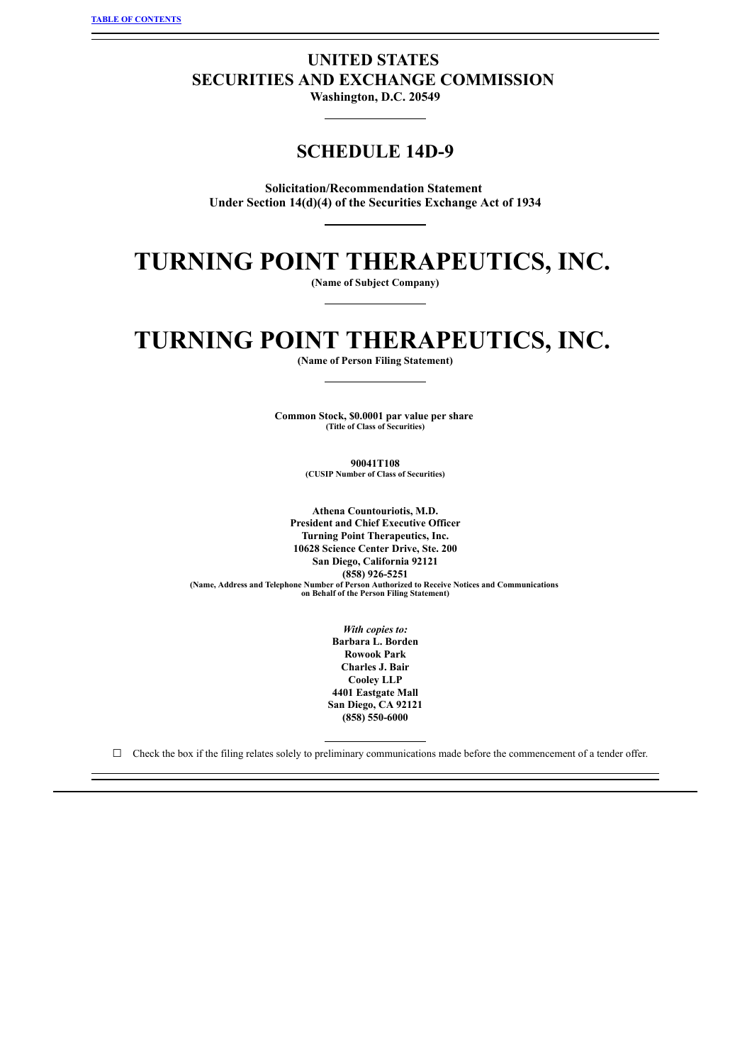[TABLE OF CONTENTS](#)

# UNITED STATES
# SECURITIES AND EXCHANGE COMMISSION
**Washington, D.C. 20549**

## SCHEDULE 14D-9

**Solicitation/Recommendation Statement**
**Under Section 14(d)(4) of the Securities Exchange Act of 1934**

# TURNING POINT THERAPEUTICS, INC.
**(Name of Subject Company)**

# TURNING POINT THERAPEUTICS, INC.
**(Name of Person Filing Statement)**

**Common Stock, $0.0001 par value per share**
**(Title of Class of Securities)**

**90041T108**
**(CUSIP Number of Class of Securities)**

**Athena Countouriotis, M.D.**
**President and Chief Executive Officer**
**Turning Point Therapeutics, Inc.**
**10628 Science Center Drive, Ste. 200**
**San Diego, California 92121**
**(858) 926-5251**
**(Name, Address and Telephone Number of Person Authorized to Receive Notices and Communications on Behalf of the Person Filing Statement)**

*With copies to:*
**Barbara L. Borden**
**Rowook Park**
**Charles J. Bair**
**Cooley LLP**
**4401 Eastgate Mall**
**San Diego, CA 92121**
**(858) 550-6000**

☐ Check the box if the filing relates solely to preliminary communications made before the commencement of a tender offer.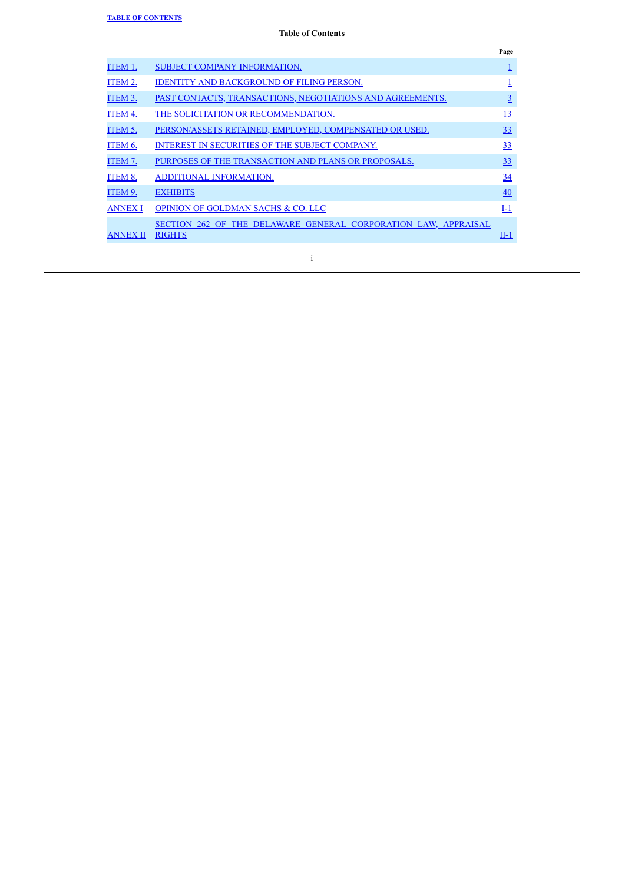**TABLE OF CONTENTS**

## Table of Contents

| | | Page |
|---|---|---|
| ITEM 1. | SUBJECT COMPANY INFORMATION. | 1 |
| ITEM 2. | IDENTITY AND BACKGROUND OF FILING PERSON. | 1 |
| ITEM 3. | PAST CONTACTS, TRANSACTIONS, NEGOTIATIONS AND AGREEMENTS. | 3 |
| ITEM 4. | THE SOLICITATION OR RECOMMENDATION. | 13 |
| ITEM 5. | PERSON/ASSETS RETAINED, EMPLOYED, COMPENSATED OR USED. | 33 |
| ITEM 6. | INTEREST IN SECURITIES OF THE SUBJECT COMPANY. | 33 |
| ITEM 7. | PURPOSES OF THE TRANSACTION AND PLANS OR PROPOSALS. | 33 |
| ITEM 8. | ADDITIONAL INFORMATION. | 34 |
| ITEM 9. | EXHIBITS | 40 |
| ANNEX I | OPINION OF GOLDMAN SACHS & CO. LLC | I-1 |
| ANNEX II | SECTION 262 OF THE DELAWARE GENERAL CORPORATION LAW, APPRAISAL RIGHTS | II-1 |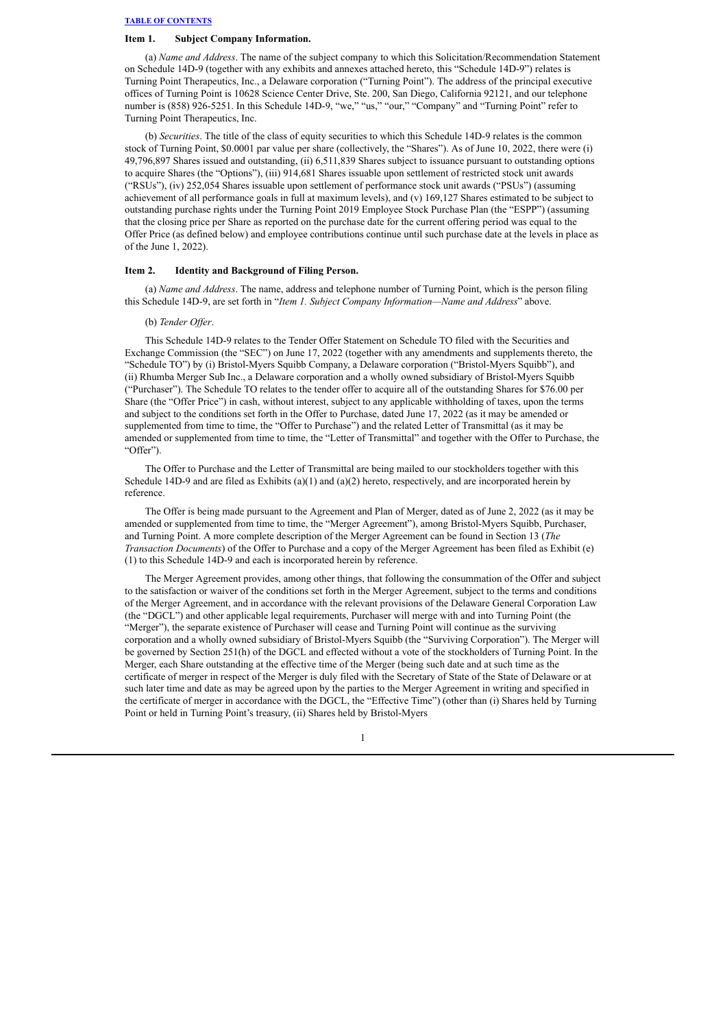[TABLE OF CONTENTS](#)

### Item 1. Subject Company Information.

(a) *Name and Address*. The name of the subject company to which this Solicitation/Recommendation Statement on Schedule 14D-9 (together with any exhibits and annexes attached hereto, this "Schedule 14D-9") relates is Turning Point Therapeutics, Inc., a Delaware corporation ("Turning Point"). The address of the principal executive offices of Turning Point is 10628 Science Center Drive, Ste. 200, San Diego, California 92121, and our telephone number is (858) 926-5251. In this Schedule 14D-9, "we," "us," "our," "Company" and "Turning Point" refer to Turning Point Therapeutics, Inc.

(b) *Securities*. The title of the class of equity securities to which this Schedule 14D-9 relates is the common stock of Turning Point, $0.0001 par value per share (collectively, the "Shares"). As of June 10, 2022, there were (i) 49,796,897 Shares issued and outstanding, (ii) 6,511,839 Shares subject to issuance pursuant to outstanding options to acquire Shares (the "Options"), (iii) 914,681 Shares issuable upon settlement of restricted stock unit awards ("RSUs"), (iv) 252,054 Shares issuable upon settlement of performance stock unit awards ("PSUs") (assuming achievement of all performance goals in full at maximum levels), and (v) 169,127 Shares estimated to be subject to outstanding purchase rights under the Turning Point 2019 Employee Stock Purchase Plan (the "ESPP") (assuming that the closing price per Share as reported on the purchase date for the current offering period was equal to the Offer Price (as defined below) and employee contributions continue until such purchase date at the levels in place as of the June 1, 2022).

### Item 2. Identity and Background of Filing Person.

(a) *Name and Address*. The name, address and telephone number of Turning Point, which is the person filing this Schedule 14D-9, are set forth in "*Item 1. Subject Company Information—Name and Address*" above.

(b) *Tender Offer*.

This Schedule 14D-9 relates to the Tender Offer Statement on Schedule TO filed with the Securities and Exchange Commission (the "SEC") on June 17, 2022 (together with any amendments and supplements thereto, the "Schedule TO") by (i) Bristol-Myers Squibb Company, a Delaware corporation ("Bristol-Myers Squibb"), and (ii) Rhumba Merger Sub Inc., a Delaware corporation and a wholly owned subsidiary of Bristol-Myers Squibb ("Purchaser"). The Schedule TO relates to the tender offer to acquire all of the outstanding Shares for $76.00 per Share (the "Offer Price") in cash, without interest, subject to any applicable withholding of taxes, upon the terms and subject to the conditions set forth in the Offer to Purchase, dated June 17, 2022 (as it may be amended or supplemented from time to time, the "Offer to Purchase") and the related Letter of Transmittal (as it may be amended or supplemented from time to time, the "Letter of Transmittal" and together with the Offer to Purchase, the "Offer").

The Offer to Purchase and the Letter of Transmittal are being mailed to our stockholders together with this Schedule 14D-9 and are filed as Exhibits (a)(1) and (a)(2) hereto, respectively, and are incorporated herein by reference.

The Offer is being made pursuant to the Agreement and Plan of Merger, dated as of June 2, 2022 (as it may be amended or supplemented from time to time, the "Merger Agreement"), among Bristol-Myers Squibb, Purchaser, and Turning Point. A more complete description of the Merger Agreement can be found in Section 13 (*The Transaction Documents*) of the Offer to Purchase and a copy of the Merger Agreement has been filed as Exhibit (e)(1) to this Schedule 14D-9 and each is incorporated herein by reference.

The Merger Agreement provides, among other things, that following the consummation of the Offer and subject to the satisfaction or waiver of the conditions set forth in the Merger Agreement, subject to the terms and conditions of the Merger Agreement, and in accordance with the relevant provisions of the Delaware General Corporation Law (the "DGCL") and other applicable legal requirements, Purchaser will merge with and into Turning Point (the "Merger"), the separate existence of Purchaser will cease and Turning Point will continue as the surviving corporation and a wholly owned subsidiary of Bristol-Myers Squibb (the "Surviving Corporation"). The Merger will be governed by Section 251(h) of the DGCL and effected without a vote of the stockholders of Turning Point. In the Merger, each Share outstanding at the effective time of the Merger (being such date and at such time as the certificate of merger in respect of the Merger is duly filed with the Secretary of State of the State of Delaware or at such later time and date as may be agreed upon by the parties to the Merger Agreement in writing and specified in the certificate of merger in accordance with the DGCL, the "Effective Time") (other than (i) Shares held by Turning Point or held in Turning Point's treasury, (ii) Shares held by Bristol-Myers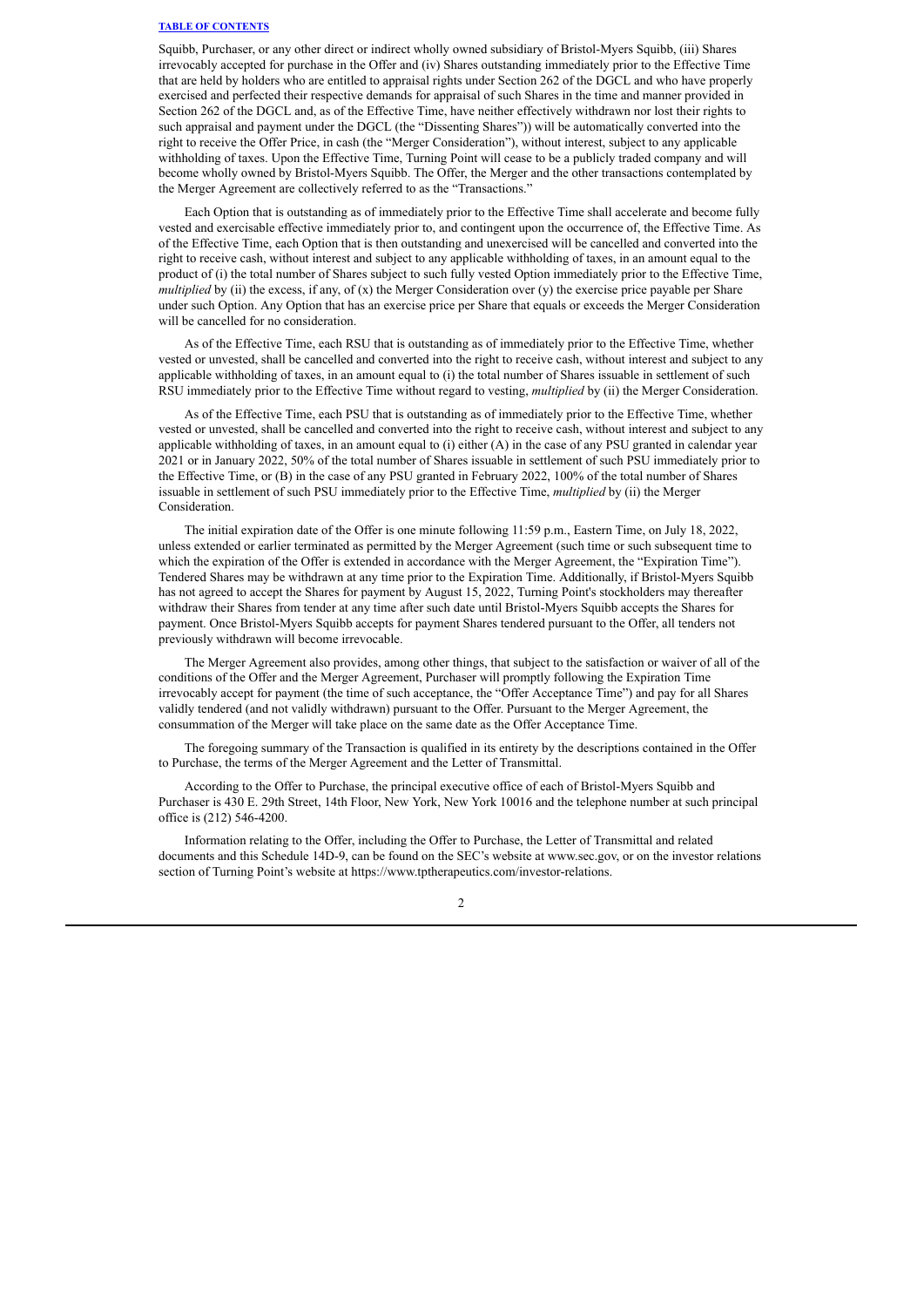Squibb, Purchaser, or any other direct or indirect wholly owned subsidiary of Bristol-Myers Squibb, (iii) Shares irrevocably accepted for purchase in the Offer and (iv) Shares outstanding immediately prior to the Effective Time that are held by holders who are entitled to appraisal rights under Section 262 of the DGCL and who have properly exercised and perfected their respective demands for appraisal of such Shares in the time and manner provided in Section 262 of the DGCL and, as of the Effective Time, have neither effectively withdrawn nor lost their rights to such appraisal and payment under the DGCL (the "Dissenting Shares")) will be automatically converted into the right to receive the Offer Price, in cash (the "Merger Consideration"), without interest, subject to any applicable withholding of taxes. Upon the Effective Time, Turning Point will cease to be a publicly traded company and will become wholly owned by Bristol-Myers Squibb. The Offer, the Merger and the other transactions contemplated by the Merger Agreement are collectively referred to as the "Transactions."

Each Option that is outstanding as of immediately prior to the Effective Time shall accelerate and become fully vested and exercisable effective immediately prior to, and contingent upon the occurrence of, the Effective Time. As of the Effective Time, each Option that is then outstanding and unexercised will be cancelled and converted into the right to receive cash, without interest and subject to any applicable withholding of taxes, in an amount equal to the product of (i) the total number of Shares subject to such fully vested Option immediately prior to the Effective Time, *multiplied* by (ii) the excess, if any, of (x) the Merger Consideration over (y) the exercise price payable per Share under such Option. Any Option that has an exercise price per Share that equals or exceeds the Merger Consideration will be cancelled for no consideration.

As of the Effective Time, each RSU that is outstanding as of immediately prior to the Effective Time, whether vested or unvested, shall be cancelled and converted into the right to receive cash, without interest and subject to any applicable withholding of taxes, in an amount equal to (i) the total number of Shares issuable in settlement of such RSU immediately prior to the Effective Time without regard to vesting, *multiplied* by (ii) the Merger Consideration.

As of the Effective Time, each PSU that is outstanding as of immediately prior to the Effective Time, whether vested or unvested, shall be cancelled and converted into the right to receive cash, without interest and subject to any applicable withholding of taxes, in an amount equal to (i) either (A) in the case of any PSU granted in calendar year 2021 or in January 2022, 50% of the total number of Shares issuable in settlement of such PSU immediately prior to the Effective Time, or (B) in the case of any PSU granted in February 2022, 100% of the total number of Shares issuable in settlement of such PSU immediately prior to the Effective Time, *multiplied* by (ii) the Merger Consideration.

The initial expiration date of the Offer is one minute following 11:59 p.m., Eastern Time, on July 18, 2022, unless extended or earlier terminated as permitted by the Merger Agreement (such time or such subsequent time to which the expiration of the Offer is extended in accordance with the Merger Agreement, the "Expiration Time"). Tendered Shares may be withdrawn at any time prior to the Expiration Time. Additionally, if Bristol-Myers Squibb has not agreed to accept the Shares for payment by August 15, 2022, Turning Point's stockholders may thereafter withdraw their Shares from tender at any time after such date until Bristol-Myers Squibb accepts the Shares for payment. Once Bristol-Myers Squibb accepts for payment Shares tendered pursuant to the Offer, all tenders not previously withdrawn will become irrevocable.

The Merger Agreement also provides, among other things, that subject to the satisfaction or waiver of all of the conditions of the Offer and the Merger Agreement, Purchaser will promptly following the Expiration Time irrevocably accept for payment (the time of such acceptance, the "Offer Acceptance Time") and pay for all Shares validly tendered (and not validly withdrawn) pursuant to the Offer. Pursuant to the Merger Agreement, the consummation of the Merger will take place on the same date as the Offer Acceptance Time.

The foregoing summary of the Transaction is qualified in its entirety by the descriptions contained in the Offer to Purchase, the terms of the Merger Agreement and the Letter of Transmittal.

According to the Offer to Purchase, the principal executive office of each of Bristol-Myers Squibb and Purchaser is 430 E. 29th Street, 14th Floor, New York, New York 10016 and the telephone number at such principal office is (212) 546-4200.

Information relating to the Offer, including the Offer to Purchase, the Letter of Transmittal and related documents and this Schedule 14D-9, can be found on the SEC's website at www.sec.gov, or on the investor relations section of Turning Point's website at https://www.tptherapeutics.com/investor-relations.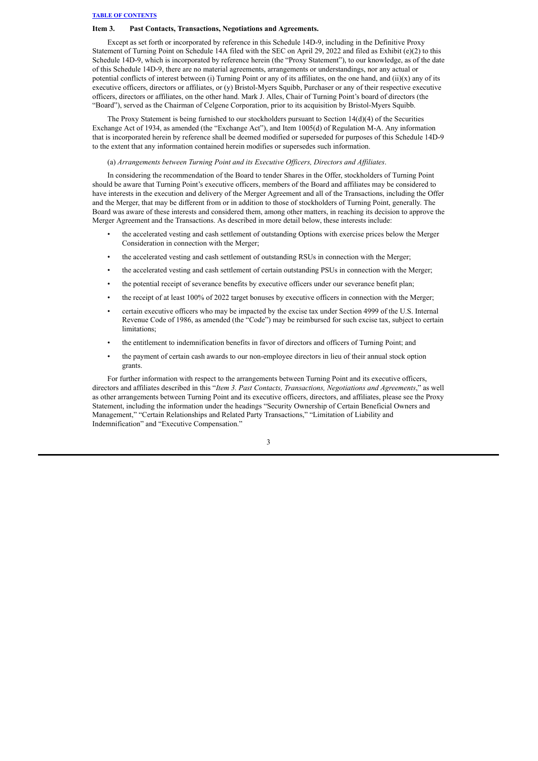## Item 3. Past Contacts, Transactions, Negotiations and Agreements.

Except as set forth or incorporated by reference in this Schedule 14D-9, including in the Definitive Proxy Statement of Turning Point on Schedule 14A filed with the SEC on April 29, 2022 and filed as Exhibit (e)(2) to this Schedule 14D-9, which is incorporated by reference herein (the "Proxy Statement"), to our knowledge, as of the date of this Schedule 14D-9, there are no material agreements, arrangements or understandings, nor any actual or potential conflicts of interest between (i) Turning Point or any of its affiliates, on the one hand, and (ii)(x) any of its executive officers, directors or affiliates, or (y) Bristol-Myers Squibb, Purchaser or any of their respective executive officers, directors or affiliates, on the other hand. Mark J. Alles, Chair of Turning Point's board of directors (the "Board"), served as the Chairman of Celgene Corporation, prior to its acquisition by Bristol-Myers Squibb.

The Proxy Statement is being furnished to our stockholders pursuant to Section 14(d)(4) of the Securities Exchange Act of 1934, as amended (the "Exchange Act"), and Item 1005(d) of Regulation M-A. Any information that is incorporated herein by reference shall be deemed modified or superseded for purposes of this Schedule 14D-9 to the extent that any information contained herein modifies or supersedes such information.

(a) *Arrangements between Turning Point and its Executive Officers, Directors and Affiliates*.

In considering the recommendation of the Board to tender Shares in the Offer, stockholders of Turning Point should be aware that Turning Point's executive officers, members of the Board and affiliates may be considered to have interests in the execution and delivery of the Merger Agreement and all of the Transactions, including the Offer and the Merger, that may be different from or in addition to those of stockholders of Turning Point, generally. The Board was aware of these interests and considered them, among other matters, in reaching its decision to approve the Merger Agreement and the Transactions. As described in more detail below, these interests include:

- the accelerated vesting and cash settlement of outstanding Options with exercise prices below the Merger Consideration in connection with the Merger;
- the accelerated vesting and cash settlement of outstanding RSUs in connection with the Merger;
- the accelerated vesting and cash settlement of certain outstanding PSUs in connection with the Merger;
- the potential receipt of severance benefits by executive officers under our severance benefit plan;
- the receipt of at least 100% of 2022 target bonuses by executive officers in connection with the Merger;
- certain executive officers who may be impacted by the excise tax under Section 4999 of the U.S. Internal Revenue Code of 1986, as amended (the "Code") may be reimbursed for such excise tax, subject to certain limitations;
- the entitlement to indemnification benefits in favor of directors and officers of Turning Point; and
- the payment of certain cash awards to our non-employee directors in lieu of their annual stock option grants.

For further information with respect to the arrangements between Turning Point and its executive officers, directors and affiliates described in this "*Item 3. Past Contacts, Transactions, Negotiations and Agreements*," as well as other arrangements between Turning Point and its executive officers, directors, and affiliates, please see the Proxy Statement, including the information under the headings "Security Ownership of Certain Beneficial Owners and Management," "Certain Relationships and Related Party Transactions," "Limitation of Liability and Indemnification" and "Executive Compensation."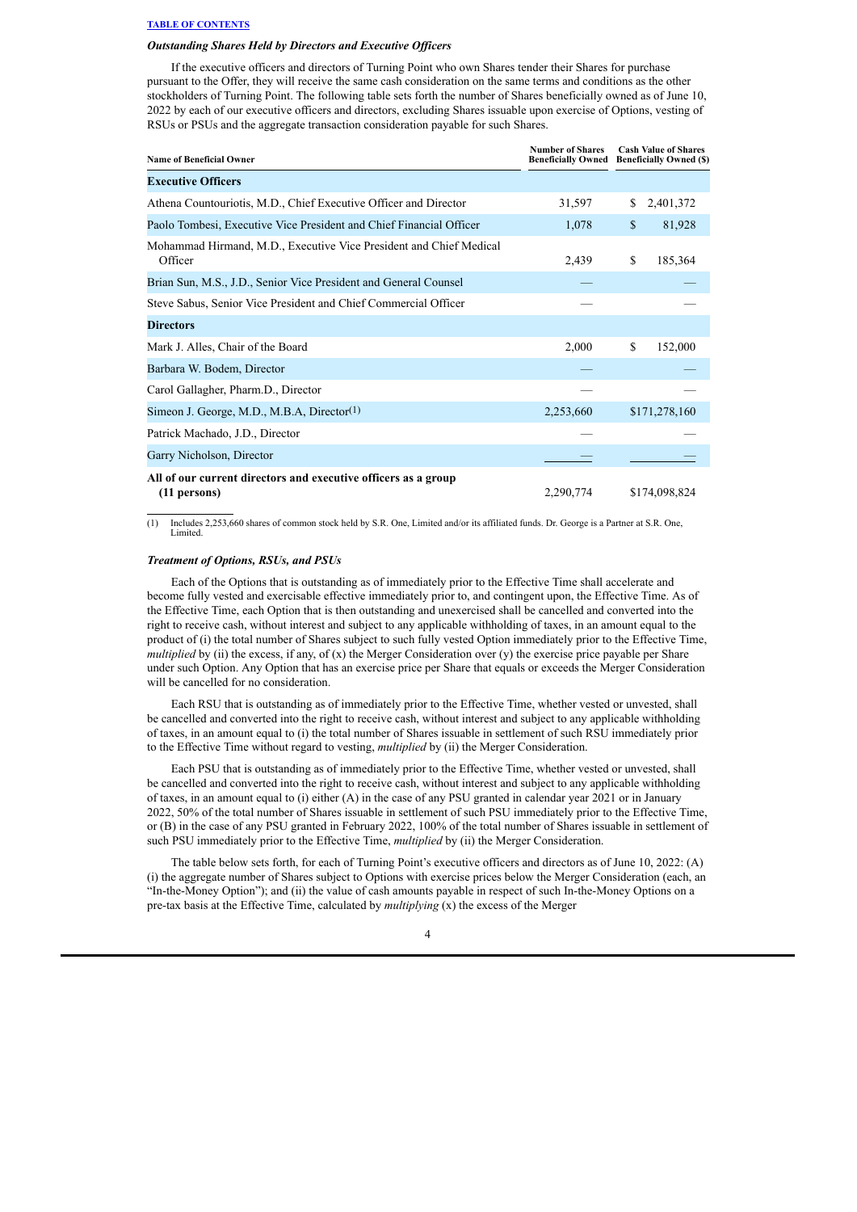[TABLE OF CONTENTS](#)

### *Outstanding Shares Held by Directors and Executive Officers*

If the executive officers and directors of Turning Point who own Shares tender their Shares for purchase pursuant to the Offer, they will receive the same cash consideration on the same terms and conditions as the other stockholders of Turning Point. The following table sets forth the number of Shares beneficially owned as of June 10, 2022 by each of our executive officers and directors, excluding Shares issuable upon exercise of Options, vesting of RSUs or PSUs and the aggregate transaction consideration payable for such Shares.

| Name of Beneficial Owner | Number of Shares Beneficially Owned | Cash Value of Shares Beneficially Owned ($) |
|---|---|---|
| **Executive Officers** | | |
| Athena Countouriotis, M.D., Chief Executive Officer and Director | 31,597 | $ 2,401,372 |
| Paolo Tombesi, Executive Vice President and Chief Financial Officer | 1,078 | $ 81,928 |
| Mohammad Hirmand, M.D., Executive Vice President and Chief Medical Officer | 2,439 | $ 185,364 |
| Brian Sun, M.S., J.D., Senior Vice President and General Counsel | — | — |
| Steve Sabus, Senior Vice President and Chief Commercial Officer | — | — |
| **Directors** | | |
| Mark J. Alles, Chair of the Board | 2,000 | $ 152,000 |
| Barbara W. Bodem, Director | — | — |
| Carol Gallagher, Pharm.D., Director | — | — |
| Simeon J. George, M.D., M.B.A, Director[(1)] | 2,253,660 | $171,278,160 |
| Patrick Machado, J.D., Director | — | — |
| Garry Nicholson, Director | — | — |
| **All of our current directors and executive officers as a group (11 persons)** | 2,290,774 | $174,098,824 |

(1) Includes 2,253,660 shares of common stock held by S.R. One, Limited and/or its affiliated funds. Dr. George is a Partner at S.R. One, Limited.

### *Treatment of Options, RSUs, and PSUs*

Each of the Options that is outstanding as of immediately prior to the Effective Time shall accelerate and become fully vested and exercisable effective immediately prior to, and contingent upon, the Effective Time. As of the Effective Time, each Option that is then outstanding and unexercised shall be cancelled and converted into the right to receive cash, without interest and subject to any applicable withholding of taxes, in an amount equal to the product of (i) the total number of Shares subject to such fully vested Option immediately prior to the Effective Time, *multiplied* by (ii) the excess, if any, of (x) the Merger Consideration over (y) the exercise price payable per Share under such Option. Any Option that has an exercise price per Share that equals or exceeds the Merger Consideration will be cancelled for no consideration.

Each RSU that is outstanding as of immediately prior to the Effective Time, whether vested or unvested, shall be cancelled and converted into the right to receive cash, without interest and subject to any applicable withholding of taxes, in an amount equal to (i) the total number of Shares issuable in settlement of such RSU immediately prior to the Effective Time without regard to vesting, *multiplied* by (ii) the Merger Consideration.

Each PSU that is outstanding as of immediately prior to the Effective Time, whether vested or unvested, shall be cancelled and converted into the right to receive cash, without interest and subject to any applicable withholding of taxes, in an amount equal to (i) either (A) in the case of any PSU granted in calendar year 2021 or in January 2022, 50% of the total number of Shares issuable in settlement of such PSU immediately prior to the Effective Time, or (B) in the case of any PSU granted in February 2022, 100% of the total number of Shares issuable in settlement of such PSU immediately prior to the Effective Time, *multiplied* by (ii) the Merger Consideration.

The table below sets forth, for each of Turning Point's executive officers and directors as of June 10, 2022: (A) (i) the aggregate number of Shares subject to Options with exercise prices below the Merger Consideration (each, an "In-the-Money Option"); and (ii) the value of cash amounts payable in respect of such In-the-Money Options on a pre-tax basis at the Effective Time, calculated by *multiplying* (x) the excess of the Merger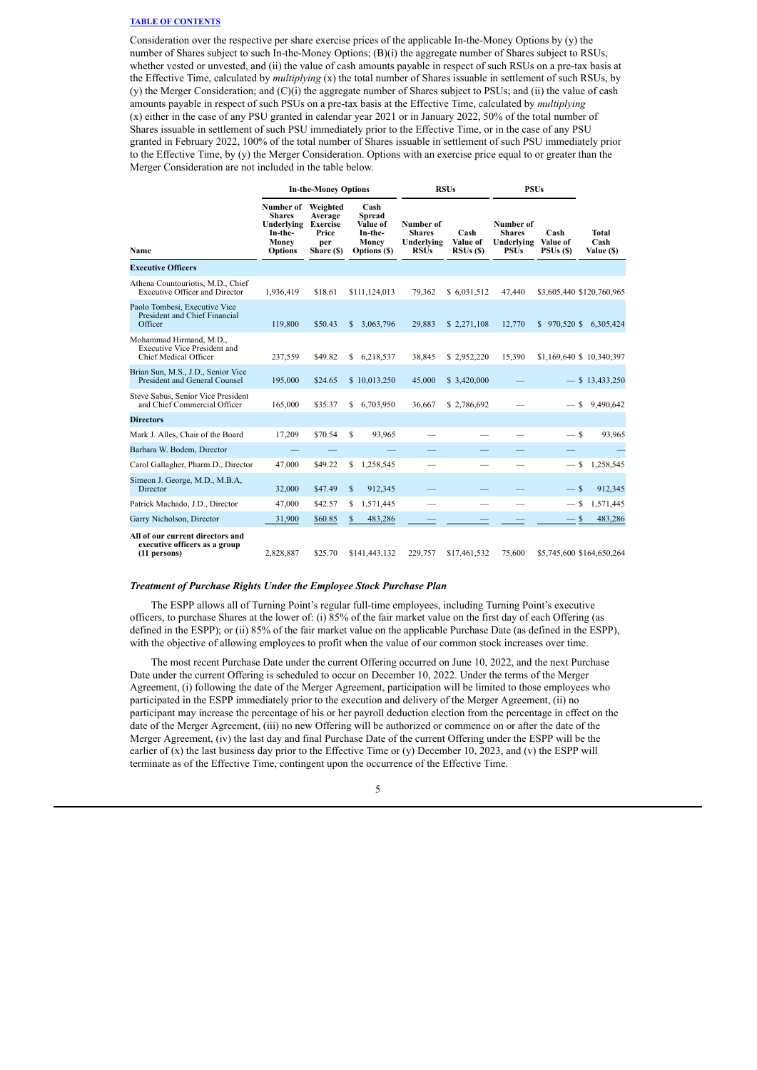[TABLE OF CONTENTS]

Consideration over the respective per share exercise prices of the applicable In-the-Money Options by (y) the number of Shares subject to such In-the-Money Options; (B)(i) the aggregate number of Shares subject to RSUs, whether vested or unvested, and (ii) the value of cash amounts payable in respect of such RSUs on a pre-tax basis at the Effective Time, calculated by *multiplying* (x) the total number of Shares issuable in settlement of such RSUs, by (y) the Merger Consideration; and (C)(i) the aggregate number of Shares subject to PSUs; and (ii) the value of cash amounts payable in respect of such PSUs on a pre-tax basis at the Effective Time, calculated by *multiplying* (x) either in the case of any PSU granted in calendar year 2021 or in January 2022, 50% of the total number of Shares issuable in settlement of such PSU immediately prior to the Effective Time, or in the case of any PSU granted in February 2022, 100% of the total number of Shares issuable in settlement of such PSU immediately prior to the Effective Time, by (y) the Merger Consideration. Options with an exercise price equal to or greater than the Merger Consideration are not included in the table below.

| | In-the-Money Options | | | RSUs | | PSUs | | |
|---|---|---|---|---|---|---|---|---|
| Name | Number of Shares Underlying In-the-Money Options | Weighted Average Exercise Price per Share ($) | Cash Spread Value of In-the-Money Options ($) | Number of Shares Underlying RSUs | Cash Value of RSUs ($) | Number of Shares Underlying PSUs | Cash Value of PSUs ($) | Total Cash Value ($) |
| **Executive Officers** | | | | | | | | |
| Athena Countouriotis, M.D., Chief Executive Officer and Director | 1,936,419 | $18.61 | $111,124,013 | 79,362 | $ 6,031,512 | 47,440 | $3,605,440 | $120,760,965 |
| Paolo Tombesi, Executive Vice President and Chief Financial Officer | 119,800 | $50.43 | $ 3,063,796 | 29,883 | $ 2,271,108 | 12,770 | $ 970,520 | $ 6,305,424 |
| Mohammad Hirmand, M.D., Executive Vice President and Chief Medical Officer | 237,559 | $49.82 | $ 6,218,537 | 38,845 | $ 2,952,220 | 15,390 | $1,169,640 | $ 10,340,397 |
| Brian Sun, M.S., J.D., Senior Vice President and General Counsel | 195,000 | $24.65 | $ 10,013,250 | 45,000 | $ 3,420,000 | — | — | $ 13,433,250 |
| Steve Sabus, Senior Vice President and Chief Commercial Officer | 165,000 | $35.37 | $ 6,703,950 | 36,667 | $ 2,786,692 | — | — | $ 9,490,642 |
| **Directors** | | | | | | | | |
| Mark J. Alles, Chair of the Board | 17,209 | $70.54 | $ 93,965 | — | — | — | — | $ 93,965 |
| Barbara W. Bodem, Director | — | — | — | — | — | — | — | — |
| Carol Gallagher, Pharm.D., Director | 47,000 | $49.22 | $ 1,258,545 | — | — | — | — | $ 1,258,545 |
| Simeon J. George, M.D., M.B.A, Director | 32,000 | $47.49 | $ 912,345 | — | — | — | — | $ 912,345 |
| Patrick Machado, J.D., Director | 47,000 | $42.57 | $ 1,571,445 | — | — | — | — | $ 1,571,445 |
| Garry Nicholson, Director | 31,900 | $60.85 | $ 483,286 | — | — | — | — | $ 483,286 |
| **All of our current directors and executive officers as a group (11 persons)** | 2,828,887 | $25.70 | $141,443,132 | 229,757 | $17,461,532 | 75,600 | $5,745,600 | $164,650,264 |

### *Treatment of Purchase Rights Under the Employee Stock Purchase Plan*

The ESPP allows all of Turning Point's regular full-time employees, including Turning Point's executive officers, to purchase Shares at the lower of: (i) 85% of the fair market value on the first day of each Offering (as defined in the ESPP); or (ii) 85% of the fair market value on the applicable Purchase Date (as defined in the ESPP), with the objective of allowing employees to profit when the value of our common stock increases over time.

The most recent Purchase Date under the current Offering occurred on June 10, 2022, and the next Purchase Date under the current Offering is scheduled to occur on December 10, 2022. Under the terms of the Merger Agreement, (i) following the date of the Merger Agreement, participation will be limited to those employees who participated in the ESPP immediately prior to the execution and delivery of the Merger Agreement, (ii) no participant may increase the percentage of his or her payroll deduction election from the percentage in effect on the date of the Merger Agreement, (iii) no new Offering will be authorized or commence on or after the date of the Merger Agreement, (iv) the last day and final Purchase Date of the current Offering under the ESPP will be the earlier of (x) the last business day prior to the Effective Time or (y) December 10, 2023, and (v) the ESPP will terminate as of the Effective Time, contingent upon the occurrence of the Effective Time.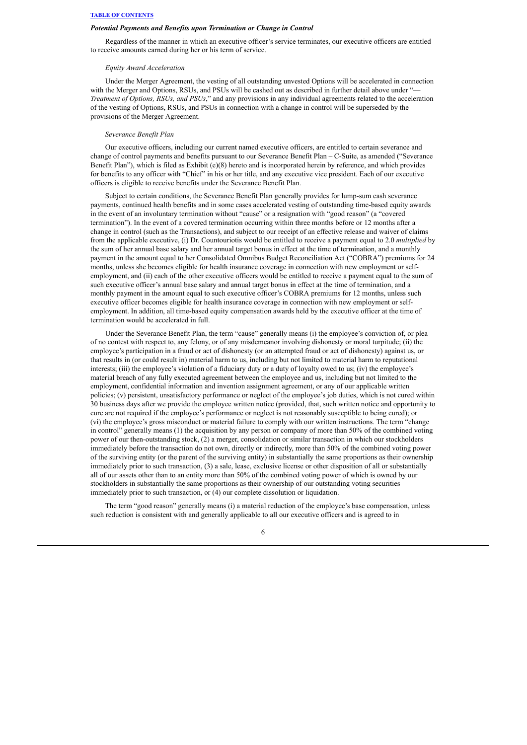### *Potential Payments and Benefits upon Termination or Change in Control*

Regardless of the manner in which an executive officer's service terminates, our executive officers are entitled to receive amounts earned during her or his term of service.

#### *Equity Award Acceleration*

Under the Merger Agreement, the vesting of all outstanding unvested Options will be accelerated in connection with the Merger and Options, RSUs, and PSUs will be cashed out as described in further detail above under "*—Treatment of Options, RSUs, and PSUs*," and any provisions in any individual agreements related to the acceleration of the vesting of Options, RSUs, and PSUs in connection with a change in control will be superseded by the provisions of the Merger Agreement.

#### *Severance Benefit Plan*

Our executive officers, including our current named executive officers, are entitled to certain severance and change of control payments and benefits pursuant to our Severance Benefit Plan – C-Suite, as amended ("Severance Benefit Plan"), which is filed as Exhibit (e)(8) hereto and is incorporated herein by reference, and which provides for benefits to any officer with "Chief" in his or her title, and any executive vice president. Each of our executive officers is eligible to receive benefits under the Severance Benefit Plan.

Subject to certain conditions, the Severance Benefit Plan generally provides for lump-sum cash severance payments, continued health benefits and in some cases accelerated vesting of outstanding time-based equity awards in the event of an involuntary termination without "cause" or a resignation with "good reason" (a "covered termination"). In the event of a covered termination occurring within three months before or 12 months after a change in control (such as the Transactions), and subject to our receipt of an effective release and waiver of claims from the applicable executive, (i) Dr. Countouriotis would be entitled to receive a payment equal to 2.0 *multiplied* by the sum of her annual base salary and her annual target bonus in effect at the time of termination, and a monthly payment in the amount equal to her Consolidated Omnibus Budget Reconciliation Act ("COBRA") premiums for 24 months, unless she becomes eligible for health insurance coverage in connection with new employment or self-employment, and (ii) each of the other executive officers would be entitled to receive a payment equal to the sum of such executive officer's annual base salary and annual target bonus in effect at the time of termination, and a monthly payment in the amount equal to such executive officer's COBRA premiums for 12 months, unless such executive officer becomes eligible for health insurance coverage in connection with new employment or self-employment. In addition, all time-based equity compensation awards held by the executive officer at the time of termination would be accelerated in full.

Under the Severance Benefit Plan, the term "cause" generally means (i) the employee's conviction of, or plea of no contest with respect to, any felony, or of any misdemeanor involving dishonesty or moral turpitude; (ii) the employee's participation in a fraud or act of dishonesty (or an attempted fraud or act of dishonesty) against us, or that results in (or could result in) material harm to us, including but not limited to material harm to reputational interests; (iii) the employee's violation of a fiduciary duty or a duty of loyalty owed to us; (iv) the employee's material breach of any fully executed agreement between the employee and us, including but not limited to the employment, confidential information and invention assignment agreement, or any of our applicable written policies; (v) persistent, unsatisfactory performance or neglect of the employee's job duties, which is not cured within 30 business days after we provide the employee written notice (provided, that, such written notice and opportunity to cure are not required if the employee's performance or neglect is not reasonably susceptible to being cured); or (vi) the employee's gross misconduct or material failure to comply with our written instructions. The term "change in control" generally means (1) the acquisition by any person or company of more than 50% of the combined voting power of our then-outstanding stock, (2) a merger, consolidation or similar transaction in which our stockholders immediately before the transaction do not own, directly or indirectly, more than 50% of the combined voting power of the surviving entity (or the parent of the surviving entity) in substantially the same proportions as their ownership immediately prior to such transaction, (3) a sale, lease, exclusive license or other disposition of all or substantially all of our assets other than to an entity more than 50% of the combined voting power of which is owned by our stockholders in substantially the same proportions as their ownership of our outstanding voting securities immediately prior to such transaction, or (4) our complete dissolution or liquidation.

The term "good reason" generally means (i) a material reduction of the employee's base compensation, unless such reduction is consistent with and generally applicable to all our executive officers and is agreed to in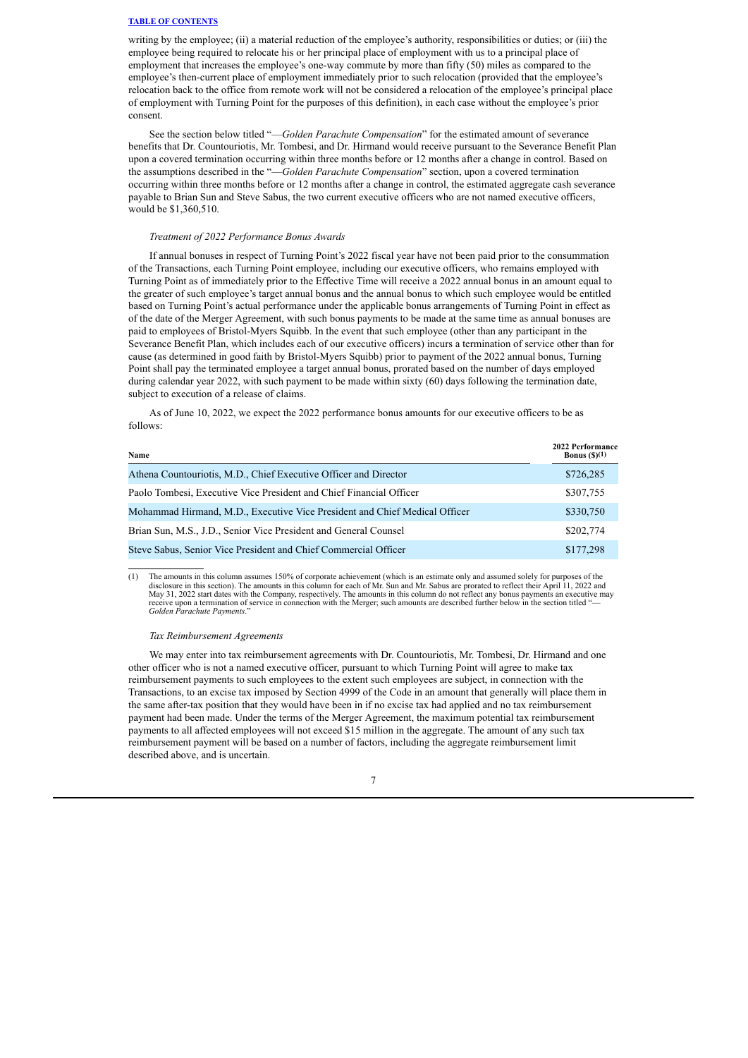writing by the employee; (ii) a material reduction of the employee's authority, responsibilities or duties; or (iii) the employee being required to relocate his or her principal place of employment with us to a principal place of employment that increases the employee's one-way commute by more than fifty (50) miles as compared to the employee's then-current place of employment immediately prior to such relocation (provided that the employee's relocation back to the office from remote work will not be considered a relocation of the employee's principal place of employment with Turning Point for the purposes of this definition), in each case without the employee's prior consent.

See the section below titled "—*Golden Parachute Compensation*" for the estimated amount of severance benefits that Dr. Countouriotis, Mr. Tombesi, and Dr. Hirmand would receive pursuant to the Severance Benefit Plan upon a covered termination occurring within three months before or 12 months after a change in control. Based on the assumptions described in the "—*Golden Parachute Compensation*" section, upon a covered termination occurring within three months before or 12 months after a change in control, the estimated aggregate cash severance payable to Brian Sun and Steve Sabus, the two current executive officers who are not named executive officers, would be $1,360,510.

*Treatment of 2022 Performance Bonus Awards*

If annual bonuses in respect of Turning Point's 2022 fiscal year have not been paid prior to the consummation of the Transactions, each Turning Point employee, including our executive officers, who remains employed with Turning Point as of immediately prior to the Effective Time will receive a 2022 annual bonus in an amount equal to the greater of such employee's target annual bonus and the annual bonus to which such employee would be entitled based on Turning Point's actual performance under the applicable bonus arrangements of Turning Point in effect as of the date of the Merger Agreement, with such bonus payments to be made at the same time as annual bonuses are paid to employees of Bristol-Myers Squibb. In the event that such employee (other than any participant in the Severance Benefit Plan, which includes each of our executive officers) incurs a termination of service other than for cause (as determined in good faith by Bristol-Myers Squibb) prior to payment of the 2022 annual bonus, Turning Point shall pay the terminated employee a target annual bonus, prorated based on the number of days employed during calendar year 2022, with such payment to be made within sixty (60) days following the termination date, subject to execution of a release of claims.

As of June 10, 2022, we expect the 2022 performance bonus amounts for our executive officers to be as follows:

| Name | 2022 Performance Bonus ($)(1) |
|---|---|
| Athena Countouriotis, M.D., Chief Executive Officer and Director | $726,285 |
| Paolo Tombesi, Executive Vice President and Chief Financial Officer | $307,755 |
| Mohammad Hirmand, M.D., Executive Vice President and Chief Medical Officer | $330,750 |
| Brian Sun, M.S., J.D., Senior Vice President and General Counsel | $202,774 |
| Steve Sabus, Senior Vice President and Chief Commercial Officer | $177,298 |

(1) The amounts in this column assumes 150% of corporate achievement (which is an estimate only and assumed solely for purposes of the disclosure in this section). The amounts in this column for each of Mr. Sun and Mr. Sabus are prorated to reflect their April 11, 2022 and May 31, 2022 start dates with the Company, respectively. The amounts in this column do not reflect any bonus payments an executive may receive upon a termination of service in connection with the Merger; such amounts are described further below in the section titled "—*Golden Parachute Payments*."

*Tax Reimbursement Agreements*

We may enter into tax reimbursement agreements with Dr. Countouriotis, Mr. Tombesi, Dr. Hirmand and one other officer who is not a named executive officer, pursuant to which Turning Point will agree to make tax reimbursement payments to such employees to the extent such employees are subject, in connection with the Transactions, to an excise tax imposed by Section 4999 of the Code in an amount that generally will place them in the same after-tax position that they would have been in if no excise tax had applied and no tax reimbursement payment had been made. Under the terms of the Merger Agreement, the maximum potential tax reimbursement payments to all affected employees will not exceed $15 million in the aggregate. The amount of any such tax reimbursement payment will be based on a number of factors, including the aggregate reimbursement limit described above, and is uncertain.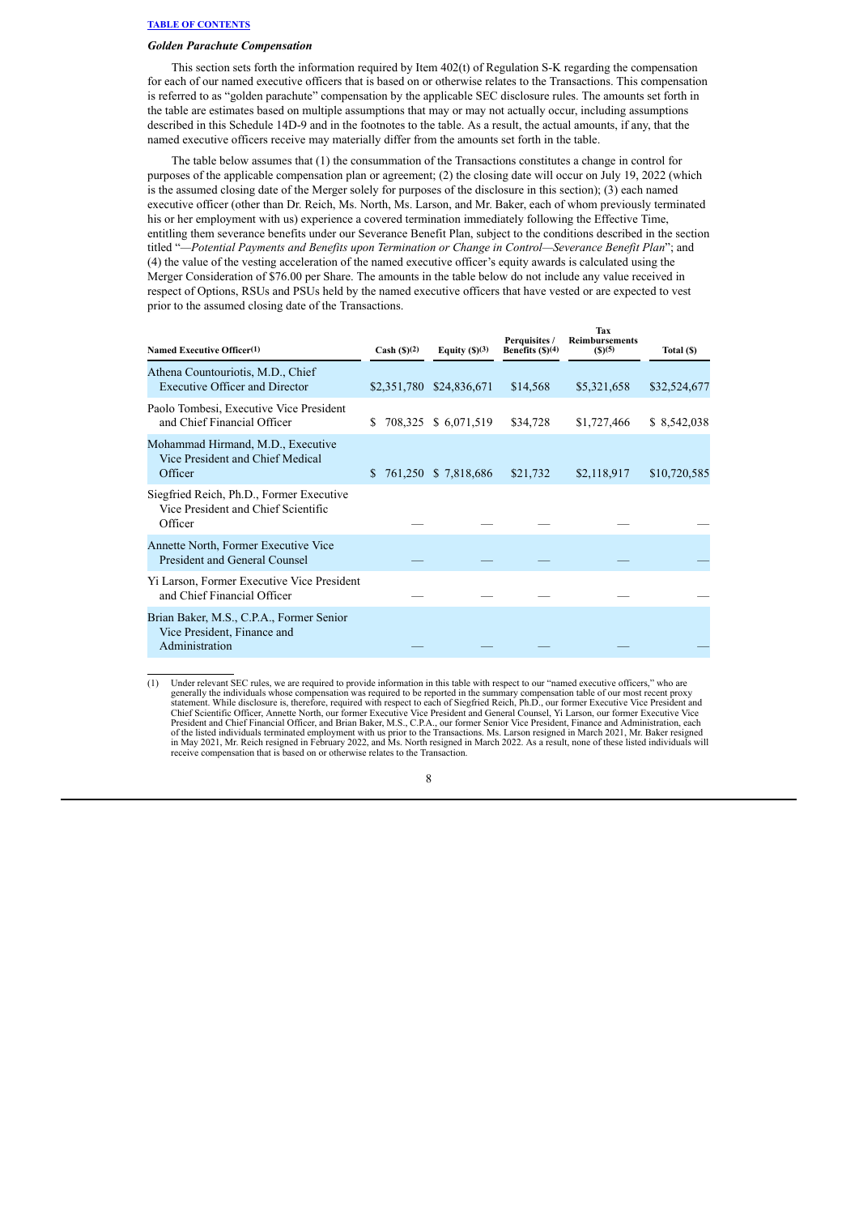### *Golden Parachute Compensation*

This section sets forth the information required by Item 402(t) of Regulation S-K regarding the compensation for each of our named executive officers that is based on or otherwise relates to the Transactions. This compensation is referred to as "golden parachute" compensation by the applicable SEC disclosure rules. The amounts set forth in the table are estimates based on multiple assumptions that may or may not actually occur, including assumptions described in this Schedule 14D-9 and in the footnotes to the table. As a result, the actual amounts, if any, that the named executive officers receive may materially differ from the amounts set forth in the table.

The table below assumes that (1) the consummation of the Transactions constitutes a change in control for purposes of the applicable compensation plan or agreement; (2) the closing date will occur on July 19, 2022 (which is the assumed closing date of the Merger solely for purposes of the disclosure in this section); (3) each named executive officer (other than Dr. Reich, Ms. North, Ms. Larson, and Mr. Baker, each of whom previously terminated his or her employment with us) experience a covered termination immediately following the Effective Time, entitling them severance benefits under our Severance Benefit Plan, subject to the conditions described in the section titled "*—Potential Payments and Benefits upon Termination or Change in Control—Severance Benefit Plan*"; and (4) the value of the vesting acceleration of the named executive officer's equity awards is calculated using the Merger Consideration of $76.00 per Share. The amounts in the table below do not include any value received in respect of Options, RSUs and PSUs held by the named executive officers that have vested or are expected to vest prior to the assumed closing date of the Transactions.

| Named Executive Officer[(1)] | Cash ($)[(2)] | Equity ($)[(3)] | Perquisites / Benefits ($)[(4)] | Tax Reimbursements ($)[(5)] | Total ($) |
|---|---|---|---|---|---|
| Athena Countouriotis, M.D., Chief Executive Officer and Director | $2,351,780 | $24,836,671 | $14,568 | $5,321,658 | $32,524,677 |
| Paolo Tombesi, Executive Vice President and Chief Financial Officer | $ 708,325 | $ 6,071,519 | $34,728 | $1,727,466 | $ 8,542,038 |
| Mohammad Hirmand, M.D., Executive Vice President and Chief Medical Officer | $ 761,250 | $ 7,818,686 | $21,732 | $2,118,917 | $10,720,585 |
| Siegfried Reich, Ph.D., Former Executive Vice President and Chief Scientific Officer | — | — | — | — | — |
| Annette North, Former Executive Vice President and General Counsel | — | — | — | — | — |
| Yi Larson, Former Executive Vice President and Chief Financial Officer | — | — | — | — | — |
| Brian Baker, M.S., C.P.A., Former Senior Vice President, Finance and Administration | — | — | — | — | — |

(1) Under relevant SEC rules, we are required to provide information in this table with respect to our "named executive officers," who are generally the individuals whose compensation was required to be reported in the summary compensation table of our most recent proxy statement. While disclosure is, therefore, required with respect to each of Siegfried Reich, Ph.D., our former Executive Vice President and Chief Scientific Officer, Annette North, our former Executive Vice President and General Counsel, Yi Larson, our former Executive Vice President and Chief Financial Officer, and Brian Baker, M.S., C.P.A., our former Senior Vice President, Finance and Administration, each of the listed individuals terminated employment with us prior to the Transactions. Ms. Larson resigned in March 2021, Mr. Baker resigned in May 2021, Mr. Reich resigned in February 2022, and Ms. North resigned in March 2022. As a result, none of these listed individuals will receive compensation that is based on or otherwise relates to the Transaction.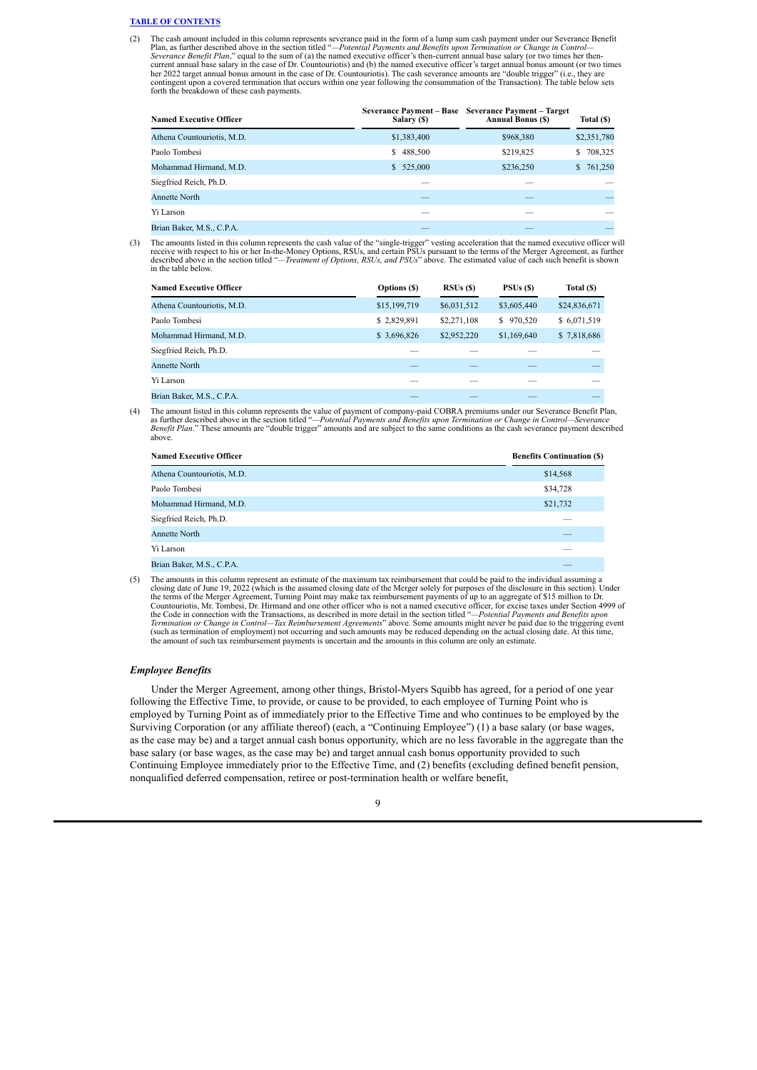(2) The cash amount included in this column represents severance paid in the form of a lump sum cash payment under our Severance Benefit Plan, as further described above in the section titled "*—Potential Payments and Benefits upon Termination or Change in Control—Severance Benefit Plan*," equal to the sum of (a) the named executive officer's then-current annual base salary (or two times her then-current annual base salary in the case of Dr. Countouriotis) and (b) the named executive officer's target annual bonus amount (or two times her 2022 target annual bonus amount in the case of Dr. Countouriotis). The cash severance amounts are "double trigger" (i.e., they are contingent upon a covered termination that occurs within one year following the consummation of the Transaction). The table below sets forth the breakdown of these cash payments.

| Named Executive Officer | Severance Payment – Base Salary ($) | Severance Payment – Target Annual Bonus ($) | Total ($) |
|---|---|---|---|
| Athena Countouriotis, M.D. | $1,383,400 | $968,380 | $2,351,780 |
| Paolo Tombesi | $ 488,500 | $219,825 | $ 708,325 |
| Mohammad Hirmand, M.D. | $ 525,000 | $236,250 | $ 761,250 |
| Siegfried Reich, Ph.D. | — | — | — |
| Annette North | — | — | — |
| Yi Larson | — | — | — |
| Brian Baker, M.S., C.P.A. | — | — | — |

(3) The amounts listed in this column represents the cash value of the "single-trigger" vesting acceleration that the named executive officer will receive with respect to his or her In-the-Money Options, RSUs, and certain PSUs pursuant to the terms of the Merger Agreement, as further described above in the section titled "*—Treatment of Options, RSUs, and PSUs*" above. The estimated value of each such benefit is shown in the table below.

| Named Executive Officer | Options ($) | RSUs ($) | PSUs ($) | Total ($) |
|---|---|---|---|---|
| Athena Countouriotis, M.D. | $15,199,719 | $6,031,512 | $3,605,440 | $24,836,671 |
| Paolo Tombesi | $ 2,829,891 | $2,271,108 | $ 970,520 | $ 6,071,519 |
| Mohammad Hirmand, M.D. | $ 3,696,826 | $2,952,220 | $1,169,640 | $ 7,818,686 |
| Siegfried Reich, Ph.D. | — | — | — | — |
| Annette North | — | — | — | — |
| Yi Larson | — | — | — | — |
| Brian Baker, M.S., C.P.A. | — | — | — | — |

(4) The amount listed in this column represents the value of payment of company-paid COBRA premiums under our Severance Benefit Plan, as further described above in the section titled "*—Potential Payments and Benefits upon Termination or Change in Control—Severance Benefit Plan*." These amounts are "double trigger" amounts and are subject to the same conditions as the cash severance payment described above.

| Named Executive Officer | Benefits Continuation ($) |
|---|---|
| Athena Countouriotis, M.D. | $14,568 |
| Paolo Tombesi | $34,728 |
| Mohammad Hirmand, M.D. | $21,732 |
| Siegfried Reich, Ph.D. | — |
| Annette North | — |
| Yi Larson | — |
| Brian Baker, M.S., C.P.A. | — |

(5) The amounts in this column represent an estimate of the maximum tax reimbursement that could be paid to the individual assuming a closing date of June 19, 2022 (which is the assumed closing date of the Merger solely for purposes of the disclosure in this section). Under the terms of the Merger Agreement, Turning Point may make tax reimbursement payments of up to an aggregate of $15 million to Dr. Countouriotis, Mr. Tombesi, Dr. Hirmand and one other officer who is not a named executive officer, for excise taxes under Section 4999 of the Code in connection with the Transactions, as described in more detail in the section titled "*—Potential Payments and Benefits upon Termination or Change in Control—Tax Reimbursement Agreements*" above. Some amounts might never be paid due to the triggering event (such as termination of employment) not occurring and such amounts may be reduced depending on the actual closing date. At this time, the amount of such tax reimbursement payments is uncertain and the amounts in this column are only an estimate.

### *Employee Benefits*

Under the Merger Agreement, among other things, Bristol-Myers Squibb has agreed, for a period of one year following the Effective Time, to provide, or cause to be provided, to each employee of Turning Point who is employed by Turning Point as of immediately prior to the Effective Time and who continues to be employed by the Surviving Corporation (or any affiliate thereof) (each, a "Continuing Employee") (1) a base salary (or base wages, as the case may be) and a target annual cash bonus opportunity, which are no less favorable in the aggregate than the base salary (or base wages, as the case may be) and target annual cash bonus opportunity provided to such Continuing Employee immediately prior to the Effective Time, and (2) benefits (excluding defined benefit pension, nonqualified deferred compensation, retiree or post-termination health or welfare benefit,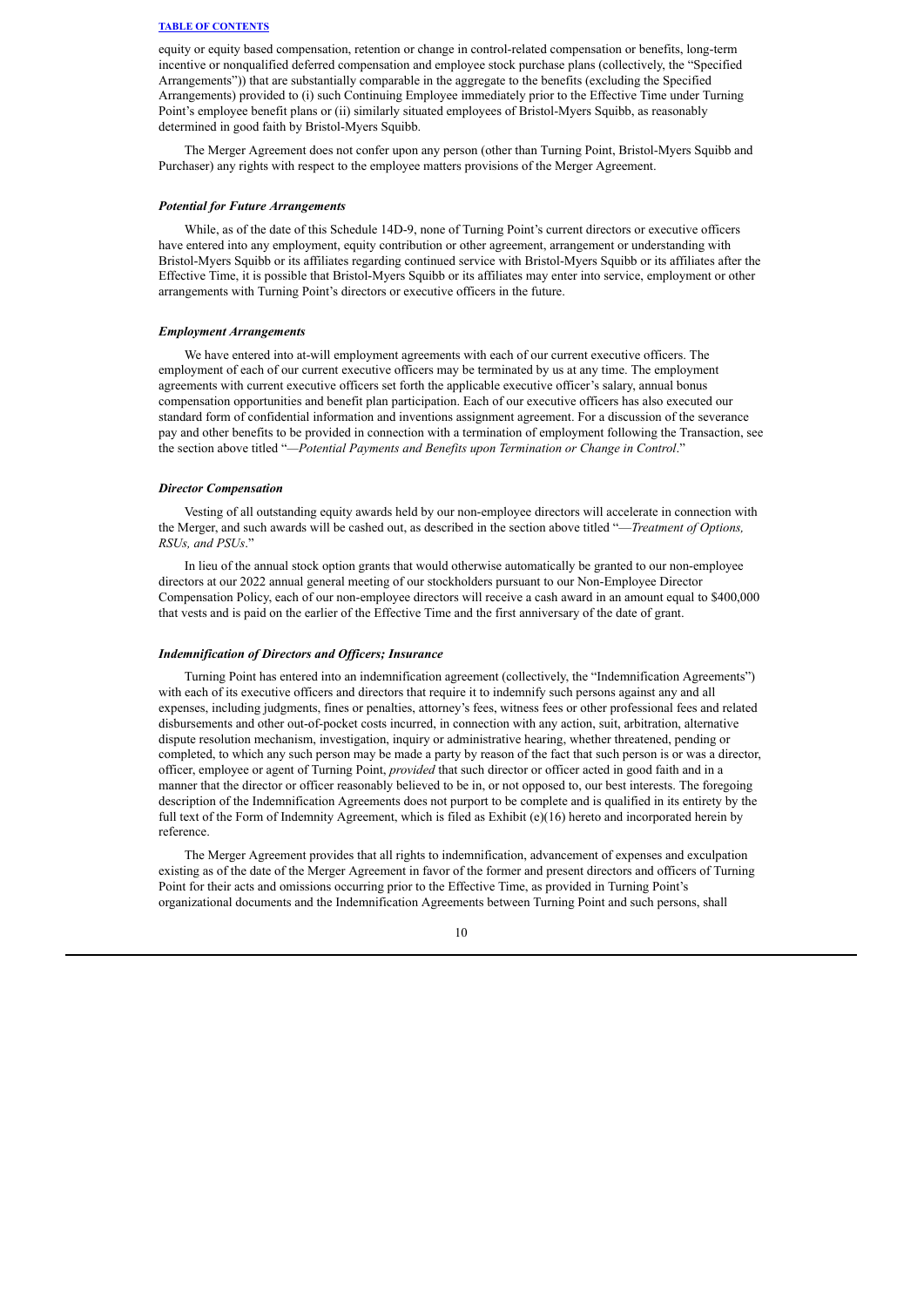equity or equity based compensation, retention or change in control-related compensation or benefits, long-term incentive or nonqualified deferred compensation and employee stock purchase plans (collectively, the "Specified Arrangements")) that are substantially comparable in the aggregate to the benefits (excluding the Specified Arrangements) provided to (i) such Continuing Employee immediately prior to the Effective Time under Turning Point's employee benefit plans or (ii) similarly situated employees of Bristol-Myers Squibb, as reasonably determined in good faith by Bristol-Myers Squibb.

The Merger Agreement does not confer upon any person (other than Turning Point, Bristol-Myers Squibb and Purchaser) any rights with respect to the employee matters provisions of the Merger Agreement.

### *Potential for Future Arrangements*

While, as of the date of this Schedule 14D-9, none of Turning Point's current directors or executive officers have entered into any employment, equity contribution or other agreement, arrangement or understanding with Bristol-Myers Squibb or its affiliates regarding continued service with Bristol-Myers Squibb or its affiliates after the Effective Time, it is possible that Bristol-Myers Squibb or its affiliates may enter into service, employment or other arrangements with Turning Point's directors or executive officers in the future.

### *Employment Arrangements*

We have entered into at-will employment agreements with each of our current executive officers. The employment of each of our current executive officers may be terminated by us at any time. The employment agreements with current executive officers set forth the applicable executive officer's salary, annual bonus compensation opportunities and benefit plan participation. Each of our executive officers has also executed our standard form of confidential information and inventions assignment agreement. For a discussion of the severance pay and other benefits to be provided in connection with a termination of employment following the Transaction, see the section above titled "*—Potential Payments and Benefits upon Termination or Change in Control*."

### *Director Compensation*

Vesting of all outstanding equity awards held by our non-employee directors will accelerate in connection with the Merger, and such awards will be cashed out, as described in the section above titled "*—Treatment of Options, RSUs, and PSUs*."

In lieu of the annual stock option grants that would otherwise automatically be granted to our non-employee directors at our 2022 annual general meeting of our stockholders pursuant to our Non-Employee Director Compensation Policy, each of our non-employee directors will receive a cash award in an amount equal to $400,000 that vests and is paid on the earlier of the Effective Time and the first anniversary of the date of grant.

### *Indemnification of Directors and Officers; Insurance*

Turning Point has entered into an indemnification agreement (collectively, the "Indemnification Agreements") with each of its executive officers and directors that require it to indemnify such persons against any and all expenses, including judgments, fines or penalties, attorney's fees, witness fees or other professional fees and related disbursements and other out-of-pocket costs incurred, in connection with any action, suit, arbitration, alternative dispute resolution mechanism, investigation, inquiry or administrative hearing, whether threatened, pending or completed, to which any such person may be made a party by reason of the fact that such person is or was a director, officer, employee or agent of Turning Point, *provided* that such director or officer acted in good faith and in a manner that the director or officer reasonably believed to be in, or not opposed to, our best interests. The foregoing description of the Indemnification Agreements does not purport to be complete and is qualified in its entirety by the full text of the Form of Indemnity Agreement, which is filed as Exhibit (e)(16) hereto and incorporated herein by reference.

The Merger Agreement provides that all rights to indemnification, advancement of expenses and exculpation existing as of the date of the Merger Agreement in favor of the former and present directors and officers of Turning Point for their acts and omissions occurring prior to the Effective Time, as provided in Turning Point's organizational documents and the Indemnification Agreements between Turning Point and such persons, shall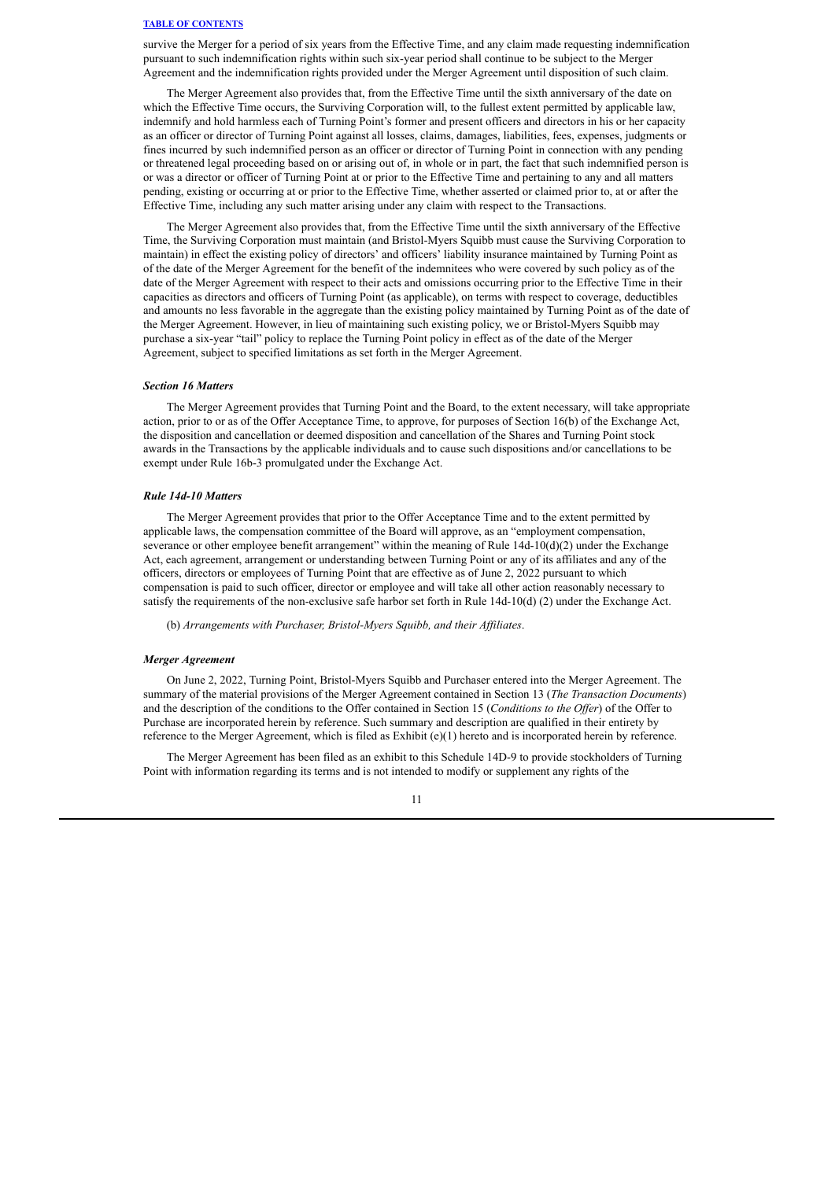survive the Merger for a period of six years from the Effective Time, and any claim made requesting indemnification pursuant to such indemnification rights within such six-year period shall continue to be subject to the Merger Agreement and the indemnification rights provided under the Merger Agreement until disposition of such claim.

The Merger Agreement also provides that, from the Effective Time until the sixth anniversary of the date on which the Effective Time occurs, the Surviving Corporation will, to the fullest extent permitted by applicable law, indemnify and hold harmless each of Turning Point's former and present officers and directors in his or her capacity as an officer or director of Turning Point against all losses, claims, damages, liabilities, fees, expenses, judgments or fines incurred by such indemnified person as an officer or director of Turning Point in connection with any pending or threatened legal proceeding based on or arising out of, in whole or in part, the fact that such indemnified person is or was a director or officer of Turning Point at or prior to the Effective Time and pertaining to any and all matters pending, existing or occurring at or prior to the Effective Time, whether asserted or claimed prior to, at or after the Effective Time, including any such matter arising under any claim with respect to the Transactions.

The Merger Agreement also provides that, from the Effective Time until the sixth anniversary of the Effective Time, the Surviving Corporation must maintain (and Bristol-Myers Squibb must cause the Surviving Corporation to maintain) in effect the existing policy of directors' and officers' liability insurance maintained by Turning Point as of the date of the Merger Agreement for the benefit of the indemnitees who were covered by such policy as of the date of the Merger Agreement with respect to their acts and omissions occurring prior to the Effective Time in their capacities as directors and officers of Turning Point (as applicable), on terms with respect to coverage, deductibles and amounts no less favorable in the aggregate than the existing policy maintained by Turning Point as of the date of the Merger Agreement. However, in lieu of maintaining such existing policy, we or Bristol-Myers Squibb may purchase a six-year "tail" policy to replace the Turning Point policy in effect as of the date of the Merger Agreement, subject to specified limitations as set forth in the Merger Agreement.

***Section 16 Matters***

The Merger Agreement provides that Turning Point and the Board, to the extent necessary, will take appropriate action, prior to or as of the Offer Acceptance Time, to approve, for purposes of Section 16(b) of the Exchange Act, the disposition and cancellation or deemed disposition and cancellation of the Shares and Turning Point stock awards in the Transactions by the applicable individuals and to cause such dispositions and/or cancellations to be exempt under Rule 16b-3 promulgated under the Exchange Act.

***Rule 14d-10 Matters***

The Merger Agreement provides that prior to the Offer Acceptance Time and to the extent permitted by applicable laws, the compensation committee of the Board will approve, as an "employment compensation, severance or other employee benefit arrangement" within the meaning of Rule 14d-10(d)(2) under the Exchange Act, each agreement, arrangement or understanding between Turning Point or any of its affiliates and any of the officers, directors or employees of Turning Point that are effective as of June 2, 2022 pursuant to which compensation is paid to such officer, director or employee and will take all other action reasonably necessary to satisfy the requirements of the non-exclusive safe harbor set forth in Rule 14d-10(d) (2) under the Exchange Act.

(b) *Arrangements with Purchaser, Bristol-Myers Squibb, and their Affiliates*.

***Merger Agreement***

On June 2, 2022, Turning Point, Bristol-Myers Squibb and Purchaser entered into the Merger Agreement. The summary of the material provisions of the Merger Agreement contained in Section 13 (*The Transaction Documents*) and the description of the conditions to the Offer contained in Section 15 (*Conditions to the Offer*) of the Offer to Purchase are incorporated herein by reference. Such summary and description are qualified in their entirety by reference to the Merger Agreement, which is filed as Exhibit (e)(1) hereto and is incorporated herein by reference.

The Merger Agreement has been filed as an exhibit to this Schedule 14D-9 to provide stockholders of Turning Point with information regarding its terms and is not intended to modify or supplement any rights of the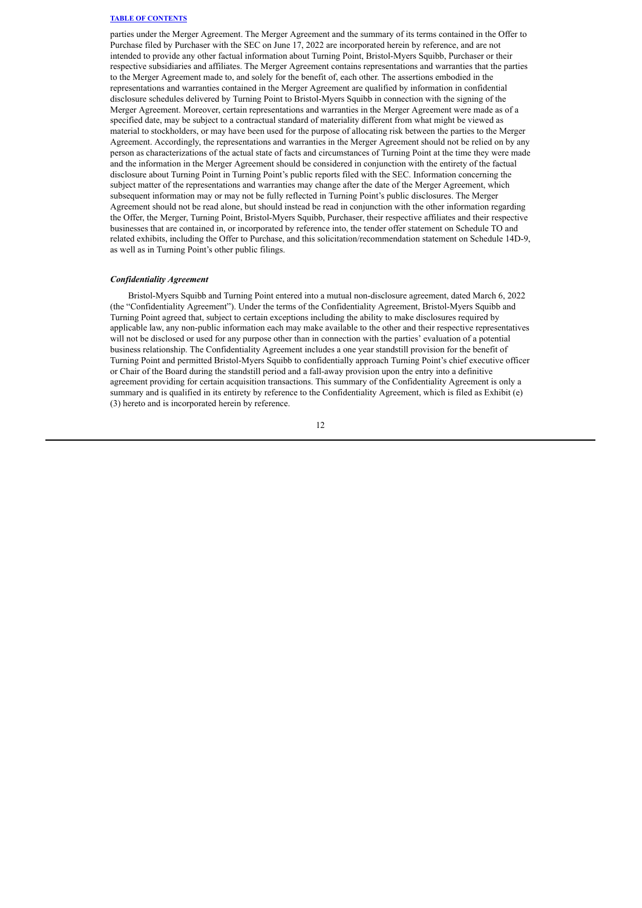parties under the Merger Agreement. The Merger Agreement and the summary of its terms contained in the Offer to Purchase filed by Purchaser with the SEC on June 17, 2022 are incorporated herein by reference, and are not intended to provide any other factual information about Turning Point, Bristol-Myers Squibb, Purchaser or their respective subsidiaries and affiliates. The Merger Agreement contains representations and warranties that the parties to the Merger Agreement made to, and solely for the benefit of, each other. The assertions embodied in the representations and warranties contained in the Merger Agreement are qualified by information in confidential disclosure schedules delivered by Turning Point to Bristol-Myers Squibb in connection with the signing of the Merger Agreement. Moreover, certain representations and warranties in the Merger Agreement were made as of a specified date, may be subject to a contractual standard of materiality different from what might be viewed as material to stockholders, or may have been used for the purpose of allocating risk between the parties to the Merger Agreement. Accordingly, the representations and warranties in the Merger Agreement should not be relied on by any person as characterizations of the actual state of facts and circumstances of Turning Point at the time they were made and the information in the Merger Agreement should be considered in conjunction with the entirety of the factual disclosure about Turning Point in Turning Point's public reports filed with the SEC. Information concerning the subject matter of the representations and warranties may change after the date of the Merger Agreement, which subsequent information may or may not be fully reflected in Turning Point's public disclosures. The Merger Agreement should not be read alone, but should instead be read in conjunction with the other information regarding the Offer, the Merger, Turning Point, Bristol-Myers Squibb, Purchaser, their respective affiliates and their respective businesses that are contained in, or incorporated by reference into, the tender offer statement on Schedule TO and related exhibits, including the Offer to Purchase, and this solicitation/recommendation statement on Schedule 14D-9, as well as in Turning Point's other public filings.

***Confidentiality Agreement***

Bristol-Myers Squibb and Turning Point entered into a mutual non-disclosure agreement, dated March 6, 2022 (the "Confidentiality Agreement"). Under the terms of the Confidentiality Agreement, Bristol-Myers Squibb and Turning Point agreed that, subject to certain exceptions including the ability to make disclosures required by applicable law, any non-public information each may make available to the other and their respective representatives will not be disclosed or used for any purpose other than in connection with the parties' evaluation of a potential business relationship. The Confidentiality Agreement includes a one year standstill provision for the benefit of Turning Point and permitted Bristol-Myers Squibb to confidentially approach Turning Point's chief executive officer or Chair of the Board during the standstill period and a fall-away provision upon the entry into a definitive agreement providing for certain acquisition transactions. This summary of the Confidentiality Agreement is only a summary and is qualified in its entirety by reference to the Confidentiality Agreement, which is filed as Exhibit (e)(3) hereto and is incorporated herein by reference.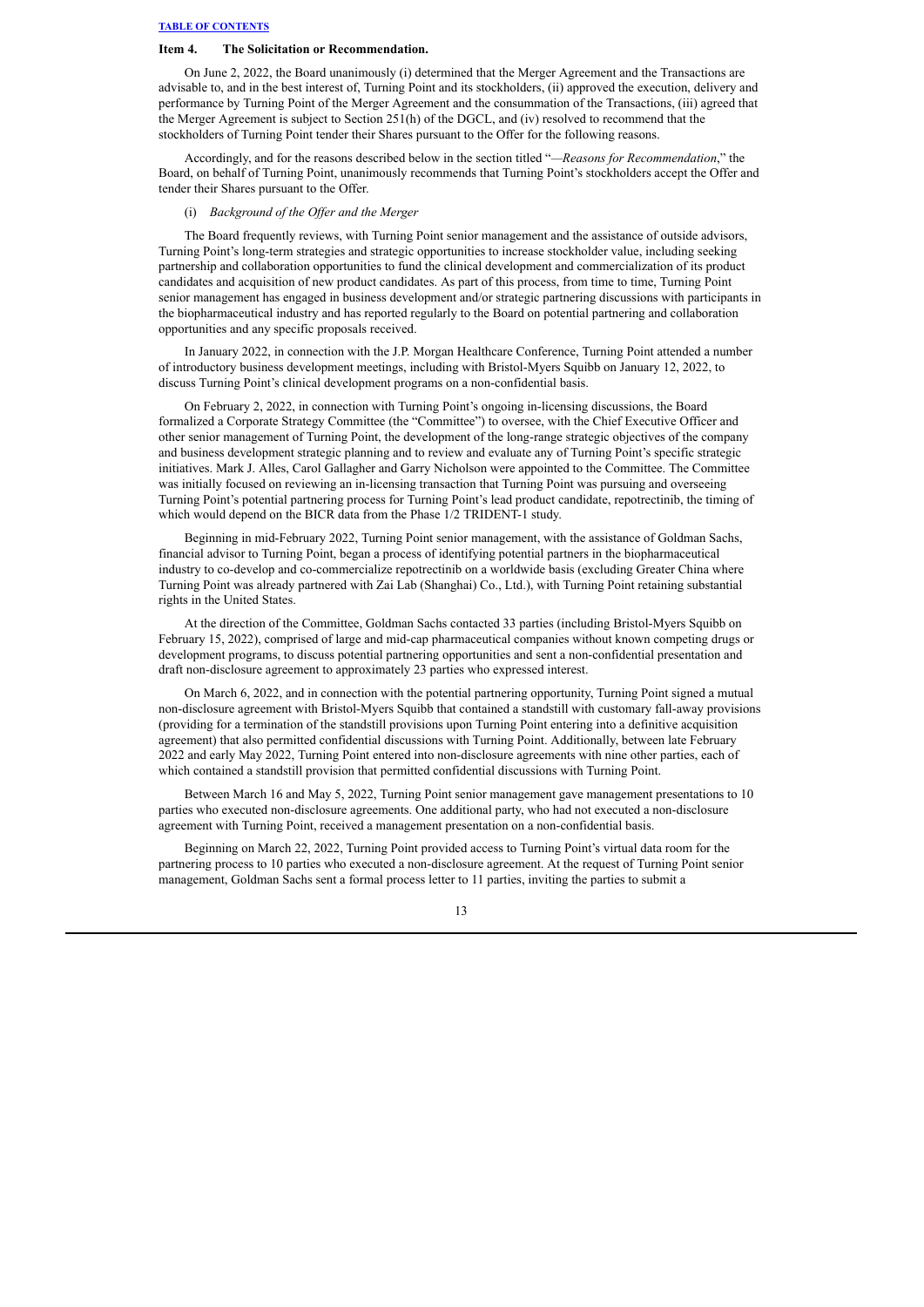**TABLE OF CONTENTS**

#### Item 4. The Solicitation or Recommendation.

On June 2, 2022, the Board unanimously (i) determined that the Merger Agreement and the Transactions are advisable to, and in the best interest of, Turning Point and its stockholders, (ii) approved the execution, delivery and performance by Turning Point of the Merger Agreement and the consummation of the Transactions, (iii) agreed that the Merger Agreement is subject to Section 251(h) of the DGCL, and (iv) resolved to recommend that the stockholders of Turning Point tender their Shares pursuant to the Offer for the following reasons.

Accordingly, and for the reasons described below in the section titled "*—Reasons for Recommendation*," the Board, on behalf of Turning Point, unanimously recommends that Turning Point's stockholders accept the Offer and tender their Shares pursuant to the Offer.

(i) *Background of the Offer and the Merger*

The Board frequently reviews, with Turning Point senior management and the assistance of outside advisors, Turning Point's long-term strategies and strategic opportunities to increase stockholder value, including seeking partnership and collaboration opportunities to fund the clinical development and commercialization of its product candidates and acquisition of new product candidates. As part of this process, from time to time, Turning Point senior management has engaged in business development and/or strategic partnering discussions with participants in the biopharmaceutical industry and has reported regularly to the Board on potential partnering and collaboration opportunities and any specific proposals received.

In January 2022, in connection with the J.P. Morgan Healthcare Conference, Turning Point attended a number of introductory business development meetings, including with Bristol-Myers Squibb on January 12, 2022, to discuss Turning Point's clinical development programs on a non-confidential basis.

On February 2, 2022, in connection with Turning Point's ongoing in-licensing discussions, the Board formalized a Corporate Strategy Committee (the "Committee") to oversee, with the Chief Executive Officer and other senior management of Turning Point, the development of the long-range strategic objectives of the company and business development strategic planning and to review and evaluate any of Turning Point's specific strategic initiatives. Mark J. Alles, Carol Gallagher and Garry Nicholson were appointed to the Committee. The Committee was initially focused on reviewing an in-licensing transaction that Turning Point was pursuing and overseeing Turning Point's potential partnering process for Turning Point's lead product candidate, repotrectinib, the timing of which would depend on the BICR data from the Phase 1/2 TRIDENT-1 study.

Beginning in mid-February 2022, Turning Point senior management, with the assistance of Goldman Sachs, financial advisor to Turning Point, began a process of identifying potential partners in the biopharmaceutical industry to co-develop and co-commercialize repotrectinib on a worldwide basis (excluding Greater China where Turning Point was already partnered with Zai Lab (Shanghai) Co., Ltd.), with Turning Point retaining substantial rights in the United States.

At the direction of the Committee, Goldman Sachs contacted 33 parties (including Bristol-Myers Squibb on February 15, 2022), comprised of large and mid-cap pharmaceutical companies without known competing drugs or development programs, to discuss potential partnering opportunities and sent a non-confidential presentation and draft non-disclosure agreement to approximately 23 parties who expressed interest.

On March 6, 2022, and in connection with the potential partnering opportunity, Turning Point signed a mutual non-disclosure agreement with Bristol-Myers Squibb that contained a standstill with customary fall-away provisions (providing for a termination of the standstill provisions upon Turning Point entering into a definitive acquisition agreement) that also permitted confidential discussions with Turning Point. Additionally, between late February 2022 and early May 2022, Turning Point entered into non-disclosure agreements with nine other parties, each of which contained a standstill provision that permitted confidential discussions with Turning Point.

Between March 16 and May 5, 2022, Turning Point senior management gave management presentations to 10 parties who executed non-disclosure agreements. One additional party, who had not executed a non-disclosure agreement with Turning Point, received a management presentation on a non-confidential basis.

Beginning on March 22, 2022, Turning Point provided access to Turning Point's virtual data room for the partnering process to 10 parties who executed a non-disclosure agreement. At the request of Turning Point senior management, Goldman Sachs sent a formal process letter to 11 parties, inviting the parties to submit a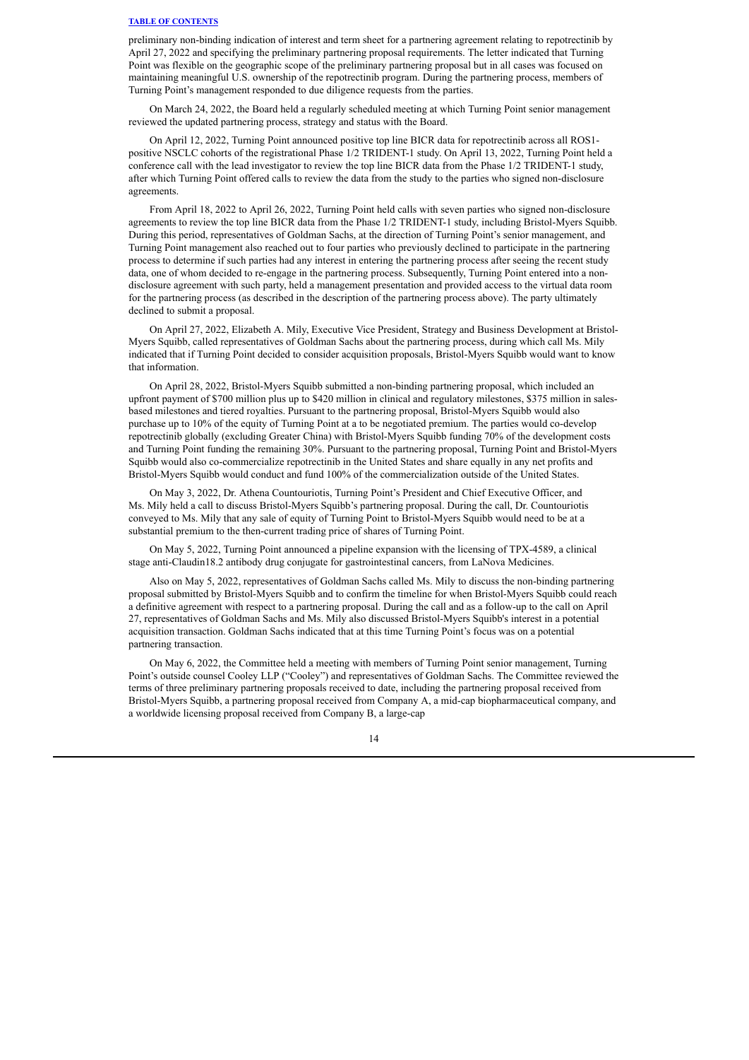preliminary non-binding indication of interest and term sheet for a partnering agreement relating to repotrectinib by April 27, 2022 and specifying the preliminary partnering proposal requirements. The letter indicated that Turning Point was flexible on the geographic scope of the preliminary partnering proposal but in all cases was focused on maintaining meaningful U.S. ownership of the repotrectinib program. During the partnering process, members of Turning Point's management responded to due diligence requests from the parties.

On March 24, 2022, the Board held a regularly scheduled meeting at which Turning Point senior management reviewed the updated partnering process, strategy and status with the Board.

On April 12, 2022, Turning Point announced positive top line BICR data for repotrectinib across all ROS1-positive NSCLC cohorts of the registrational Phase 1/2 TRIDENT-1 study. On April 13, 2022, Turning Point held a conference call with the lead investigator to review the top line BICR data from the Phase 1/2 TRIDENT-1 study, after which Turning Point offered calls to review the data from the study to the parties who signed non-disclosure agreements.

From April 18, 2022 to April 26, 2022, Turning Point held calls with seven parties who signed non-disclosure agreements to review the top line BICR data from the Phase 1/2 TRIDENT-1 study, including Bristol-Myers Squibb. During this period, representatives of Goldman Sachs, at the direction of Turning Point's senior management, and Turning Point management also reached out to four parties who previously declined to participate in the partnering process to determine if such parties had any interest in entering the partnering process after seeing the recent study data, one of whom decided to re-engage in the partnering process. Subsequently, Turning Point entered into a non-disclosure agreement with such party, held a management presentation and provided access to the virtual data room for the partnering process (as described in the description of the partnering process above). The party ultimately declined to submit a proposal.

On April 27, 2022, Elizabeth A. Mily, Executive Vice President, Strategy and Business Development at Bristol-Myers Squibb, called representatives of Goldman Sachs about the partnering process, during which call Ms. Mily indicated that if Turning Point decided to consider acquisition proposals, Bristol-Myers Squibb would want to know that information.

On April 28, 2022, Bristol-Myers Squibb submitted a non-binding partnering proposal, which included an upfront payment of $700 million plus up to $420 million in clinical and regulatory milestones, $375 million in sales-based milestones and tiered royalties. Pursuant to the partnering proposal, Bristol-Myers Squibb would also purchase up to 10% of the equity of Turning Point at a to be negotiated premium. The parties would co-develop repotrectinib globally (excluding Greater China) with Bristol-Myers Squibb funding 70% of the development costs and Turning Point funding the remaining 30%. Pursuant to the partnering proposal, Turning Point and Bristol-Myers Squibb would also co-commercialize repotrectinib in the United States and share equally in any net profits and Bristol-Myers Squibb would conduct and fund 100% of the commercialization outside of the United States.

On May 3, 2022, Dr. Athena Countouriotis, Turning Point's President and Chief Executive Officer, and Ms. Mily held a call to discuss Bristol-Myers Squibb's partnering proposal. During the call, Dr. Countouriotis conveyed to Ms. Mily that any sale of equity of Turning Point to Bristol-Myers Squibb would need to be at a substantial premium to the then-current trading price of shares of Turning Point.

On May 5, 2022, Turning Point announced a pipeline expansion with the licensing of TPX-4589, a clinical stage anti-Claudin18.2 antibody drug conjugate for gastrointestinal cancers, from LaNova Medicines.

Also on May 5, 2022, representatives of Goldman Sachs called Ms. Mily to discuss the non-binding partnering proposal submitted by Bristol-Myers Squibb and to confirm the timeline for when Bristol-Myers Squibb could reach a definitive agreement with respect to a partnering proposal. During the call and as a follow-up to the call on April 27, representatives of Goldman Sachs and Ms. Mily also discussed Bristol-Myers Squibb's interest in a potential acquisition transaction. Goldman Sachs indicated that at this time Turning Point's focus was on a potential partnering transaction.

On May 6, 2022, the Committee held a meeting with members of Turning Point senior management, Turning Point's outside counsel Cooley LLP ("Cooley") and representatives of Goldman Sachs. The Committee reviewed the terms of three preliminary partnering proposals received to date, including the partnering proposal received from Bristol-Myers Squibb, a partnering proposal received from Company A, a mid-cap biopharmaceutical company, and a worldwide licensing proposal received from Company B, a large-cap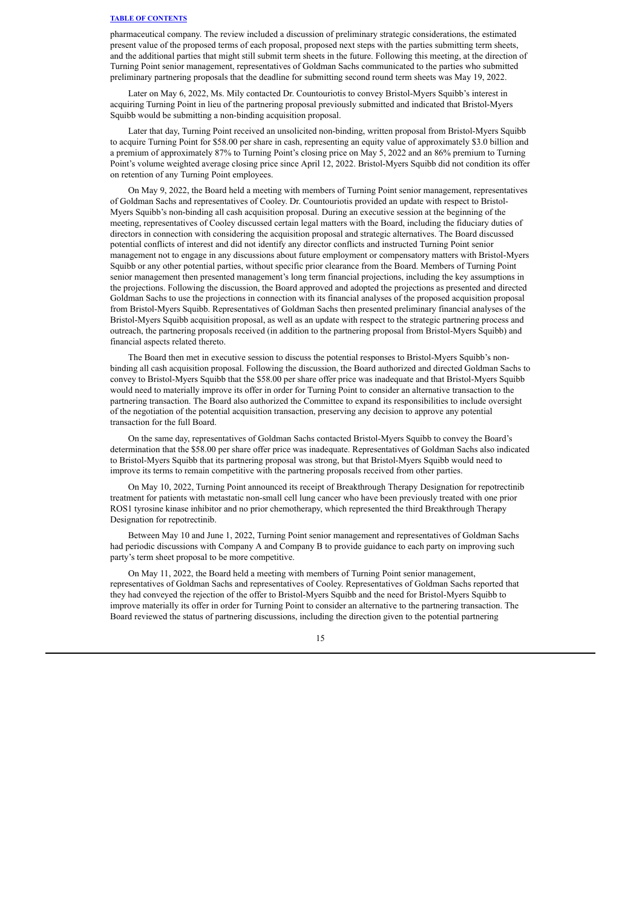pharmaceutical company. The review included a discussion of preliminary strategic considerations, the estimated present value of the proposed terms of each proposal, proposed next steps with the parties submitting term sheets, and the additional parties that might still submit term sheets in the future. Following this meeting, at the direction of Turning Point senior management, representatives of Goldman Sachs communicated to the parties who submitted preliminary partnering proposals that the deadline for submitting second round term sheets was May 19, 2022.

Later on May 6, 2022, Ms. Mily contacted Dr. Countouriotis to convey Bristol-Myers Squibb's interest in acquiring Turning Point in lieu of the partnering proposal previously submitted and indicated that Bristol-Myers Squibb would be submitting a non-binding acquisition proposal.

Later that day, Turning Point received an unsolicited non-binding, written proposal from Bristol-Myers Squibb to acquire Turning Point for $58.00 per share in cash, representing an equity value of approximately $3.0 billion and a premium of approximately 87% to Turning Point's closing price on May 5, 2022 and an 86% premium to Turning Point's volume weighted average closing price since April 12, 2022. Bristol-Myers Squibb did not condition its offer on retention of any Turning Point employees.

On May 9, 2022, the Board held a meeting with members of Turning Point senior management, representatives of Goldman Sachs and representatives of Cooley. Dr. Countouriotis provided an update with respect to Bristol-Myers Squibb's non-binding all cash acquisition proposal. During an executive session at the beginning of the meeting, representatives of Cooley discussed certain legal matters with the Board, including the fiduciary duties of directors in connection with considering the acquisition proposal and strategic alternatives. The Board discussed potential conflicts of interest and did not identify any director conflicts and instructed Turning Point senior management not to engage in any discussions about future employment or compensatory matters with Bristol-Myers Squibb or any other potential parties, without specific prior clearance from the Board. Members of Turning Point senior management then presented management's long term financial projections, including the key assumptions in the projections. Following the discussion, the Board approved and adopted the projections as presented and directed Goldman Sachs to use the projections in connection with its financial analyses of the proposed acquisition proposal from Bristol-Myers Squibb. Representatives of Goldman Sachs then presented preliminary financial analyses of the Bristol-Myers Squibb acquisition proposal, as well as an update with respect to the strategic partnering process and outreach, the partnering proposals received (in addition to the partnering proposal from Bristol-Myers Squibb) and financial aspects related thereto.

The Board then met in executive session to discuss the potential responses to Bristol-Myers Squibb's non-binding all cash acquisition proposal. Following the discussion, the Board authorized and directed Goldman Sachs to convey to Bristol-Myers Squibb that the $58.00 per share offer price was inadequate and that Bristol-Myers Squibb would need to materially improve its offer in order for Turning Point to consider an alternative transaction to the partnering transaction. The Board also authorized the Committee to expand its responsibilities to include oversight of the negotiation of the potential acquisition transaction, preserving any decision to approve any potential transaction for the full Board.

On the same day, representatives of Goldman Sachs contacted Bristol-Myers Squibb to convey the Board's determination that the $58.00 per share offer price was inadequate. Representatives of Goldman Sachs also indicated to Bristol-Myers Squibb that its partnering proposal was strong, but that Bristol-Myers Squibb would need to improve its terms to remain competitive with the partnering proposals received from other parties.

On May 10, 2022, Turning Point announced its receipt of Breakthrough Therapy Designation for repotrectinib treatment for patients with metastatic non-small cell lung cancer who have been previously treated with one prior ROS1 tyrosine kinase inhibitor and no prior chemotherapy, which represented the third Breakthrough Therapy Designation for repotrectinib.

Between May 10 and June 1, 2022, Turning Point senior management and representatives of Goldman Sachs had periodic discussions with Company A and Company B to provide guidance to each party on improving such party's term sheet proposal to be more competitive.

On May 11, 2022, the Board held a meeting with members of Turning Point senior management, representatives of Goldman Sachs and representatives of Cooley. Representatives of Goldman Sachs reported that they had conveyed the rejection of the offer to Bristol-Myers Squibb and the need for Bristol-Myers Squibb to improve materially its offer in order for Turning Point to consider an alternative to the partnering transaction. The Board reviewed the status of partnering discussions, including the direction given to the potential partnering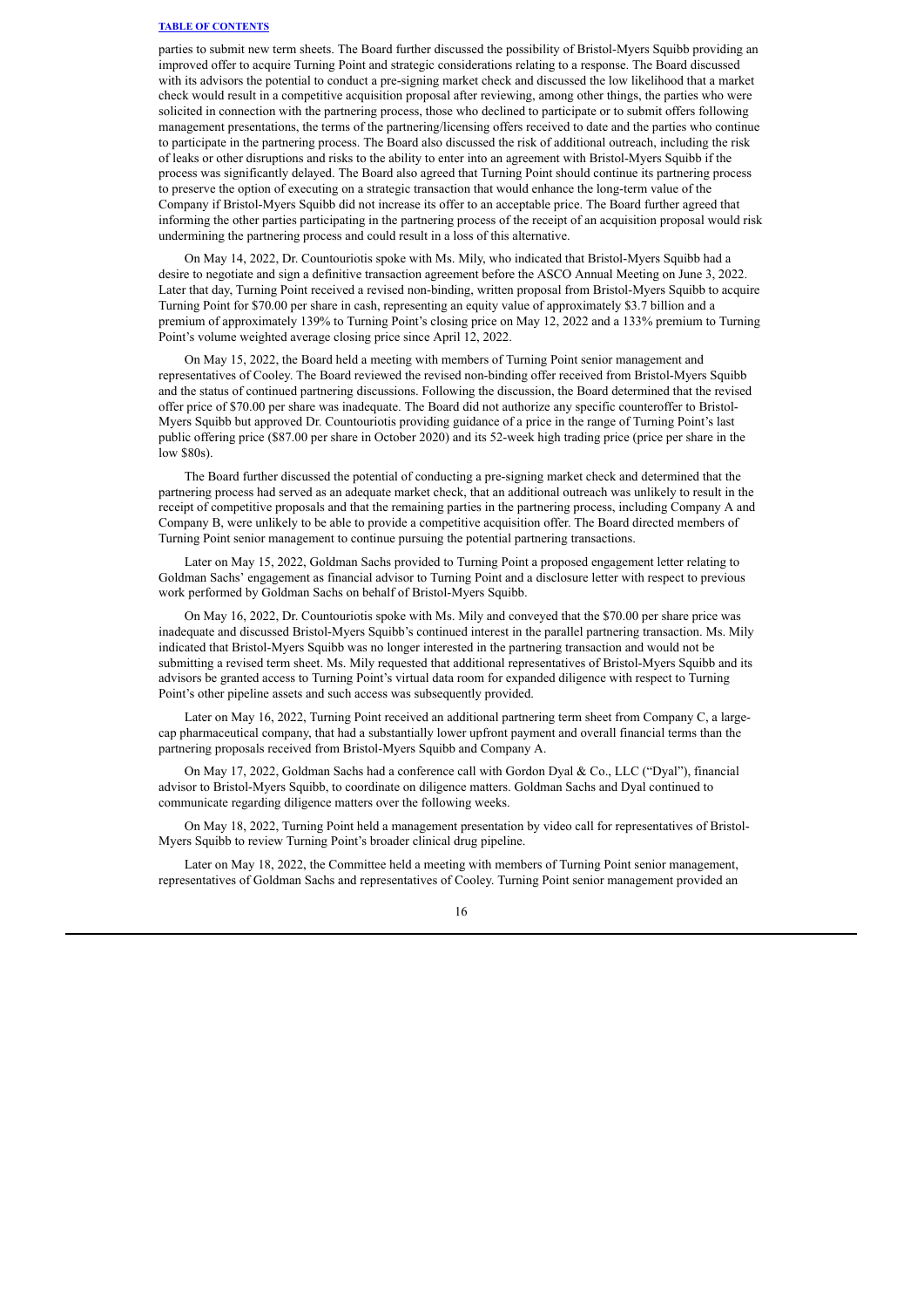parties to submit new term sheets. The Board further discussed the possibility of Bristol-Myers Squibb providing an improved offer to acquire Turning Point and strategic considerations relating to a response. The Board discussed with its advisors the potential to conduct a pre-signing market check and discussed the low likelihood that a market check would result in a competitive acquisition proposal after reviewing, among other things, the parties who were solicited in connection with the partnering process, those who declined to participate or to submit offers following management presentations, the terms of the partnering/licensing offers received to date and the parties who continue to participate in the partnering process. The Board also discussed the risk of additional outreach, including the risk of leaks or other disruptions and risks to the ability to enter into an agreement with Bristol-Myers Squibb if the process was significantly delayed. The Board also agreed that Turning Point should continue its partnering process to preserve the option of executing on a strategic transaction that would enhance the long-term value of the Company if Bristol-Myers Squibb did not increase its offer to an acceptable price. The Board further agreed that informing the other parties participating in the partnering process of the receipt of an acquisition proposal would risk undermining the partnering process and could result in a loss of this alternative.

On May 14, 2022, Dr. Countouriotis spoke with Ms. Mily, who indicated that Bristol-Myers Squibb had a desire to negotiate and sign a definitive transaction agreement before the ASCO Annual Meeting on June 3, 2022. Later that day, Turning Point received a revised non-binding, written proposal from Bristol-Myers Squibb to acquire Turning Point for $70.00 per share in cash, representing an equity value of approximately $3.7 billion and a premium of approximately 139% to Turning Point's closing price on May 12, 2022 and a 133% premium to Turning Point's volume weighted average closing price since April 12, 2022.

On May 15, 2022, the Board held a meeting with members of Turning Point senior management and representatives of Cooley. The Board reviewed the revised non-binding offer received from Bristol-Myers Squibb and the status of continued partnering discussions. Following the discussion, the Board determined that the revised offer price of $70.00 per share was inadequate. The Board did not authorize any specific counteroffer to Bristol-Myers Squibb but approved Dr. Countouriotis providing guidance of a price in the range of Turning Point's last public offering price ($87.00 per share in October 2020) and its 52-week high trading price (price per share in the low $80s).

The Board further discussed the potential of conducting a pre-signing market check and determined that the partnering process had served as an adequate market check, that an additional outreach was unlikely to result in the receipt of competitive proposals and that the remaining parties in the partnering process, including Company A and Company B, were unlikely to be able to provide a competitive acquisition offer. The Board directed members of Turning Point senior management to continue pursuing the potential partnering transactions.

Later on May 15, 2022, Goldman Sachs provided to Turning Point a proposed engagement letter relating to Goldman Sachs' engagement as financial advisor to Turning Point and a disclosure letter with respect to previous work performed by Goldman Sachs on behalf of Bristol-Myers Squibb.

On May 16, 2022, Dr. Countouriotis spoke with Ms. Mily and conveyed that the $70.00 per share price was inadequate and discussed Bristol-Myers Squibb's continued interest in the parallel partnering transaction. Ms. Mily indicated that Bristol-Myers Squibb was no longer interested in the partnering transaction and would not be submitting a revised term sheet. Ms. Mily requested that additional representatives of Bristol-Myers Squibb and its advisors be granted access to Turning Point's virtual data room for expanded diligence with respect to Turning Point's other pipeline assets and such access was subsequently provided.

Later on May 16, 2022, Turning Point received an additional partnering term sheet from Company C, a large-cap pharmaceutical company, that had a substantially lower upfront payment and overall financial terms than the partnering proposals received from Bristol-Myers Squibb and Company A.

On May 17, 2022, Goldman Sachs had a conference call with Gordon Dyal & Co., LLC ("Dyal"), financial advisor to Bristol-Myers Squibb, to coordinate on diligence matters. Goldman Sachs and Dyal continued to communicate regarding diligence matters over the following weeks.

On May 18, 2022, Turning Point held a management presentation by video call for representatives of Bristol-Myers Squibb to review Turning Point's broader clinical drug pipeline.

Later on May 18, 2022, the Committee held a meeting with members of Turning Point senior management, representatives of Goldman Sachs and representatives of Cooley. Turning Point senior management provided an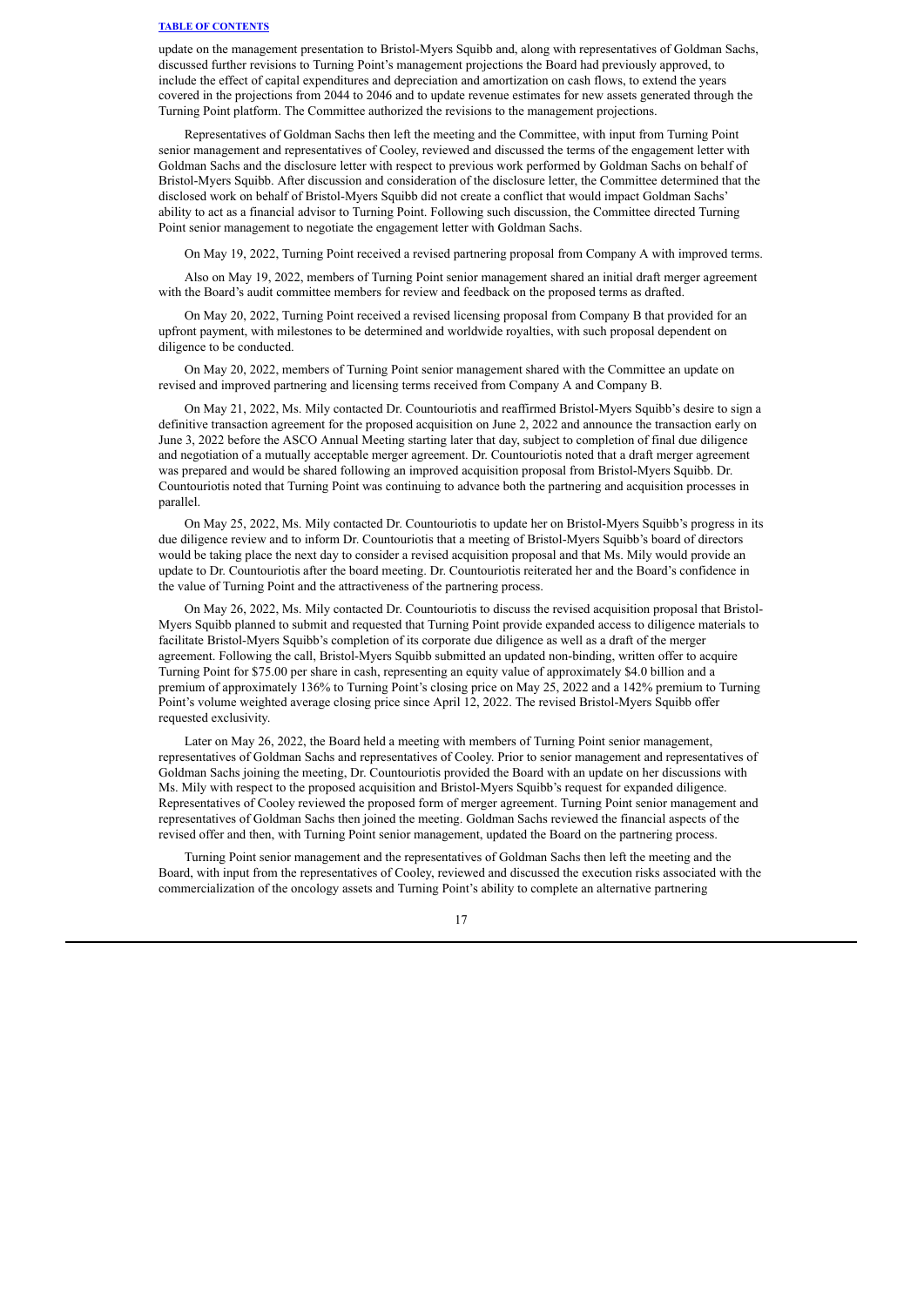update on the management presentation to Bristol-Myers Squibb and, along with representatives of Goldman Sachs, discussed further revisions to Turning Point's management projections the Board had previously approved, to include the effect of capital expenditures and depreciation and amortization on cash flows, to extend the years covered in the projections from 2044 to 2046 and to update revenue estimates for new assets generated through the Turning Point platform. The Committee authorized the revisions to the management projections.

Representatives of Goldman Sachs then left the meeting and the Committee, with input from Turning Point senior management and representatives of Cooley, reviewed and discussed the terms of the engagement letter with Goldman Sachs and the disclosure letter with respect to previous work performed by Goldman Sachs on behalf of Bristol-Myers Squibb. After discussion and consideration of the disclosure letter, the Committee determined that the disclosed work on behalf of Bristol-Myers Squibb did not create a conflict that would impact Goldman Sachs' ability to act as a financial advisor to Turning Point. Following such discussion, the Committee directed Turning Point senior management to negotiate the engagement letter with Goldman Sachs.

On May 19, 2022, Turning Point received a revised partnering proposal from Company A with improved terms.

Also on May 19, 2022, members of Turning Point senior management shared an initial draft merger agreement with the Board's audit committee members for review and feedback on the proposed terms as drafted.

On May 20, 2022, Turning Point received a revised licensing proposal from Company B that provided for an upfront payment, with milestones to be determined and worldwide royalties, with such proposal dependent on diligence to be conducted.

On May 20, 2022, members of Turning Point senior management shared with the Committee an update on revised and improved partnering and licensing terms received from Company A and Company B.

On May 21, 2022, Ms. Mily contacted Dr. Countouriotis and reaffirmed Bristol-Myers Squibb's desire to sign a definitive transaction agreement for the proposed acquisition on June 2, 2022 and announce the transaction early on June 3, 2022 before the ASCO Annual Meeting starting later that day, subject to completion of final due diligence and negotiation of a mutually acceptable merger agreement. Dr. Countouriotis noted that a draft merger agreement was prepared and would be shared following an improved acquisition proposal from Bristol-Myers Squibb. Dr. Countouriotis noted that Turning Point was continuing to advance both the partnering and acquisition processes in parallel.

On May 25, 2022, Ms. Mily contacted Dr. Countouriotis to update her on Bristol-Myers Squibb's progress in its due diligence review and to inform Dr. Countouriotis that a meeting of Bristol-Myers Squibb's board of directors would be taking place the next day to consider a revised acquisition proposal and that Ms. Mily would provide an update to Dr. Countouriotis after the board meeting. Dr. Countouriotis reiterated her and the Board's confidence in the value of Turning Point and the attractiveness of the partnering process.

On May 26, 2022, Ms. Mily contacted Dr. Countouriotis to discuss the revised acquisition proposal that Bristol-Myers Squibb planned to submit and requested that Turning Point provide expanded access to diligence materials to facilitate Bristol-Myers Squibb's completion of its corporate due diligence as well as a draft of the merger agreement. Following the call, Bristol-Myers Squibb submitted an updated non-binding, written offer to acquire Turning Point for $75.00 per share in cash, representing an equity value of approximately $4.0 billion and a premium of approximately 136% to Turning Point's closing price on May 25, 2022 and a 142% premium to Turning Point's volume weighted average closing price since April 12, 2022. The revised Bristol-Myers Squibb offer requested exclusivity.

Later on May 26, 2022, the Board held a meeting with members of Turning Point senior management, representatives of Goldman Sachs and representatives of Cooley. Prior to senior management and representatives of Goldman Sachs joining the meeting, Dr. Countouriotis provided the Board with an update on her discussions with Ms. Mily with respect to the proposed acquisition and Bristol-Myers Squibb's request for expanded diligence. Representatives of Cooley reviewed the proposed form of merger agreement. Turning Point senior management and representatives of Goldman Sachs then joined the meeting. Goldman Sachs reviewed the financial aspects of the revised offer and then, with Turning Point senior management, updated the Board on the partnering process.

Turning Point senior management and the representatives of Goldman Sachs then left the meeting and the Board, with input from the representatives of Cooley, reviewed and discussed the execution risks associated with the commercialization of the oncology assets and Turning Point's ability to complete an alternative partnering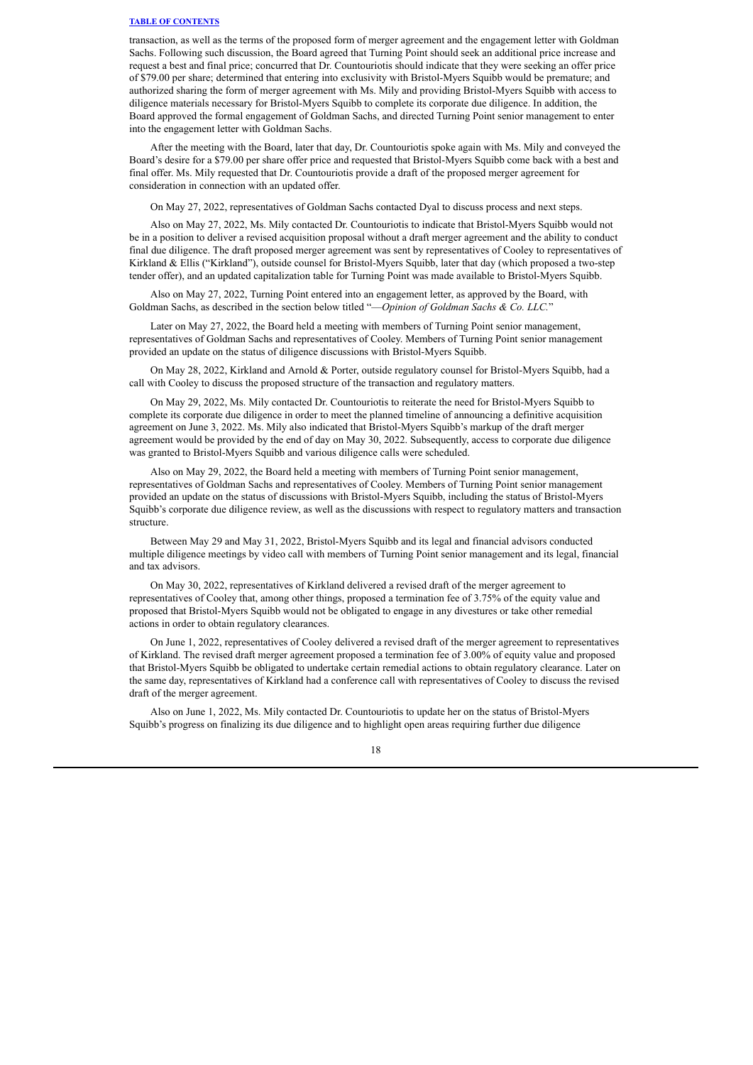transaction, as well as the terms of the proposed form of merger agreement and the engagement letter with Goldman Sachs. Following such discussion, the Board agreed that Turning Point should seek an additional price increase and request a best and final price; concurred that Dr. Countouriotis should indicate that they were seeking an offer price of $79.00 per share; determined that entering into exclusivity with Bristol-Myers Squibb would be premature; and authorized sharing the form of merger agreement with Ms. Mily and providing Bristol-Myers Squibb with access to diligence materials necessary for Bristol-Myers Squibb to complete its corporate due diligence. In addition, the Board approved the formal engagement of Goldman Sachs, and directed Turning Point senior management to enter into the engagement letter with Goldman Sachs.

After the meeting with the Board, later that day, Dr. Countouriotis spoke again with Ms. Mily and conveyed the Board's desire for a $79.00 per share offer price and requested that Bristol-Myers Squibb come back with a best and final offer. Ms. Mily requested that Dr. Countouriotis provide a draft of the proposed merger agreement for consideration in connection with an updated offer.

On May 27, 2022, representatives of Goldman Sachs contacted Dyal to discuss process and next steps.

Also on May 27, 2022, Ms. Mily contacted Dr. Countouriotis to indicate that Bristol-Myers Squibb would not be in a position to deliver a revised acquisition proposal without a draft merger agreement and the ability to conduct final due diligence. The draft proposed merger agreement was sent by representatives of Cooley to representatives of Kirkland & Ellis ("Kirkland"), outside counsel for Bristol-Myers Squibb, later that day (which proposed a two-step tender offer), and an updated capitalization table for Turning Point was made available to Bristol-Myers Squibb.

Also on May 27, 2022, Turning Point entered into an engagement letter, as approved by the Board, with Goldman Sachs, as described in the section below titled "*—Opinion of Goldman Sachs & Co. LLC.*"

Later on May 27, 2022, the Board held a meeting with members of Turning Point senior management, representatives of Goldman Sachs and representatives of Cooley. Members of Turning Point senior management provided an update on the status of diligence discussions with Bristol-Myers Squibb.

On May 28, 2022, Kirkland and Arnold & Porter, outside regulatory counsel for Bristol-Myers Squibb, had a call with Cooley to discuss the proposed structure of the transaction and regulatory matters.

On May 29, 2022, Ms. Mily contacted Dr. Countouriotis to reiterate the need for Bristol-Myers Squibb to complete its corporate due diligence in order to meet the planned timeline of announcing a definitive acquisition agreement on June 3, 2022. Ms. Mily also indicated that Bristol-Myers Squibb's markup of the draft merger agreement would be provided by the end of day on May 30, 2022. Subsequently, access to corporate due diligence was granted to Bristol-Myers Squibb and various diligence calls were scheduled.

Also on May 29, 2022, the Board held a meeting with members of Turning Point senior management, representatives of Goldman Sachs and representatives of Cooley. Members of Turning Point senior management provided an update on the status of discussions with Bristol-Myers Squibb, including the status of Bristol-Myers Squibb's corporate due diligence review, as well as the discussions with respect to regulatory matters and transaction structure.

Between May 29 and May 31, 2022, Bristol-Myers Squibb and its legal and financial advisors conducted multiple diligence meetings by video call with members of Turning Point senior management and its legal, financial and tax advisors.

On May 30, 2022, representatives of Kirkland delivered a revised draft of the merger agreement to representatives of Cooley that, among other things, proposed a termination fee of 3.75% of the equity value and proposed that Bristol-Myers Squibb would not be obligated to engage in any divestures or take other remedial actions in order to obtain regulatory clearances.

On June 1, 2022, representatives of Cooley delivered a revised draft of the merger agreement to representatives of Kirkland. The revised draft merger agreement proposed a termination fee of 3.00% of equity value and proposed that Bristol-Myers Squibb be obligated to undertake certain remedial actions to obtain regulatory clearance. Later on the same day, representatives of Kirkland had a conference call with representatives of Cooley to discuss the revised draft of the merger agreement.

Also on June 1, 2022, Ms. Mily contacted Dr. Countouriotis to update her on the status of Bristol-Myers Squibb's progress on finalizing its due diligence and to highlight open areas requiring further due diligence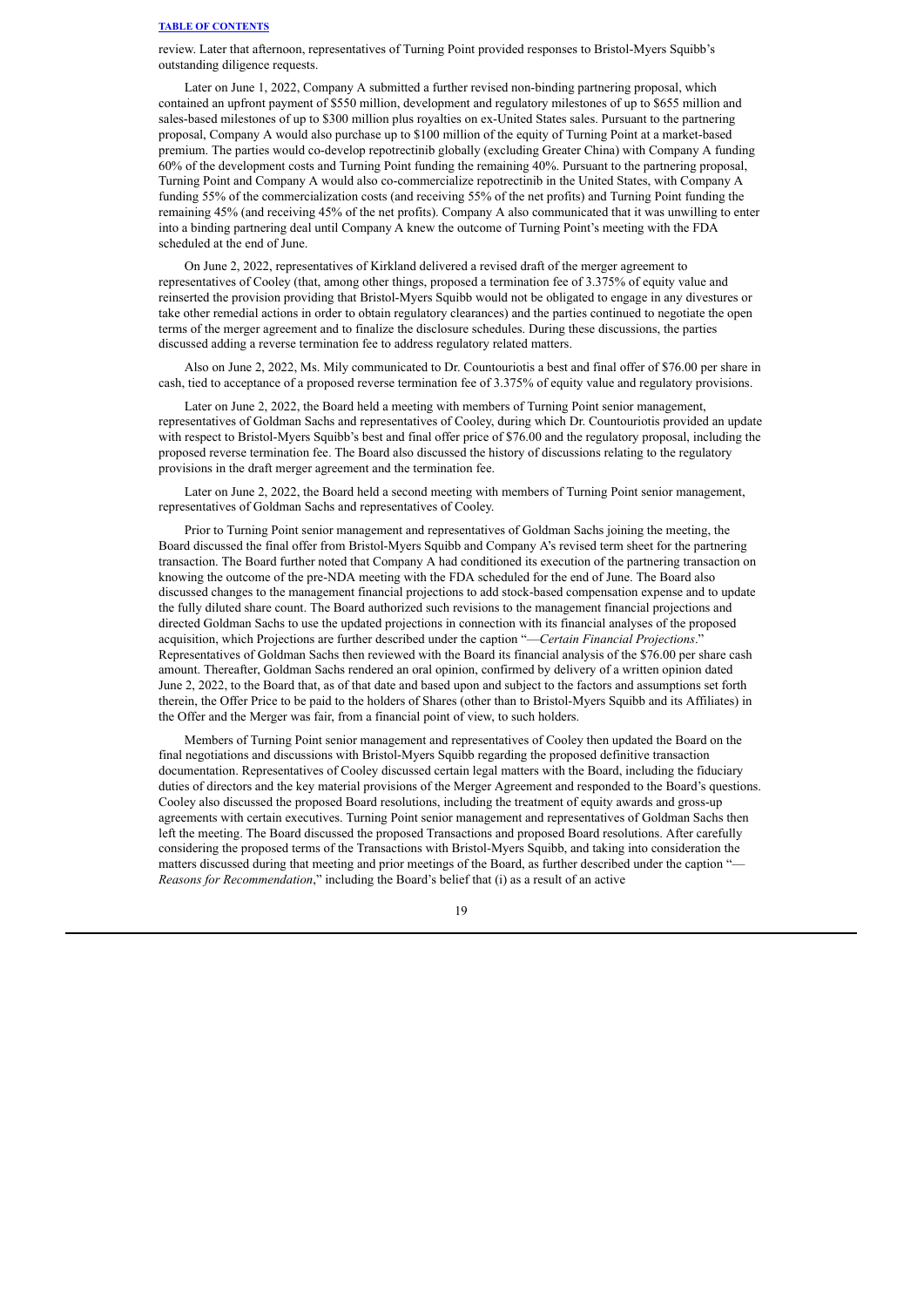review. Later that afternoon, representatives of Turning Point provided responses to Bristol-Myers Squibb's outstanding diligence requests.

Later on June 1, 2022, Company A submitted a further revised non-binding partnering proposal, which contained an upfront payment of $550 million, development and regulatory milestones of up to $655 million and sales-based milestones of up to $300 million plus royalties on ex-United States sales. Pursuant to the partnering proposal, Company A would also purchase up to $100 million of the equity of Turning Point at a market-based premium. The parties would co-develop repotrectinib globally (excluding Greater China) with Company A funding 60% of the development costs and Turning Point funding the remaining 40%. Pursuant to the partnering proposal, Turning Point and Company A would also co-commercialize repotrectinib in the United States, with Company A funding 55% of the commercialization costs (and receiving 55% of the net profits) and Turning Point funding the remaining 45% (and receiving 45% of the net profits). Company A also communicated that it was unwilling to enter into a binding partnering deal until Company A knew the outcome of Turning Point's meeting with the FDA scheduled at the end of June.

On June 2, 2022, representatives of Kirkland delivered a revised draft of the merger agreement to representatives of Cooley (that, among other things, proposed a termination fee of 3.375% of equity value and reinserted the provision providing that Bristol-Myers Squibb would not be obligated to engage in any divestures or take other remedial actions in order to obtain regulatory clearances) and the parties continued to negotiate the open terms of the merger agreement and to finalize the disclosure schedules. During these discussions, the parties discussed adding a reverse termination fee to address regulatory related matters.

Also on June 2, 2022, Ms. Mily communicated to Dr. Countouriotis a best and final offer of $76.00 per share in cash, tied to acceptance of a proposed reverse termination fee of 3.375% of equity value and regulatory provisions.

Later on June 2, 2022, the Board held a meeting with members of Turning Point senior management, representatives of Goldman Sachs and representatives of Cooley, during which Dr. Countouriotis provided an update with respect to Bristol-Myers Squibb's best and final offer price of $76.00 and the regulatory proposal, including the proposed reverse termination fee. The Board also discussed the history of discussions relating to the regulatory provisions in the draft merger agreement and the termination fee.

Later on June 2, 2022, the Board held a second meeting with members of Turning Point senior management, representatives of Goldman Sachs and representatives of Cooley.

Prior to Turning Point senior management and representatives of Goldman Sachs joining the meeting, the Board discussed the final offer from Bristol-Myers Squibb and Company A's revised term sheet for the partnering transaction. The Board further noted that Company A had conditioned its execution of the partnering transaction on knowing the outcome of the pre-NDA meeting with the FDA scheduled for the end of June. The Board also discussed changes to the management financial projections to add stock-based compensation expense and to update the fully diluted share count. The Board authorized such revisions to the management financial projections and directed Goldman Sachs to use the updated projections in connection with its financial analyses of the proposed acquisition, which Projections are further described under the caption "—*Certain Financial Projections*." Representatives of Goldman Sachs then reviewed with the Board its financial analysis of the $76.00 per share cash amount. Thereafter, Goldman Sachs rendered an oral opinion, confirmed by delivery of a written opinion dated June 2, 2022, to the Board that, as of that date and based upon and subject to the factors and assumptions set forth therein, the Offer Price to be paid to the holders of Shares (other than to Bristol-Myers Squibb and its Affiliates) in the Offer and the Merger was fair, from a financial point of view, to such holders.

Members of Turning Point senior management and representatives of Cooley then updated the Board on the final negotiations and discussions with Bristol-Myers Squibb regarding the proposed definitive transaction documentation. Representatives of Cooley discussed certain legal matters with the Board, including the fiduciary duties of directors and the key material provisions of the Merger Agreement and responded to the Board's questions. Cooley also discussed the proposed Board resolutions, including the treatment of equity awards and gross-up agreements with certain executives. Turning Point senior management and representatives of Goldman Sachs then left the meeting. The Board discussed the proposed Transactions and proposed Board resolutions. After carefully considering the proposed terms of the Transactions with Bristol-Myers Squibb, and taking into consideration the matters discussed during that meeting and prior meetings of the Board, as further described under the caption "—*Reasons for Recommendation*," including the Board's belief that (i) as a result of an active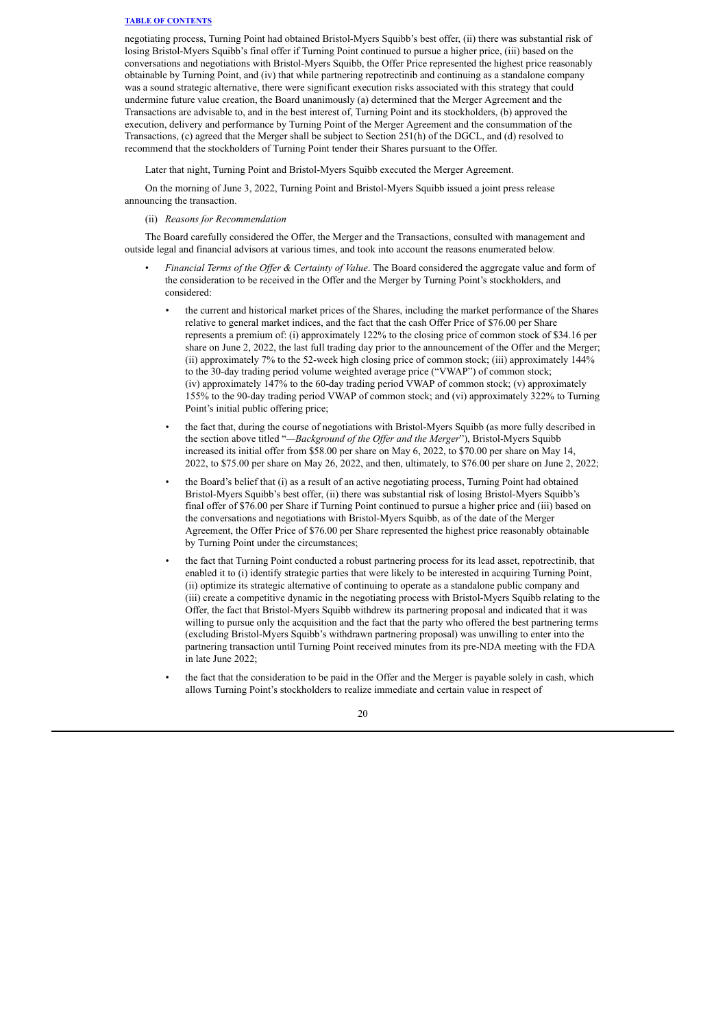negotiating process, Turning Point had obtained Bristol-Myers Squibb's best offer, (ii) there was substantial risk of losing Bristol-Myers Squibb's final offer if Turning Point continued to pursue a higher price, (iii) based on the conversations and negotiations with Bristol-Myers Squibb, the Offer Price represented the highest price reasonably obtainable by Turning Point, and (iv) that while partnering repotrectinib and continuing as a standalone company was a sound strategic alternative, there were significant execution risks associated with this strategy that could undermine future value creation, the Board unanimously (a) determined that the Merger Agreement and the Transactions are advisable to, and in the best interest of, Turning Point and its stockholders, (b) approved the execution, delivery and performance by Turning Point of the Merger Agreement and the consummation of the Transactions, (c) agreed that the Merger shall be subject to Section 251(h) of the DGCL, and (d) resolved to recommend that the stockholders of Turning Point tender their Shares pursuant to the Offer.

Later that night, Turning Point and Bristol-Myers Squibb executed the Merger Agreement.

On the morning of June 3, 2022, Turning Point and Bristol-Myers Squibb issued a joint press release announcing the transaction.

(ii) *Reasons for Recommendation*

The Board carefully considered the Offer, the Merger and the Transactions, consulted with management and outside legal and financial advisors at various times, and took into account the reasons enumerated below.

- *Financial Terms of the Offer & Certainty of Value*. The Board considered the aggregate value and form of the consideration to be received in the Offer and the Merger by Turning Point's stockholders, and considered:
  - the current and historical market prices of the Shares, including the market performance of the Shares relative to general market indices, and the fact that the cash Offer Price of $76.00 per Share represents a premium of: (i) approximately 122% to the closing price of common stock of $34.16 per share on June 2, 2022, the last full trading day prior to the announcement of the Offer and the Merger; (ii) approximately 7% to the 52-week high closing price of common stock; (iii) approximately 144% to the 30-day trading period volume weighted average price ("VWAP") of common stock; (iv) approximately 147% to the 60-day trading period VWAP of common stock; (v) approximately 155% to the 90-day trading period VWAP of common stock; and (vi) approximately 322% to Turning Point's initial public offering price;
  - the fact that, during the course of negotiations with Bristol-Myers Squibb (as more fully described in the section above titled "*—Background of the Offer and the Merger*"), Bristol-Myers Squibb increased its initial offer from $58.00 per share on May 6, 2022, to $70.00 per share on May 14, 2022, to $75.00 per share on May 26, 2022, and then, ultimately, to $76.00 per share on June 2, 2022;
  - the Board's belief that (i) as a result of an active negotiating process, Turning Point had obtained Bristol-Myers Squibb's best offer, (ii) there was substantial risk of losing Bristol-Myers Squibb's final offer of $76.00 per Share if Turning Point continued to pursue a higher price and (iii) based on the conversations and negotiations with Bristol-Myers Squibb, as of the date of the Merger Agreement, the Offer Price of $76.00 per Share represented the highest price reasonably obtainable by Turning Point under the circumstances;
  - the fact that Turning Point conducted a robust partnering process for its lead asset, repotrectinib, that enabled it to (i) identify strategic parties that were likely to be interested in acquiring Turning Point, (ii) optimize its strategic alternative of continuing to operate as a standalone public company and (iii) create a competitive dynamic in the negotiating process with Bristol-Myers Squibb relating to the Offer, the fact that Bristol-Myers Squibb withdrew its partnering proposal and indicated that it was willing to pursue only the acquisition and the fact that the party who offered the best partnering terms (excluding Bristol-Myers Squibb's withdrawn partnering proposal) was unwilling to enter into the partnering transaction until Turning Point received minutes from its pre-NDA meeting with the FDA in late June 2022;
  - the fact that the consideration to be paid in the Offer and the Merger is payable solely in cash, which allows Turning Point's stockholders to realize immediate and certain value in respect of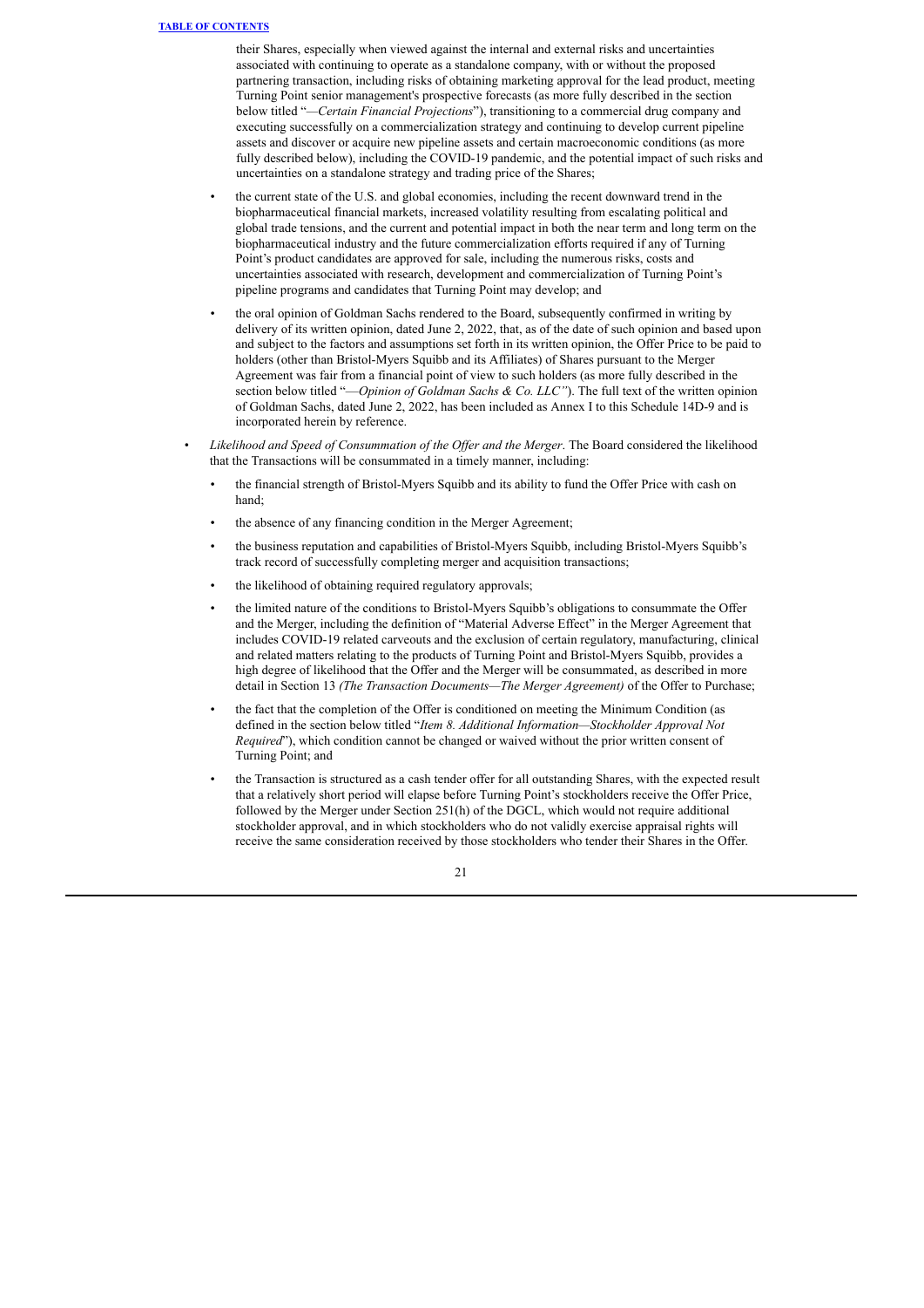their Shares, especially when viewed against the internal and external risks and uncertainties associated with continuing to operate as a standalone company, with or without the proposed partnering transaction, including risks of obtaining marketing approval for the lead product, meeting Turning Point senior management's prospective forecasts (as more fully described in the section below titled "—*Certain Financial Projections*"), transitioning to a commercial drug company and executing successfully on a commercialization strategy and continuing to develop current pipeline assets and discover or acquire new pipeline assets and certain macroeconomic conditions (as more fully described below), including the COVID-19 pandemic, and the potential impact of such risks and uncertainties on a standalone strategy and trading price of the Shares;

- the current state of the U.S. and global economies, including the recent downward trend in the biopharmaceutical financial markets, increased volatility resulting from escalating political and global trade tensions, and the current and potential impact in both the near term and long term on the biopharmaceutical industry and the future commercialization efforts required if any of Turning Point's product candidates are approved for sale, including the numerous risks, costs and uncertainties associated with research, development and commercialization of Turning Point's pipeline programs and candidates that Turning Point may develop; and
- the oral opinion of Goldman Sachs rendered to the Board, subsequently confirmed in writing by delivery of its written opinion, dated June 2, 2022, that, as of the date of such opinion and based upon and subject to the factors and assumptions set forth in its written opinion, the Offer Price to be paid to holders (other than Bristol-Myers Squibb and its Affiliates) of Shares pursuant to the Merger Agreement was fair from a financial point of view to such holders (as more fully described in the section below titled "—*Opinion of Goldman Sachs & Co. LLC*"). The full text of the written opinion of Goldman Sachs, dated June 2, 2022, has been included as Annex I to this Schedule 14D-9 and is incorporated herein by reference.

- *Likelihood and Speed of Consummation of the Offer and the Merger*. The Board considered the likelihood that the Transactions will be consummated in a timely manner, including:
  - the financial strength of Bristol-Myers Squibb and its ability to fund the Offer Price with cash on hand;
  - the absence of any financing condition in the Merger Agreement;
  - the business reputation and capabilities of Bristol-Myers Squibb, including Bristol-Myers Squibb's track record of successfully completing merger and acquisition transactions;
  - the likelihood of obtaining required regulatory approvals;
  - the limited nature of the conditions to Bristol-Myers Squibb's obligations to consummate the Offer and the Merger, including the definition of "Material Adverse Effect" in the Merger Agreement that includes COVID-19 related carveouts and the exclusion of certain regulatory, manufacturing, clinical and related matters relating to the products of Turning Point and Bristol-Myers Squibb, provides a high degree of likelihood that the Offer and the Merger will be consummated, as described in more detail in Section 13 *(The Transaction Documents—The Merger Agreement)* of the Offer to Purchase;
  - the fact that the completion of the Offer is conditioned on meeting the Minimum Condition (as defined in the section below titled "*Item 8. Additional Information—Stockholder Approval Not Required*"), which condition cannot be changed or waived without the prior written consent of Turning Point; and
  - the Transaction is structured as a cash tender offer for all outstanding Shares, with the expected result that a relatively short period will elapse before Turning Point's stockholders receive the Offer Price, followed by the Merger under Section 251(h) of the DGCL, which would not require additional stockholder approval, and in which stockholders who do not validly exercise appraisal rights will receive the same consideration received by those stockholders who tender their Shares in the Offer.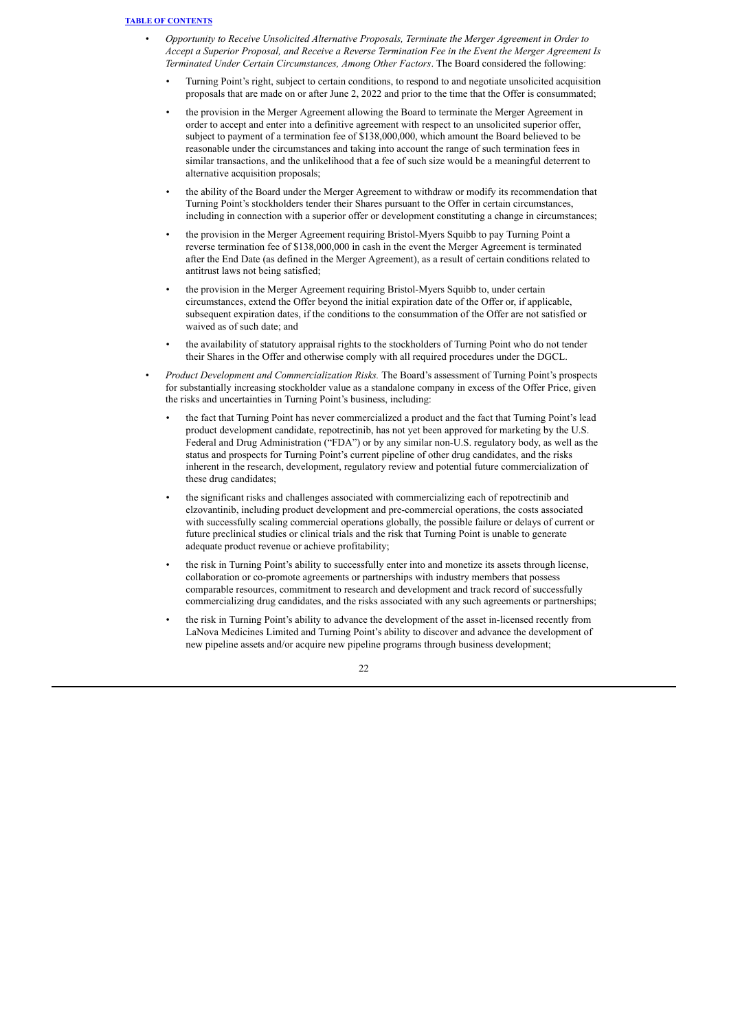- *Opportunity to Receive Unsolicited Alternative Proposals, Terminate the Merger Agreement in Order to Accept a Superior Proposal, and Receive a Reverse Termination Fee in the Event the Merger Agreement Is Terminated Under Certain Circumstances, Among Other Factors*. The Board considered the following:
  - Turning Point's right, subject to certain conditions, to respond to and negotiate unsolicited acquisition proposals that are made on or after June 2, 2022 and prior to the time that the Offer is consummated;
  - the provision in the Merger Agreement allowing the Board to terminate the Merger Agreement in order to accept and enter into a definitive agreement with respect to an unsolicited superior offer, subject to payment of a termination fee of $138,000,000, which amount the Board believed to be reasonable under the circumstances and taking into account the range of such termination fees in similar transactions, and the unlikelihood that a fee of such size would be a meaningful deterrent to alternative acquisition proposals;
  - the ability of the Board under the Merger Agreement to withdraw or modify its recommendation that Turning Point's stockholders tender their Shares pursuant to the Offer in certain circumstances, including in connection with a superior offer or development constituting a change in circumstances;
  - the provision in the Merger Agreement requiring Bristol-Myers Squibb to pay Turning Point a reverse termination fee of $138,000,000 in cash in the event the Merger Agreement is terminated after the End Date (as defined in the Merger Agreement), as a result of certain conditions related to antitrust laws not being satisfied;
  - the provision in the Merger Agreement requiring Bristol-Myers Squibb to, under certain circumstances, extend the Offer beyond the initial expiration date of the Offer or, if applicable, subsequent expiration dates, if the conditions to the consummation of the Offer are not satisfied or waived as of such date; and
  - the availability of statutory appraisal rights to the stockholders of Turning Point who do not tender their Shares in the Offer and otherwise comply with all required procedures under the DGCL.
- *Product Development and Commercialization Risks.* The Board's assessment of Turning Point's prospects for substantially increasing stockholder value as a standalone company in excess of the Offer Price, given the risks and uncertainties in Turning Point's business, including:
  - the fact that Turning Point has never commercialized a product and the fact that Turning Point's lead product development candidate, repotrectinib, has not yet been approved for marketing by the U.S. Federal and Drug Administration ("FDA") or by any similar non-U.S. regulatory body, as well as the status and prospects for Turning Point's current pipeline of other drug candidates, and the risks inherent in the research, development, regulatory review and potential future commercialization of these drug candidates;
  - the significant risks and challenges associated with commercializing each of repotrectinib and elzovantinib, including product development and pre-commercial operations, the costs associated with successfully scaling commercial operations globally, the possible failure or delays of current or future preclinical studies or clinical trials and the risk that Turning Point is unable to generate adequate product revenue or achieve profitability;
  - the risk in Turning Point's ability to successfully enter into and monetize its assets through license, collaboration or co-promote agreements or partnerships with industry members that possess comparable resources, commitment to research and development and track record of successfully commercializing drug candidates, and the risks associated with any such agreements or partnerships;
  - the risk in Turning Point's ability to advance the development of the asset in-licensed recently from LaNova Medicines Limited and Turning Point's ability to discover and advance the development of new pipeline assets and/or acquire new pipeline programs through business development;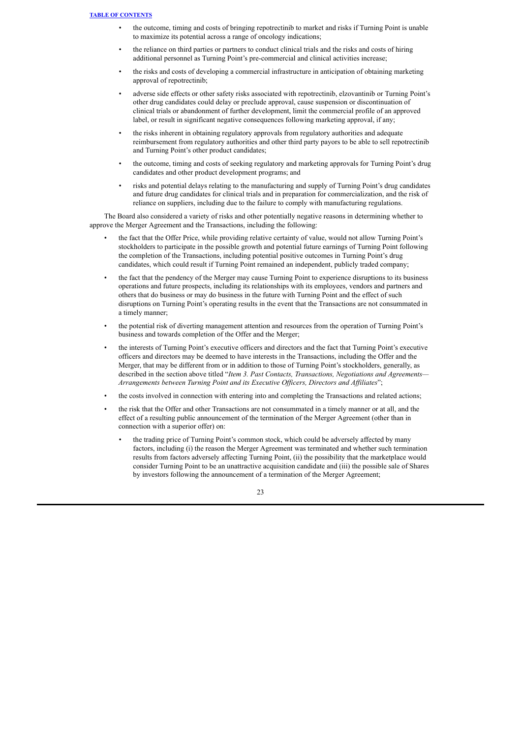- the outcome, timing and costs of bringing repotrectinib to market and risks if Turning Point is unable to maximize its potential across a range of oncology indications;
- the reliance on third parties or partners to conduct clinical trials and the risks and costs of hiring additional personnel as Turning Point's pre-commercial and clinical activities increase;
- the risks and costs of developing a commercial infrastructure in anticipation of obtaining marketing approval of repotrectinib;
- adverse side effects or other safety risks associated with repotrectinib, elzovantinib or Turning Point's other drug candidates could delay or preclude approval, cause suspension or discontinuation of clinical trials or abandonment of further development, limit the commercial profile of an approved label, or result in significant negative consequences following marketing approval, if any;
- the risks inherent in obtaining regulatory approvals from regulatory authorities and adequate reimbursement from regulatory authorities and other third party payors to be able to sell repotrectinib and Turning Point's other product candidates;
- the outcome, timing and costs of seeking regulatory and marketing approvals for Turning Point's drug candidates and other product development programs; and
- risks and potential delays relating to the manufacturing and supply of Turning Point's drug candidates and future drug candidates for clinical trials and in preparation for commercialization, and the risk of reliance on suppliers, including due to the failure to comply with manufacturing regulations.

The Board also considered a variety of risks and other potentially negative reasons in determining whether to approve the Merger Agreement and the Transactions, including the following:

- the fact that the Offer Price, while providing relative certainty of value, would not allow Turning Point's stockholders to participate in the possible growth and potential future earnings of Turning Point following the completion of the Transactions, including potential positive outcomes in Turning Point's drug candidates, which could result if Turning Point remained an independent, publicly traded company;
- the fact that the pendency of the Merger may cause Turning Point to experience disruptions to its business operations and future prospects, including its relationships with its employees, vendors and partners and others that do business or may do business in the future with Turning Point and the effect of such disruptions on Turning Point's operating results in the event that the Transactions are not consummated in a timely manner;
- the potential risk of diverting management attention and resources from the operation of Turning Point's business and towards completion of the Offer and the Merger;
- the interests of Turning Point's executive officers and directors and the fact that Turning Point's executive officers and directors may be deemed to have interests in the Transactions, including the Offer and the Merger, that may be different from or in addition to those of Turning Point's stockholders, generally, as described in the section above titled "*Item 3. Past Contacts, Transactions, Negotiations and Agreements—Arrangements between Turning Point and its Executive Officers, Directors and Affiliates*";
- the costs involved in connection with entering into and completing the Transactions and related actions;
- the risk that the Offer and other Transactions are not consummated in a timely manner or at all, and the effect of a resulting public announcement of the termination of the Merger Agreement (other than in connection with a superior offer) on:
  - the trading price of Turning Point's common stock, which could be adversely affected by many factors, including (i) the reason the Merger Agreement was terminated and whether such termination results from factors adversely affecting Turning Point, (ii) the possibility that the marketplace would consider Turning Point to be an unattractive acquisition candidate and (iii) the possible sale of Shares by investors following the announcement of a termination of the Merger Agreement;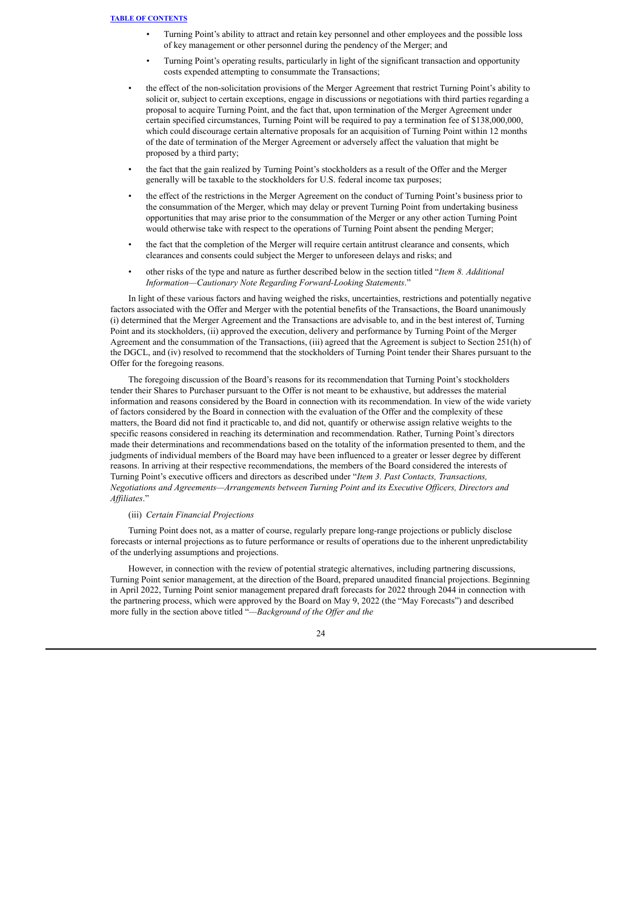- Turning Point's ability to attract and retain key personnel and other employees and the possible loss of key management or other personnel during the pendency of the Merger; and
- Turning Point's operating results, particularly in light of the significant transaction and opportunity costs expended attempting to consummate the Transactions;

- the effect of the non-solicitation provisions of the Merger Agreement that restrict Turning Point's ability to solicit or, subject to certain exceptions, engage in discussions or negotiations with third parties regarding a proposal to acquire Turning Point, and the fact that, upon termination of the Merger Agreement under certain specified circumstances, Turning Point will be required to pay a termination fee of $138,000,000, which could discourage certain alternative proposals for an acquisition of Turning Point within 12 months of the date of termination of the Merger Agreement or adversely affect the valuation that might be proposed by a third party;
- the fact that the gain realized by Turning Point's stockholders as a result of the Offer and the Merger generally will be taxable to the stockholders for U.S. federal income tax purposes;
- the effect of the restrictions in the Merger Agreement on the conduct of Turning Point's business prior to the consummation of the Merger, which may delay or prevent Turning Point from undertaking business opportunities that may arise prior to the consummation of the Merger or any other action Turning Point would otherwise take with respect to the operations of Turning Point absent the pending Merger;
- the fact that the completion of the Merger will require certain antitrust clearance and consents, which clearances and consents could subject the Merger to unforeseen delays and risks; and
- other risks of the type and nature as further described below in the section titled "*Item 8. Additional Information—Cautionary Note Regarding Forward-Looking Statements*."

In light of these various factors and having weighed the risks, uncertainties, restrictions and potentially negative factors associated with the Offer and Merger with the potential benefits of the Transactions, the Board unanimously (i) determined that the Merger Agreement and the Transactions are advisable to, and in the best interest of, Turning Point and its stockholders, (ii) approved the execution, delivery and performance by Turning Point of the Merger Agreement and the consummation of the Transactions, (iii) agreed that the Agreement is subject to Section 251(h) of the DGCL, and (iv) resolved to recommend that the stockholders of Turning Point tender their Shares pursuant to the Offer for the foregoing reasons.

The foregoing discussion of the Board's reasons for its recommendation that Turning Point's stockholders tender their Shares to Purchaser pursuant to the Offer is not meant to be exhaustive, but addresses the material information and reasons considered by the Board in connection with its recommendation. In view of the wide variety of factors considered by the Board in connection with the evaluation of the Offer and the complexity of these matters, the Board did not find it practicable to, and did not, quantify or otherwise assign relative weights to the specific reasons considered in reaching its determination and recommendation. Rather, Turning Point's directors made their determinations and recommendations based on the totality of the information presented to them, and the judgments of individual members of the Board may have been influenced to a greater or lesser degree by different reasons. In arriving at their respective recommendations, the members of the Board considered the interests of Turning Point's executive officers and directors as described under "*Item 3. Past Contacts, Transactions, Negotiations and Agreements—Arrangements between Turning Point and its Executive Officers, Directors and Affiliates*."

(iii) *Certain Financial Projections*

Turning Point does not, as a matter of course, regularly prepare long-range projections or publicly disclose forecasts or internal projections as to future performance or results of operations due to the inherent unpredictability of the underlying assumptions and projections.

However, in connection with the review of potential strategic alternatives, including partnering discussions, Turning Point senior management, at the direction of the Board, prepared unaudited financial projections. Beginning in April 2022, Turning Point senior management prepared draft forecasts for 2022 through 2044 in connection with the partnering process, which were approved by the Board on May 9, 2022 (the "May Forecasts") and described more fully in the section above titled "*—Background of the Offer and the*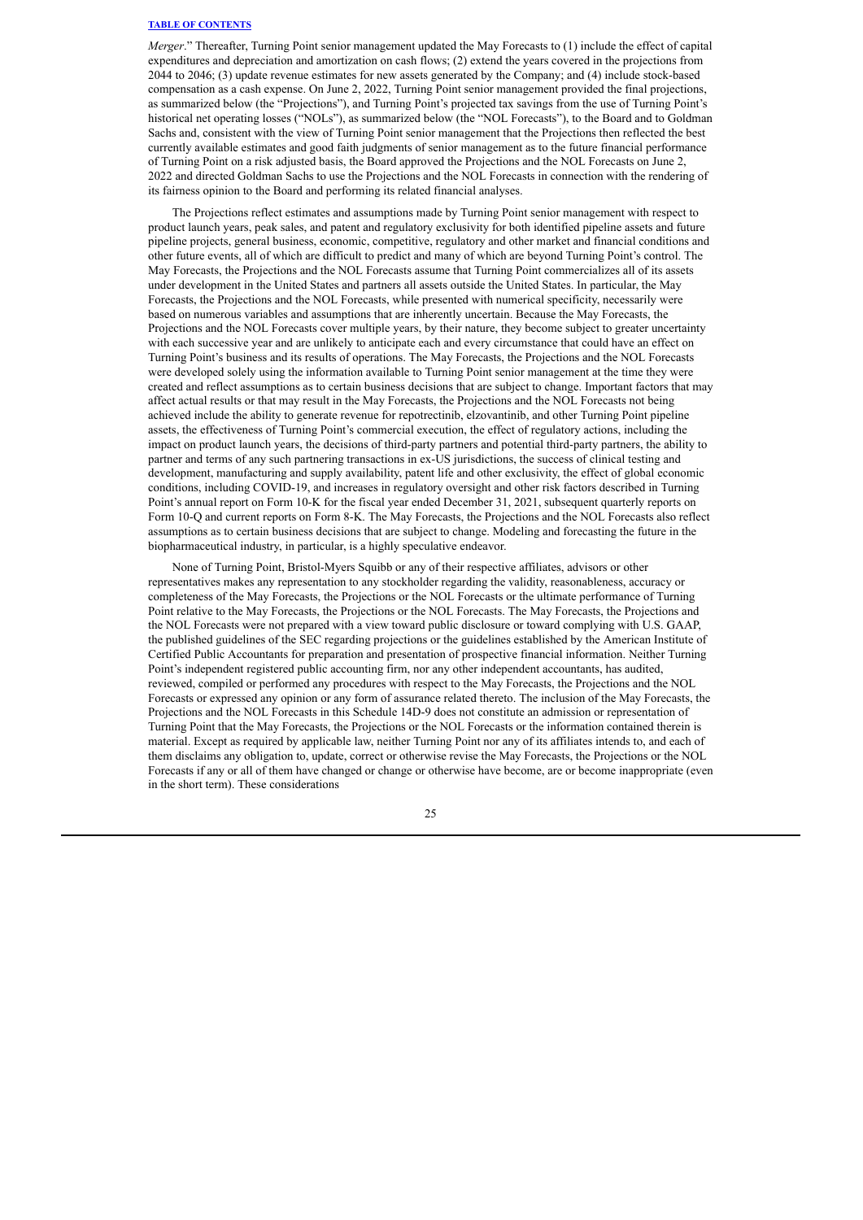*Merger*." Thereafter, Turning Point senior management updated the May Forecasts to (1) include the effect of capital expenditures and depreciation and amortization on cash flows; (2) extend the years covered in the projections from 2044 to 2046; (3) update revenue estimates for new assets generated by the Company; and (4) include stock-based compensation as a cash expense. On June 2, 2022, Turning Point senior management provided the final projections, as summarized below (the "Projections"), and Turning Point's projected tax savings from the use of Turning Point's historical net operating losses ("NOLs"), as summarized below (the "NOL Forecasts"), to the Board and to Goldman Sachs and, consistent with the view of Turning Point senior management that the Projections then reflected the best currently available estimates and good faith judgments of senior management as to the future financial performance of Turning Point on a risk adjusted basis, the Board approved the Projections and the NOL Forecasts on June 2, 2022 and directed Goldman Sachs to use the Projections and the NOL Forecasts in connection with the rendering of its fairness opinion to the Board and performing its related financial analyses.

The Projections reflect estimates and assumptions made by Turning Point senior management with respect to product launch years, peak sales, and patent and regulatory exclusivity for both identified pipeline assets and future pipeline projects, general business, economic, competitive, regulatory and other market and financial conditions and other future events, all of which are difficult to predict and many of which are beyond Turning Point's control. The May Forecasts, the Projections and the NOL Forecasts assume that Turning Point commercializes all of its assets under development in the United States and partners all assets outside the United States. In particular, the May Forecasts, the Projections and the NOL Forecasts, while presented with numerical specificity, necessarily were based on numerous variables and assumptions that are inherently uncertain. Because the May Forecasts, the Projections and the NOL Forecasts cover multiple years, by their nature, they become subject to greater uncertainty with each successive year and are unlikely to anticipate each and every circumstance that could have an effect on Turning Point's business and its results of operations. The May Forecasts, the Projections and the NOL Forecasts were developed solely using the information available to Turning Point senior management at the time they were created and reflect assumptions as to certain business decisions that are subject to change. Important factors that may affect actual results or that may result in the May Forecasts, the Projections and the NOL Forecasts not being achieved include the ability to generate revenue for repotrectinib, elzovantinib, and other Turning Point pipeline assets, the effectiveness of Turning Point's commercial execution, the effect of regulatory actions, including the impact on product launch years, the decisions of third-party partners and potential third-party partners, the ability to partner and terms of any such partnering transactions in ex-US jurisdictions, the success of clinical testing and development, manufacturing and supply availability, patent life and other exclusivity, the effect of global economic conditions, including COVID-19, and increases in regulatory oversight and other risk factors described in Turning Point's annual report on Form 10-K for the fiscal year ended December 31, 2021, subsequent quarterly reports on Form 10-Q and current reports on Form 8-K. The May Forecasts, the Projections and the NOL Forecasts also reflect assumptions as to certain business decisions that are subject to change. Modeling and forecasting the future in the biopharmaceutical industry, in particular, is a highly speculative endeavor.

None of Turning Point, Bristol-Myers Squibb or any of their respective affiliates, advisors or other representatives makes any representation to any stockholder regarding the validity, reasonableness, accuracy or completeness of the May Forecasts, the Projections or the NOL Forecasts or the ultimate performance of Turning Point relative to the May Forecasts, the Projections or the NOL Forecasts. The May Forecasts, the Projections and the NOL Forecasts were not prepared with a view toward public disclosure or toward complying with U.S. GAAP, the published guidelines of the SEC regarding projections or the guidelines established by the American Institute of Certified Public Accountants for preparation and presentation of prospective financial information. Neither Turning Point's independent registered public accounting firm, nor any other independent accountants, has audited, reviewed, compiled or performed any procedures with respect to the May Forecasts, the Projections and the NOL Forecasts or expressed any opinion or any form of assurance related thereto. The inclusion of the May Forecasts, the Projections and the NOL Forecasts in this Schedule 14D-9 does not constitute an admission or representation of Turning Point that the May Forecasts, the Projections or the NOL Forecasts or the information contained therein is material. Except as required by applicable law, neither Turning Point nor any of its affiliates intends to, and each of them disclaims any obligation to, update, correct or otherwise revise the May Forecasts, the Projections or the NOL Forecasts if any or all of them have changed or change or otherwise have become, are or become inappropriate (even in the short term). These considerations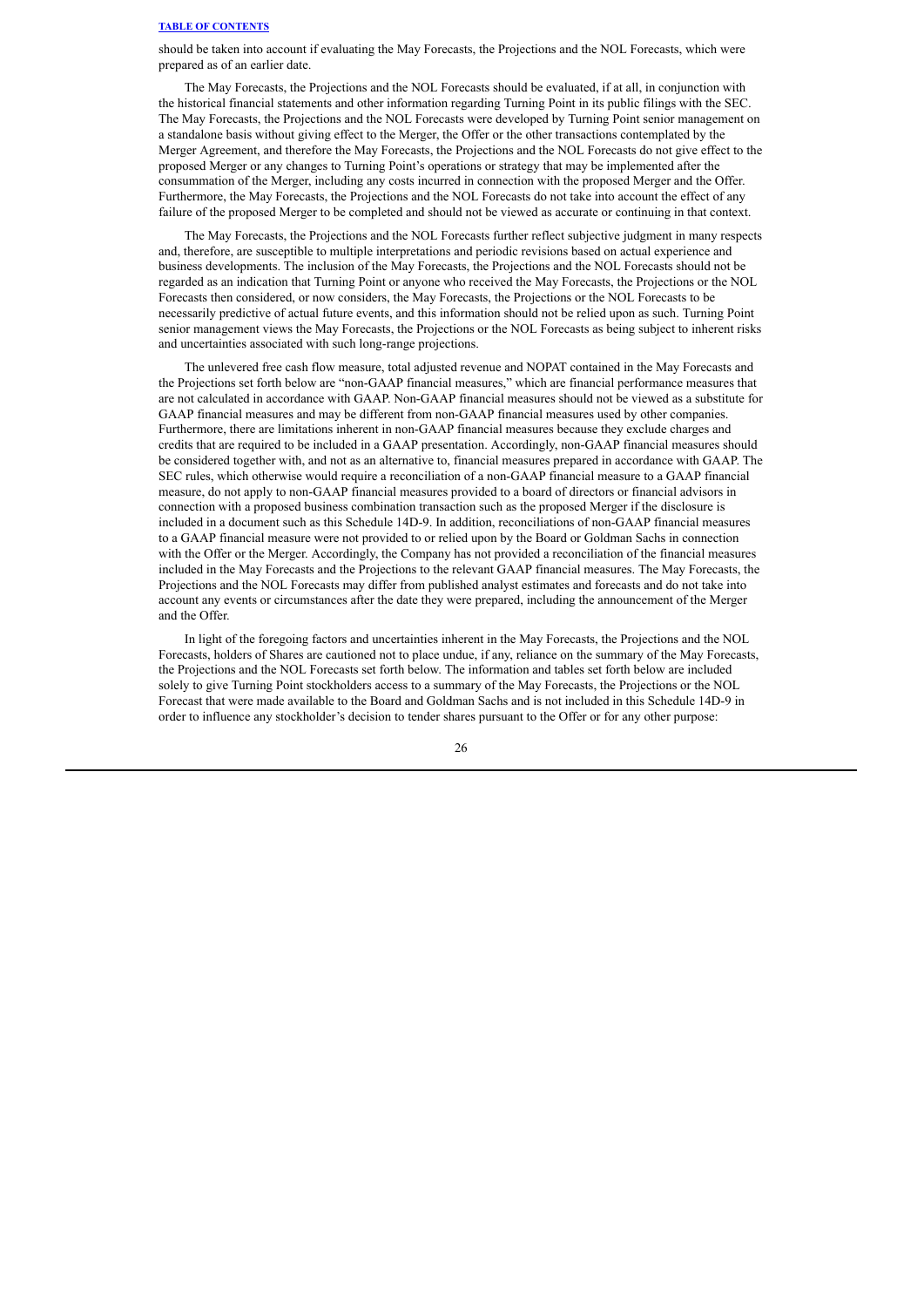should be taken into account if evaluating the May Forecasts, the Projections and the NOL Forecasts, which were prepared as of an earlier date.

The May Forecasts, the Projections and the NOL Forecasts should be evaluated, if at all, in conjunction with the historical financial statements and other information regarding Turning Point in its public filings with the SEC. The May Forecasts, the Projections and the NOL Forecasts were developed by Turning Point senior management on a standalone basis without giving effect to the Merger, the Offer or the other transactions contemplated by the Merger Agreement, and therefore the May Forecasts, the Projections and the NOL Forecasts do not give effect to the proposed Merger or any changes to Turning Point's operations or strategy that may be implemented after the consummation of the Merger, including any costs incurred in connection with the proposed Merger and the Offer. Furthermore, the May Forecasts, the Projections and the NOL Forecasts do not take into account the effect of any failure of the proposed Merger to be completed and should not be viewed as accurate or continuing in that context.

The May Forecasts, the Projections and the NOL Forecasts further reflect subjective judgment in many respects and, therefore, are susceptible to multiple interpretations and periodic revisions based on actual experience and business developments. The inclusion of the May Forecasts, the Projections and the NOL Forecasts should not be regarded as an indication that Turning Point or anyone who received the May Forecasts, the Projections or the NOL Forecasts then considered, or now considers, the May Forecasts, the Projections or the NOL Forecasts to be necessarily predictive of actual future events, and this information should not be relied upon as such. Turning Point senior management views the May Forecasts, the Projections or the NOL Forecasts as being subject to inherent risks and uncertainties associated with such long-range projections.

The unlevered free cash flow measure, total adjusted revenue and NOPAT contained in the May Forecasts and the Projections set forth below are "non-GAAP financial measures," which are financial performance measures that are not calculated in accordance with GAAP. Non-GAAP financial measures should not be viewed as a substitute for GAAP financial measures and may be different from non-GAAP financial measures used by other companies. Furthermore, there are limitations inherent in non-GAAP financial measures because they exclude charges and credits that are required to be included in a GAAP presentation. Accordingly, non-GAAP financial measures should be considered together with, and not as an alternative to, financial measures prepared in accordance with GAAP. The SEC rules, which otherwise would require a reconciliation of a non-GAAP financial measure to a GAAP financial measure, do not apply to non-GAAP financial measures provided to a board of directors or financial advisors in connection with a proposed business combination transaction such as the proposed Merger if the disclosure is included in a document such as this Schedule 14D-9. In addition, reconciliations of non-GAAP financial measures to a GAAP financial measure were not provided to or relied upon by the Board or Goldman Sachs in connection with the Offer or the Merger. Accordingly, the Company has not provided a reconciliation of the financial measures included in the May Forecasts and the Projections to the relevant GAAP financial measures. The May Forecasts, the Projections and the NOL Forecasts may differ from published analyst estimates and forecasts and do not take into account any events or circumstances after the date they were prepared, including the announcement of the Merger and the Offer.

In light of the foregoing factors and uncertainties inherent in the May Forecasts, the Projections and the NOL Forecasts, holders of Shares are cautioned not to place undue, if any, reliance on the summary of the May Forecasts, the Projections and the NOL Forecasts set forth below. The information and tables set forth below are included solely to give Turning Point stockholders access to a summary of the May Forecasts, the Projections or the NOL Forecast that were made available to the Board and Goldman Sachs and is not included in this Schedule 14D-9 in order to influence any stockholder's decision to tender shares pursuant to the Offer or for any other purpose: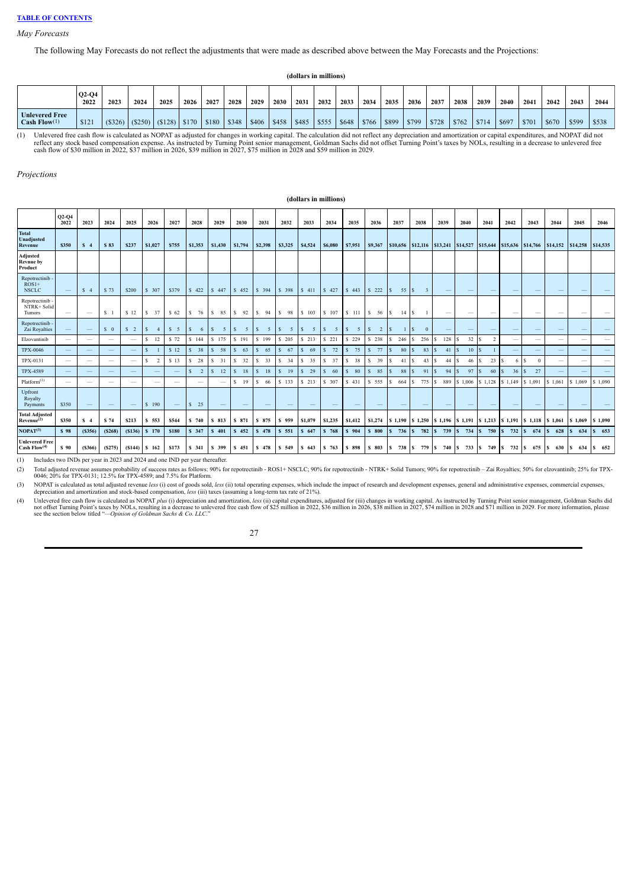*May Forecasts*

The following May Forecasts do not reflect the adjustments that were made as described above between the May Forecasts and the Projections:

**(dollars in millions)**

| | Q2-Q4 2022 | 2023 | 2024 | 2025 | 2026 | 2027 | 2028 | 2029 | 2030 | 2031 | 2032 | 2033 | 2034 | 2035 | 2036 | 2037 | 2038 | 2039 | 2040 | 2041 | 2042 | 2043 | 2044 |
|---|---|---|---|---|---|---|---|---|---|---|---|---|---|---|---|---|---|---|---|---|---|---|---|
| **Unlevered Free Cash Flow**(1) | $121 | ($326) | ($250) | ($128) | $170 | $180 | $348 | $406 | $458 | $485 | $555 | $648 | $766 | $899 | $799 | $728 | $762 | $714 | $697 | $701 | $670 | $599 | $538 |

(1) Unlevered free cash flow is calculated as NOPAT as adjusted for changes in working capital. The calculation did not reflect any depreciation and amortization or capital expenditures, and NOPAT did not reflect any stock based compensation expense. As instructed by Turning Point senior management, Goldman Sachs did not offset Turning Point's taxes by NOLs, resulting in a decrease to unlevered free cash flow of $30 million in 2022, $37 million in 2026, $39 million in 2027, $75 million in 2028 and $59 million in 2029.

*Projections*

**(dollars in millions)**

| | Q2-Q4 2022 | 2023 | 2024 | 2025 | 2026 | 2027 | 2028 | 2029 | 2030 | 2031 | 2032 | 2033 | 2034 | 2035 | 2036 | 2037 | 2038 | 2039 | 2040 | 2041 | 2042 | 2043 | 2044 | 2045 | 2046 |
|---|---|---|---|---|---|---|---|---|---|---|---|---|---|---|---|---|---|---|---|---|---|---|---|---|---|
| **Total Unadjusted Revenue** | $350 | $ 4 | $ 83 | $237 | $1,027 | $755 | $1,353 | $1,430 | $1,794 | $2,398 | $3,325 | $4,524 | $6,080 | $7,951 | $9,367 | $10,656 | $12,116 | $13,241 | $14,527 | $15,644 | $15,636 | $14,766 | $14,152 | $14,258 | $14,535 |
| **Adjusted Revnue by Product** | | | | | | | | | | | | | | | | | | | | | | | | | |
| Repotrectinib - ROS1+ NSCLC | — | $ 4 | $ 73 | $200 | $ 307 | $379 | $ 422 | $ 447 | $ 452 | $ 394 | $ 398 | $ 411 | $ 427 | $ 443 | $ 222 | $ 55 | $ 3 | — | — | — | — | — | — | — | — |
| Repotrectinib - NTRK+ Solid Tumors | — | — | $ 1 | $ 12 | $ 37 | $ 62 | $ 76 | $ 85 | $ 92 | $ 94 | $ 98 | $ 103 | $ 107 | $ 111 | $ 56 | $ 14 | $ 1 | — | — | — | — | — | — | — | — |
| Repotrectinib - Zai Royalties | — | — | $ 0 | $ 2 | $ 4 | $ 5 | $ 6 | $ 5 | $ 5 | $ 5 | $ 5 | $ 5 | $ 5 | $ 5 | $ 2 | $ 1 | $ 0 | — | — | — | — | — | — | — | — |
| Elzovantinib | — | — | — | — | $ 12 | $ 72 | $ 144 | $ 175 | $ 191 | $ 199 | $ 205 | $ 213 | $ 221 | $ 229 | $ 238 | $ 246 | $ 256 | $ 128 | $ 32 | $ 2 | — | — | — | — | — |
| TPX-0046 | — | — | — | — | $ 1 | $ 12 | $ 38 | $ 58 | $ 63 | $ 65 | $ 67 | $ 69 | $ 72 | $ 75 | $ 77 | $ 80 | $ 83 | $ 41 | $ 10 | $ 1 | — | — | — | — | — |
| TPX-0131 | — | — | — | — | $ 2 | $ 13 | $ 28 | $ 31 | $ 32 | $ 33 | $ 34 | $ 35 | $ 37 | $ 38 | $ 39 | $ 41 | $ 43 | $ 44 | $ 46 | $ 23 | $ 6 | $ 0 | — | — | — |
| TPX-4589 | — | — | — | — | — | — | $ 2 | $ 12 | $ 18 | $ 18 | $ 19 | $ 29 | $ 60 | $ 80 | $ 85 | $ 88 | $ 91 | $ 94 | $ 97 | $ 60 | $ 36 | $ 27 | — | — | — |
| Platform(1) | — | — | — | — | — | — | — | — | $ 19 | $ 66 | $ 133 | $ 213 | $ 307 | $ 431 | $ 555 | $ 664 | $ 775 | $ 889 | $ 1,006 | $ 1,128 | $ 1,149 | $ 1,091 | $ 1,061 | $ 1,069 | $ 1,090 |
| Upfront Royalty Payments | $350 | — | — | — | $ 190 | — | $ 25 | — | — | — | — | — | — | — | — | — | — | — | — | — | — | — | — | — | — |
| **Total Adjusted Revenue**(2) | $350 | $ 4 | $ 74 | $213 | $ 553 | $544 | $ 740 | $ 813 | $ 871 | $ 875 | $ 959 | $1,079 | $1,235 | $1,412 | $1,274 | $ 1,190 | $ 1,250 | $ 1,196 | $ 1,191 | $ 1,213 | $ 1,191 | $ 1,118 | $ 1,061 | $ 1,069 | $ 1,090 |
| **NOPAT**(3) | $ 98 | ($356) | ($268) | ($136) | $ 170 | $180 | $ 347 | $ 401 | $ 452 | $ 478 | $ 551 | $ 647 | $ 768 | $ 904 | $ 800 | $ 736 | $ 782 | $ 739 | $ 734 | $ 750 | $ 732 | $ 674 | $ 628 | $ 634 | $ 653 |
| **Unlevered Free Cash Flow**(4) | $ 90 | ($366) | ($275) | ($144) | $ 162 | $173 | $ 341 | $ 399 | $ 451 | $ 478 | $ 549 | $ 643 | $ 763 | $ 898 | $ 803 | $ 738 | $ 779 | $ 740 | $ 733 | $ 749 | $ 732 | $ 675 | $ 630 | $ 634 | $ 652 |

(1) Includes two INDs per year in 2023 and 2024 and one IND per year thereafter.

(2) Total adjusted revenue assumes probability of success rates as follows: 90% for repotrectinib - ROS1+ NSCLC; 90% for repotrectinib - NTRK+ Solid Tumors; 90% for repotrectinib – Zai Royalties; 50% for elzovantinib; 25% for TPX-0046; 20% for TPX-0131; 12.5% for TPX-4589; and 7.5% for Platform.

(3) NOPAT is calculated as total adjusted revenue *less* (i) cost of goods sold, *less* (ii) total operating expenses, which include the impact of research and development expenses, general and administrative expenses, commercial expenses, depreciation and amortization and stock-based compensation, *less* (iii) taxes (assuming a long-term tax rate of 21%).

(4) Unlevered free cash flow is calculated as NOPAT *plus* (i) depreciation and amortization, *less* (ii) capital expenditures, adjusted for (iii) changes in working capital. As instructed by Turning Point senior management, Goldman Sachs did not offset Turning Point's taxes by NOLs, resulting in a decrease to unlevered free cash flow of $25 million in 2022, $36 million in 2026, $38 million in 2027, $74 million in 2028 and $71 million in 2029. For more information, please see the section below titled "*—Opinion of Goldman Sachs & Co. LLC*."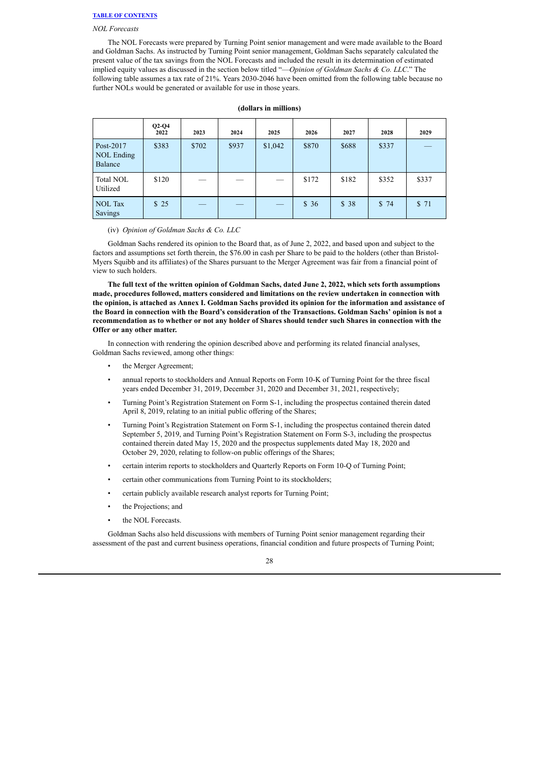*NOL Forecasts*

The NOL Forecasts were prepared by Turning Point senior management and were made available to the Board and Goldman Sachs. As instructed by Turning Point senior management, Goldman Sachs separately calculated the present value of the tax savings from the NOL Forecasts and included the result in its determination of estimated implied equity values as discussed in the section below titled "—*Opinion of Goldman Sachs & Co. LLC*." The following table assumes a tax rate of 21%. Years 2030-2046 have been omitted from the following table because no further NOLs would be generated or available for use in those years.

**(dollars in millions)**

| | Q2-Q4 2022 | 2023 | 2024 | 2025 | 2026 | 2027 | 2028 | 2029 |
|---|---|---|---|---|---|---|---|---|
| Post-2017 NOL Ending Balance | $383 | $702 | $937 | $1,042 | $870 | $688 | $337 | — |
| Total NOL Utilized | $120 | — | — | — | $172 | $182 | $352 | $337 |
| NOL Tax Savings | $ 25 | — | — | — | $ 36 | $ 38 | $ 74 | $ 71 |

(iv) *Opinion of Goldman Sachs & Co. LLC*

Goldman Sachs rendered its opinion to the Board that, as of June 2, 2022, and based upon and subject to the factors and assumptions set forth therein, the $76.00 in cash per Share to be paid to the holders (other than Bristol-Myers Squibb and its affiliates) of the Shares pursuant to the Merger Agreement was fair from a financial point of view to such holders.

**The full text of the written opinion of Goldman Sachs, dated June 2, 2022, which sets forth assumptions made, procedures followed, matters considered and limitations on the review undertaken in connection with the opinion, is attached as Annex I. Goldman Sachs provided its opinion for the information and assistance of the Board in connection with the Board's consideration of the Transactions. Goldman Sachs' opinion is not a recommendation as to whether or not any holder of Shares should tender such Shares in connection with the Offer or any other matter.**

In connection with rendering the opinion described above and performing its related financial analyses, Goldman Sachs reviewed, among other things:

- the Merger Agreement;
- annual reports to stockholders and Annual Reports on Form 10-K of Turning Point for the three fiscal years ended December 31, 2019, December 31, 2020 and December 31, 2021, respectively;
- Turning Point's Registration Statement on Form S-1, including the prospectus contained therein dated April 8, 2019, relating to an initial public offering of the Shares;
- Turning Point's Registration Statement on Form S-1, including the prospectus contained therein dated September 5, 2019, and Turning Point's Registration Statement on Form S-3, including the prospectus contained therein dated May 15, 2020 and the prospectus supplements dated May 18, 2020 and October 29, 2020, relating to follow-on public offerings of the Shares;
- certain interim reports to stockholders and Quarterly Reports on Form 10-Q of Turning Point;
- certain other communications from Turning Point to its stockholders;
- certain publicly available research analyst reports for Turning Point;
- the Projections; and
- the NOL Forecasts.

Goldman Sachs also held discussions with members of Turning Point senior management regarding their assessment of the past and current business operations, financial condition and future prospects of Turning Point;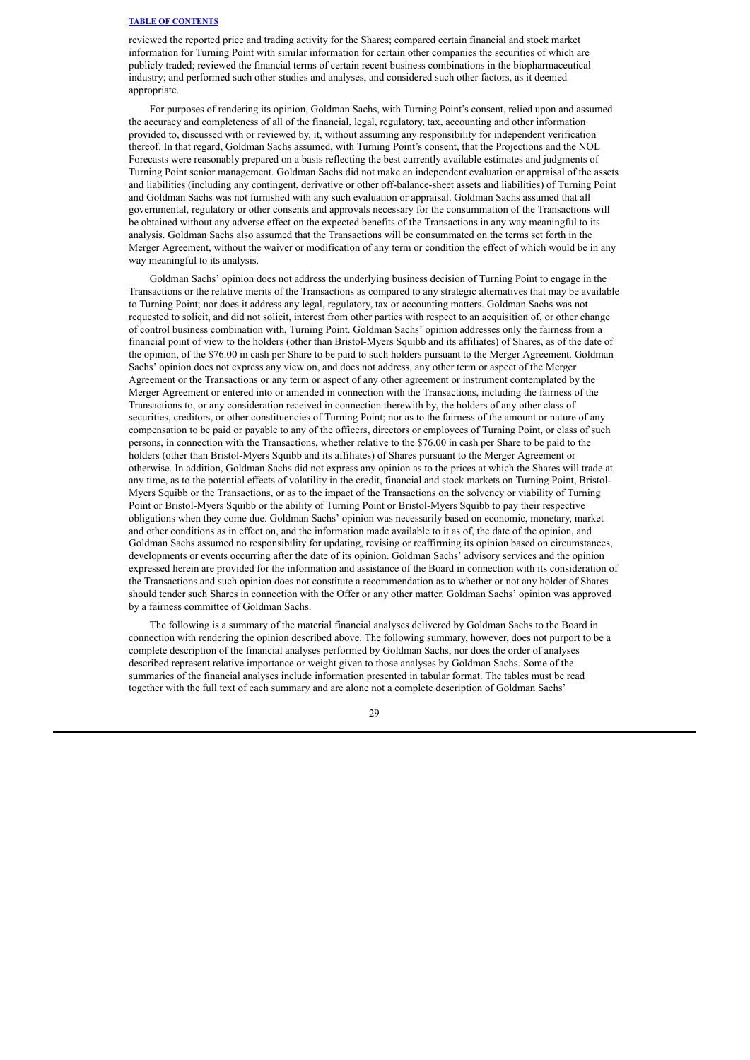reviewed the reported price and trading activity for the Shares; compared certain financial and stock market information for Turning Point with similar information for certain other companies the securities of which are publicly traded; reviewed the financial terms of certain recent business combinations in the biopharmaceutical industry; and performed such other studies and analyses, and considered such other factors, as it deemed appropriate.

For purposes of rendering its opinion, Goldman Sachs, with Turning Point's consent, relied upon and assumed the accuracy and completeness of all of the financial, legal, regulatory, tax, accounting and other information provided to, discussed with or reviewed by, it, without assuming any responsibility for independent verification thereof. In that regard, Goldman Sachs assumed, with Turning Point's consent, that the Projections and the NOL Forecasts were reasonably prepared on a basis reflecting the best currently available estimates and judgments of Turning Point senior management. Goldman Sachs did not make an independent evaluation or appraisal of the assets and liabilities (including any contingent, derivative or other off-balance-sheet assets and liabilities) of Turning Point and Goldman Sachs was not furnished with any such evaluation or appraisal. Goldman Sachs assumed that all governmental, regulatory or other consents and approvals necessary for the consummation of the Transactions will be obtained without any adverse effect on the expected benefits of the Transactions in any way meaningful to its analysis. Goldman Sachs also assumed that the Transactions will be consummated on the terms set forth in the Merger Agreement, without the waiver or modification of any term or condition the effect of which would be in any way meaningful to its analysis.

Goldman Sachs' opinion does not address the underlying business decision of Turning Point to engage in the Transactions or the relative merits of the Transactions as compared to any strategic alternatives that may be available to Turning Point; nor does it address any legal, regulatory, tax or accounting matters. Goldman Sachs was not requested to solicit, and did not solicit, interest from other parties with respect to an acquisition of, or other change of control business combination with, Turning Point. Goldman Sachs' opinion addresses only the fairness from a financial point of view to the holders (other than Bristol-Myers Squibb and its affiliates) of Shares, as of the date of the opinion, of the $76.00 in cash per Share to be paid to such holders pursuant to the Merger Agreement. Goldman Sachs' opinion does not express any view on, and does not address, any other term or aspect of the Merger Agreement or the Transactions or any term or aspect of any other agreement or instrument contemplated by the Merger Agreement or entered into or amended in connection with the Transactions, including the fairness of the Transactions to, or any consideration received in connection therewith by, the holders of any other class of securities, creditors, or other constituencies of Turning Point; nor as to the fairness of the amount or nature of any compensation to be paid or payable to any of the officers, directors or employees of Turning Point, or class of such persons, in connection with the Transactions, whether relative to the $76.00 in cash per Share to be paid to the holders (other than Bristol-Myers Squibb and its affiliates) of Shares pursuant to the Merger Agreement or otherwise. In addition, Goldman Sachs did not express any opinion as to the prices at which the Shares will trade at any time, as to the potential effects of volatility in the credit, financial and stock markets on Turning Point, Bristol-Myers Squibb or the Transactions, or as to the impact of the Transactions on the solvency or viability of Turning Point or Bristol-Myers Squibb or the ability of Turning Point or Bristol-Myers Squibb to pay their respective obligations when they come due. Goldman Sachs' opinion was necessarily based on economic, monetary, market and other conditions as in effect on, and the information made available to it as of, the date of the opinion, and Goldman Sachs assumed no responsibility for updating, revising or reaffirming its opinion based on circumstances, developments or events occurring after the date of its opinion. Goldman Sachs' advisory services and the opinion expressed herein are provided for the information and assistance of the Board in connection with its consideration of the Transactions and such opinion does not constitute a recommendation as to whether or not any holder of Shares should tender such Shares in connection with the Offer or any other matter. Goldman Sachs' opinion was approved by a fairness committee of Goldman Sachs.

The following is a summary of the material financial analyses delivered by Goldman Sachs to the Board in connection with rendering the opinion described above. The following summary, however, does not purport to be a complete description of the financial analyses performed by Goldman Sachs, nor does the order of analyses described represent relative importance or weight given to those analyses by Goldman Sachs. Some of the summaries of the financial analyses include information presented in tabular format. The tables must be read together with the full text of each summary and are alone not a complete description of Goldman Sachs'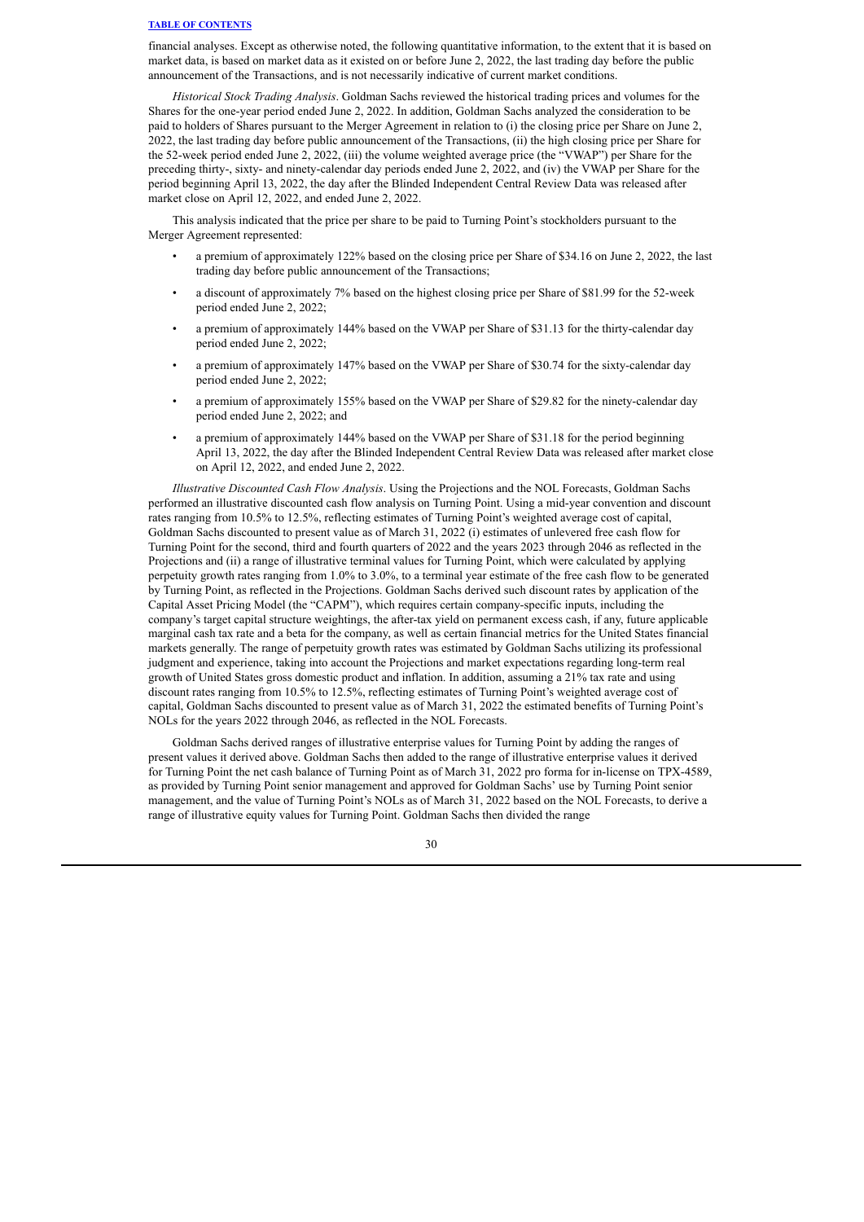financial analyses. Except as otherwise noted, the following quantitative information, to the extent that it is based on market data, is based on market data as it existed on or before June 2, 2022, the last trading day before the public announcement of the Transactions, and is not necessarily indicative of current market conditions.

*Historical Stock Trading Analysis*. Goldman Sachs reviewed the historical trading prices and volumes for the Shares for the one-year period ended June 2, 2022. In addition, Goldman Sachs analyzed the consideration to be paid to holders of Shares pursuant to the Merger Agreement in relation to (i) the closing price per Share on June 2, 2022, the last trading day before public announcement of the Transactions, (ii) the high closing price per Share for the 52-week period ended June 2, 2022, (iii) the volume weighted average price (the "VWAP") per Share for the preceding thirty-, sixty- and ninety-calendar day periods ended June 2, 2022, and (iv) the VWAP per Share for the period beginning April 13, 2022, the day after the Blinded Independent Central Review Data was released after market close on April 12, 2022, and ended June 2, 2022.

This analysis indicated that the price per share to be paid to Turning Point's stockholders pursuant to the Merger Agreement represented:

- a premium of approximately 122% based on the closing price per Share of $34.16 on June 2, 2022, the last trading day before public announcement of the Transactions;
- a discount of approximately 7% based on the highest closing price per Share of $81.99 for the 52-week period ended June 2, 2022;
- a premium of approximately 144% based on the VWAP per Share of $31.13 for the thirty-calendar day period ended June 2, 2022;
- a premium of approximately 147% based on the VWAP per Share of $30.74 for the sixty-calendar day period ended June 2, 2022;
- a premium of approximately 155% based on the VWAP per Share of $29.82 for the ninety-calendar day period ended June 2, 2022; and
- a premium of approximately 144% based on the VWAP per Share of $31.18 for the period beginning April 13, 2022, the day after the Blinded Independent Central Review Data was released after market close on April 12, 2022, and ended June 2, 2022.

*Illustrative Discounted Cash Flow Analysis*. Using the Projections and the NOL Forecasts, Goldman Sachs performed an illustrative discounted cash flow analysis on Turning Point. Using a mid-year convention and discount rates ranging from 10.5% to 12.5%, reflecting estimates of Turning Point's weighted average cost of capital, Goldman Sachs discounted to present value as of March 31, 2022 (i) estimates of unlevered free cash flow for Turning Point for the second, third and fourth quarters of 2022 and the years 2023 through 2046 as reflected in the Projections and (ii) a range of illustrative terminal values for Turning Point, which were calculated by applying perpetuity growth rates ranging from 1.0% to 3.0%, to a terminal year estimate of the free cash flow to be generated by Turning Point, as reflected in the Projections. Goldman Sachs derived such discount rates by application of the Capital Asset Pricing Model (the "CAPM"), which requires certain company-specific inputs, including the company's target capital structure weightings, the after-tax yield on permanent excess cash, if any, future applicable marginal cash tax rate and a beta for the company, as well as certain financial metrics for the United States financial markets generally. The range of perpetuity growth rates was estimated by Goldman Sachs utilizing its professional judgment and experience, taking into account the Projections and market expectations regarding long-term real growth of United States gross domestic product and inflation. In addition, assuming a 21% tax rate and using discount rates ranging from 10.5% to 12.5%, reflecting estimates of Turning Point's weighted average cost of capital, Goldman Sachs discounted to present value as of March 31, 2022 the estimated benefits of Turning Point's NOLs for the years 2022 through 2046, as reflected in the NOL Forecasts.

Goldman Sachs derived ranges of illustrative enterprise values for Turning Point by adding the ranges of present values it derived above. Goldman Sachs then added to the range of illustrative enterprise values it derived for Turning Point the net cash balance of Turning Point as of March 31, 2022 pro forma for in-license on TPX-4589, as provided by Turning Point senior management and approved for Goldman Sachs' use by Turning Point senior management, and the value of Turning Point's NOLs as of March 31, 2022 based on the NOL Forecasts, to derive a range of illustrative equity values for Turning Point. Goldman Sachs then divided the range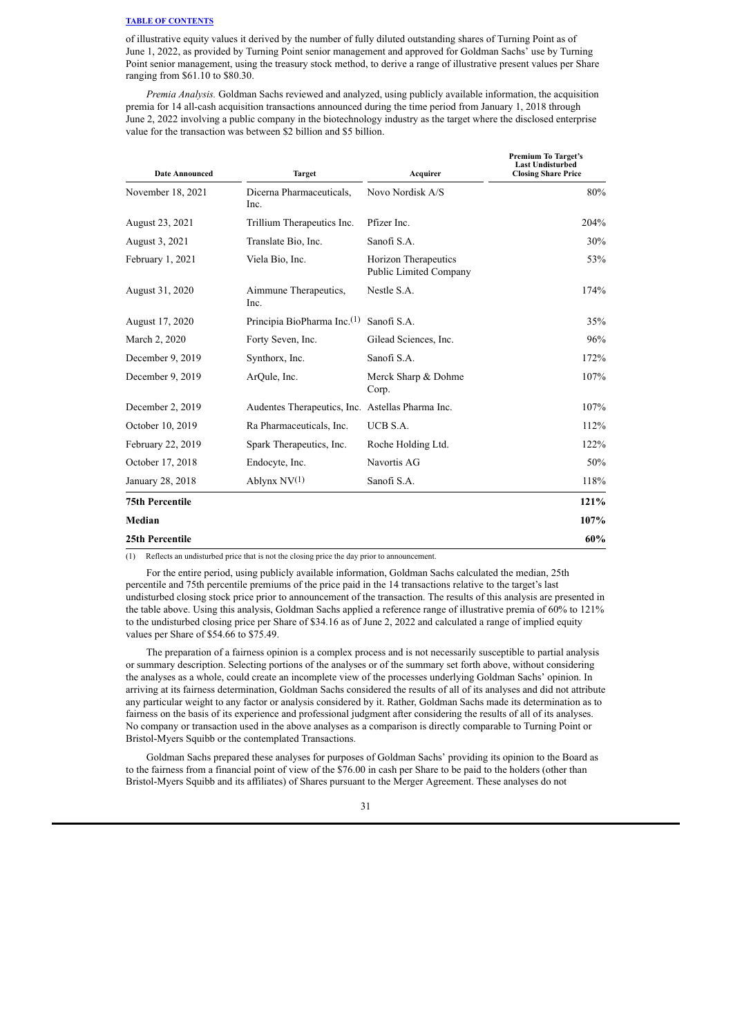of illustrative equity values it derived by the number of fully diluted outstanding shares of Turning Point as of June 1, 2022, as provided by Turning Point senior management and approved for Goldman Sachs' use by Turning Point senior management, using the treasury stock method, to derive a range of illustrative present values per Share ranging from $61.10 to $80.30.

*Premia Analysis.* Goldman Sachs reviewed and analyzed, using publicly available information, the acquisition premia for 14 all-cash acquisition transactions announced during the time period from January 1, 2018 through June 2, 2022 involving a public company in the biotechnology industry as the target where the disclosed enterprise value for the transaction was between $2 billion and $5 billion.

| Date Announced | Target | Acquirer | Premium To Target's Last Undisturbed Closing Share Price |
|---|---|---|---|
| November 18, 2021 | Dicerna Pharmaceuticals, Inc. | Novo Nordisk A/S | 80% |
| August 23, 2021 | Trillium Therapeutics Inc. | Pfizer Inc. | 204% |
| August 3, 2021 | Translate Bio, Inc. | Sanofi S.A. | 30% |
| February 1, 2021 | Viela Bio, Inc. | Horizon Therapeutics Public Limited Company | 53% |
| August 31, 2020 | Aimmune Therapeutics, Inc. | Nestle S.A. | 174% |
| August 17, 2020 | Principia BioPharma Inc.[(1)] | Sanofi S.A. | 35% |
| March 2, 2020 | Forty Seven, Inc. | Gilead Sciences, Inc. | 96% |
| December 9, 2019 | Synthorx, Inc. | Sanofi S.A. | 172% |
| December 9, 2019 | ArQule, Inc. | Merck Sharp & Dohme Corp. | 107% |
| December 2, 2019 | Audentes Therapeutics, Inc. | Astellas Pharma Inc. | 107% |
| October 10, 2019 | Ra Pharmaceuticals, Inc. | UCB S.A. | 112% |
| February 22, 2019 | Spark Therapeutics, Inc. | Roche Holding Ltd. | 122% |
| October 17, 2018 | Endocyte, Inc. | Navortis AG | 50% |
| January 28, 2018 | Ablynx NV[(1)] | Sanofi S.A. | 118% |
| **75th Percentile** | | | **121%** |
| **Median** | | | **107%** |
| **25th Percentile** | | | **60%** |

(1) Reflects an undisturbed price that is not the closing price the day prior to announcement.

For the entire period, using publicly available information, Goldman Sachs calculated the median, 25th percentile and 75th percentile premiums of the price paid in the 14 transactions relative to the target's last undisturbed closing stock price prior to announcement of the transaction. The results of this analysis are presented in the table above. Using this analysis, Goldman Sachs applied a reference range of illustrative premia of 60% to 121% to the undisturbed closing price per Share of $34.16 as of June 2, 2022 and calculated a range of implied equity values per Share of $54.66 to $75.49.

The preparation of a fairness opinion is a complex process and is not necessarily susceptible to partial analysis or summary description. Selecting portions of the analyses or of the summary set forth above, without considering the analyses as a whole, could create an incomplete view of the processes underlying Goldman Sachs' opinion. In arriving at its fairness determination, Goldman Sachs considered the results of all of its analyses and did not attribute any particular weight to any factor or analysis considered by it. Rather, Goldman Sachs made its determination as to fairness on the basis of its experience and professional judgment after considering the results of all of its analyses. No company or transaction used in the above analyses as a comparison is directly comparable to Turning Point or Bristol-Myers Squibb or the contemplated Transactions.

Goldman Sachs prepared these analyses for purposes of Goldman Sachs' providing its opinion to the Board as to the fairness from a financial point of view of the $76.00 in cash per Share to be paid to the holders (other than Bristol-Myers Squibb and its affiliates) of Shares pursuant to the Merger Agreement. These analyses do not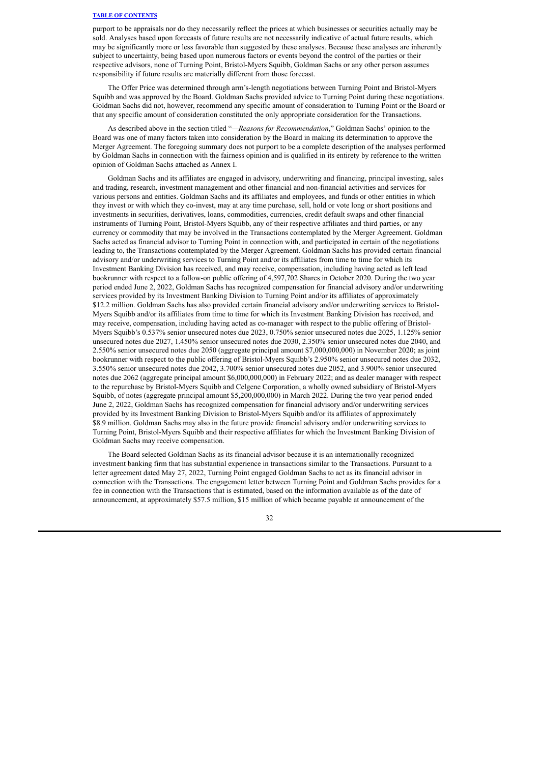purport to be appraisals nor do they necessarily reflect the prices at which businesses or securities actually may be sold. Analyses based upon forecasts of future results are not necessarily indicative of actual future results, which may be significantly more or less favorable than suggested by these analyses. Because these analyses are inherently subject to uncertainty, being based upon numerous factors or events beyond the control of the parties or their respective advisors, none of Turning Point, Bristol-Myers Squibb, Goldman Sachs or any other person assumes responsibility if future results are materially different from those forecast.

The Offer Price was determined through arm's-length negotiations between Turning Point and Bristol-Myers Squibb and was approved by the Board. Goldman Sachs provided advice to Turning Point during these negotiations. Goldman Sachs did not, however, recommend any specific amount of consideration to Turning Point or the Board or that any specific amount of consideration constituted the only appropriate consideration for the Transactions.

As described above in the section titled "*—Reasons for Recommendation*," Goldman Sachs' opinion to the Board was one of many factors taken into consideration by the Board in making its determination to approve the Merger Agreement. The foregoing summary does not purport to be a complete description of the analyses performed by Goldman Sachs in connection with the fairness opinion and is qualified in its entirety by reference to the written opinion of Goldman Sachs attached as Annex I.

Goldman Sachs and its affiliates are engaged in advisory, underwriting and financing, principal investing, sales and trading, research, investment management and other financial and non-financial activities and services for various persons and entities. Goldman Sachs and its affiliates and employees, and funds or other entities in which they invest or with which they co-invest, may at any time purchase, sell, hold or vote long or short positions and investments in securities, derivatives, loans, commodities, currencies, credit default swaps and other financial instruments of Turning Point, Bristol-Myers Squibb, any of their respective affiliates and third parties, or any currency or commodity that may be involved in the Transactions contemplated by the Merger Agreement. Goldman Sachs acted as financial advisor to Turning Point in connection with, and participated in certain of the negotiations leading to, the Transactions contemplated by the Merger Agreement. Goldman Sachs has provided certain financial advisory and/or underwriting services to Turning Point and/or its affiliates from time to time for which its Investment Banking Division has received, and may receive, compensation, including having acted as left lead bookrunner with respect to a follow-on public offering of 4,597,702 Shares in October 2020. During the two year period ended June 2, 2022, Goldman Sachs has recognized compensation for financial advisory and/or underwriting services provided by its Investment Banking Division to Turning Point and/or its affiliates of approximately $12.2 million. Goldman Sachs has also provided certain financial advisory and/or underwriting services to Bristol-Myers Squibb and/or its affiliates from time to time for which its Investment Banking Division has received, and may receive, compensation, including having acted as co-manager with respect to the public offering of Bristol-Myers Squibb's 0.537% senior unsecured notes due 2023, 0.750% senior unsecured notes due 2025, 1.125% senior unsecured notes due 2027, 1.450% senior unsecured notes due 2030, 2.350% senior unsecured notes due 2040, and 2.550% senior unsecured notes due 2050 (aggregate principal amount $7,000,000,000) in November 2020; as joint bookrunner with respect to the public offering of Bristol-Myers Squibb's 2.950% senior unsecured notes due 2032, 3.550% senior unsecured notes due 2042, 3.700% senior unsecured notes due 2052, and 3.900% senior unsecured notes due 2062 (aggregate principal amount $6,000,000,000) in February 2022; and as dealer manager with respect to the repurchase by Bristol-Myers Squibb and Celgene Corporation, a wholly owned subsidiary of Bristol-Myers Squibb, of notes (aggregate principal amount $5,200,000,000) in March 2022. During the two year period ended June 2, 2022, Goldman Sachs has recognized compensation for financial advisory and/or underwriting services provided by its Investment Banking Division to Bristol-Myers Squibb and/or its affiliates of approximately $8.9 million. Goldman Sachs may also in the future provide financial advisory and/or underwriting services to Turning Point, Bristol-Myers Squibb and their respective affiliates for which the Investment Banking Division of Goldman Sachs may receive compensation.

The Board selected Goldman Sachs as its financial advisor because it is an internationally recognized investment banking firm that has substantial experience in transactions similar to the Transactions. Pursuant to a letter agreement dated May 27, 2022, Turning Point engaged Goldman Sachs to act as its financial advisor in connection with the Transactions. The engagement letter between Turning Point and Goldman Sachs provides for a fee in connection with the Transactions that is estimated, based on the information available as of the date of announcement, at approximately $57.5 million, $15 million of which became payable at announcement of the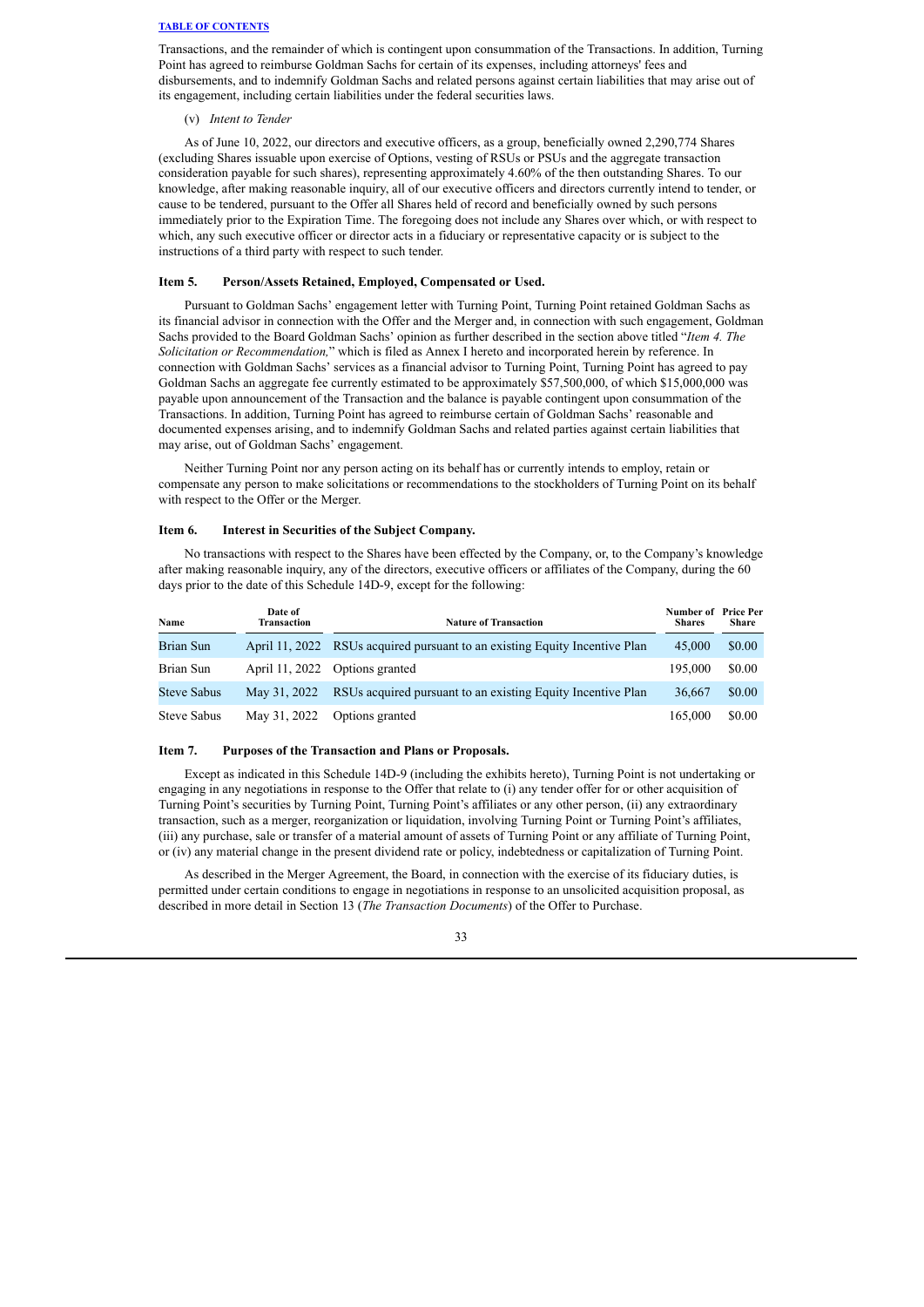Transactions, and the remainder of which is contingent upon consummation of the Transactions. In addition, Turning Point has agreed to reimburse Goldman Sachs for certain of its expenses, including attorneys' fees and disbursements, and to indemnify Goldman Sachs and related persons against certain liabilities that may arise out of its engagement, including certain liabilities under the federal securities laws.

(v) *Intent to Tender*

As of June 10, 2022, our directors and executive officers, as a group, beneficially owned 2,290,774 Shares (excluding Shares issuable upon exercise of Options, vesting of RSUs or PSUs and the aggregate transaction consideration payable for such shares), representing approximately 4.60% of the then outstanding Shares. To our knowledge, after making reasonable inquiry, all of our executive officers and directors currently intend to tender, or cause to be tendered, pursuant to the Offer all Shares held of record and beneficially owned by such persons immediately prior to the Expiration Time. The foregoing does not include any Shares over which, or with respect to which, any such executive officer or director acts in a fiduciary or representative capacity or is subject to the instructions of a third party with respect to such tender.

## Item 5. Person/Assets Retained, Employed, Compensated or Used.

Pursuant to Goldman Sachs' engagement letter with Turning Point, Turning Point retained Goldman Sachs as its financial advisor in connection with the Offer and the Merger and, in connection with such engagement, Goldman Sachs provided to the Board Goldman Sachs' opinion as further described in the section above titled "*Item 4. The Solicitation or Recommendation,*" which is filed as Annex I hereto and incorporated herein by reference. In connection with Goldman Sachs' services as a financial advisor to Turning Point, Turning Point has agreed to pay Goldman Sachs an aggregate fee currently estimated to be approximately $57,500,000, of which $15,000,000 was payable upon announcement of the Transaction and the balance is payable contingent upon consummation of the Transactions. In addition, Turning Point has agreed to reimburse certain of Goldman Sachs' reasonable and documented expenses arising, and to indemnify Goldman Sachs and related parties against certain liabilities that may arise, out of Goldman Sachs' engagement.

Neither Turning Point nor any person acting on its behalf has or currently intends to employ, retain or compensate any person to make solicitations or recommendations to the stockholders of Turning Point on its behalf with respect to the Offer or the Merger.

## Item 6. Interest in Securities of the Subject Company.

No transactions with respect to the Shares have been effected by the Company, or, to the Company's knowledge after making reasonable inquiry, any of the directors, executive officers or affiliates of the Company, during the 60 days prior to the date of this Schedule 14D-9, except for the following:

| Name | Date of Transaction | Nature of Transaction | Number of Shares | Price Per Share |
|---|---|---|---|---|
| Brian Sun | April 11, 2022 | RSUs acquired pursuant to an existing Equity Incentive Plan | 45,000 | $0.00 |
| Brian Sun | April 11, 2022 | Options granted | 195,000 | $0.00 |
| Steve Sabus | May 31, 2022 | RSUs acquired pursuant to an existing Equity Incentive Plan | 36,667 | $0.00 |
| Steve Sabus | May 31, 2022 | Options granted | 165,000 | $0.00 |

## Item 7. Purposes of the Transaction and Plans or Proposals.

Except as indicated in this Schedule 14D-9 (including the exhibits hereto), Turning Point is not undertaking or engaging in any negotiations in response to the Offer that relate to (i) any tender offer for or other acquisition of Turning Point's securities by Turning Point, Turning Point's affiliates or any other person, (ii) any extraordinary transaction, such as a merger, reorganization or liquidation, involving Turning Point or Turning Point's affiliates, (iii) any purchase, sale or transfer of a material amount of assets of Turning Point or any affiliate of Turning Point, or (iv) any material change in the present dividend rate or policy, indebtedness or capitalization of Turning Point.

As described in the Merger Agreement, the Board, in connection with the exercise of its fiduciary duties, is permitted under certain conditions to engage in negotiations in response to an unsolicited acquisition proposal, as described in more detail in Section 13 (*The Transaction Documents*) of the Offer to Purchase.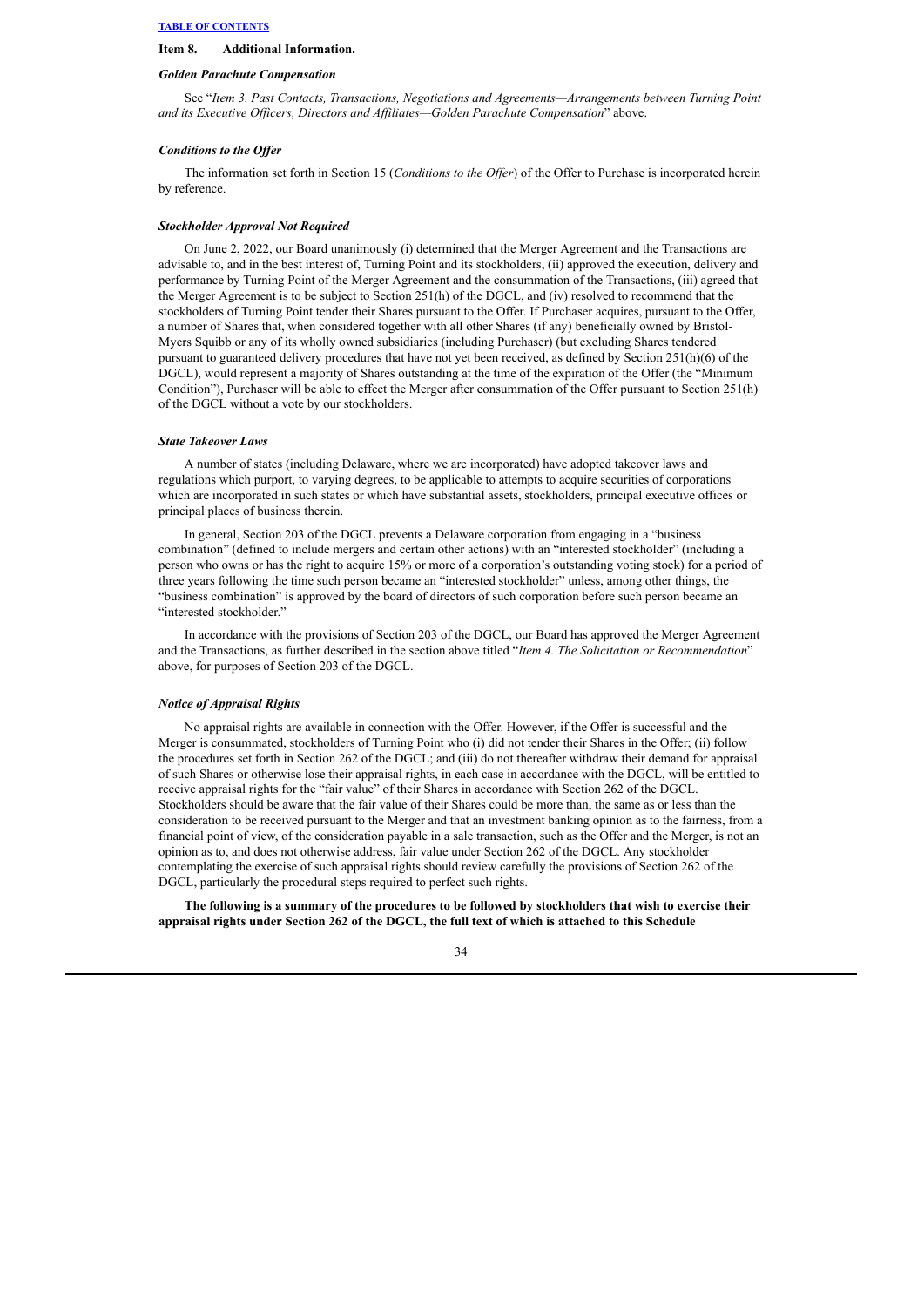## Item 8. Additional Information.

### *Golden Parachute Compensation*

See "*Item 3. Past Contacts, Transactions, Negotiations and Agreements—Arrangements between Turning Point and its Executive Officers, Directors and Affiliates—Golden Parachute Compensation*" above.

### *Conditions to the Offer*

The information set forth in Section 15 (*Conditions to the Offer*) of the Offer to Purchase is incorporated herein by reference.

### *Stockholder Approval Not Required*

On June 2, 2022, our Board unanimously (i) determined that the Merger Agreement and the Transactions are advisable to, and in the best interest of, Turning Point and its stockholders, (ii) approved the execution, delivery and performance by Turning Point of the Merger Agreement and the consummation of the Transactions, (iii) agreed that the Merger Agreement is to be subject to Section 251(h) of the DGCL, and (iv) resolved to recommend that the stockholders of Turning Point tender their Shares pursuant to the Offer. If Purchaser acquires, pursuant to the Offer, a number of Shares that, when considered together with all other Shares (if any) beneficially owned by Bristol-Myers Squibb or any of its wholly owned subsidiaries (including Purchaser) (but excluding Shares tendered pursuant to guaranteed delivery procedures that have not yet been received, as defined by Section 251(h)(6) of the DGCL), would represent a majority of Shares outstanding at the time of the expiration of the Offer (the "Minimum Condition"), Purchaser will be able to effect the Merger after consummation of the Offer pursuant to Section 251(h) of the DGCL without a vote by our stockholders.

### *State Takeover Laws*

A number of states (including Delaware, where we are incorporated) have adopted takeover laws and regulations which purport, to varying degrees, to be applicable to attempts to acquire securities of corporations which are incorporated in such states or which have substantial assets, stockholders, principal executive offices or principal places of business therein.

In general, Section 203 of the DGCL prevents a Delaware corporation from engaging in a "business combination" (defined to include mergers and certain other actions) with an "interested stockholder" (including a person who owns or has the right to acquire 15% or more of a corporation's outstanding voting stock) for a period of three years following the time such person became an "interested stockholder" unless, among other things, the "business combination" is approved by the board of directors of such corporation before such person became an "interested stockholder."

In accordance with the provisions of Section 203 of the DGCL, our Board has approved the Merger Agreement and the Transactions, as further described in the section above titled "*Item 4. The Solicitation or Recommendation*" above, for purposes of Section 203 of the DGCL.

### *Notice of Appraisal Rights*

No appraisal rights are available in connection with the Offer. However, if the Offer is successful and the Merger is consummated, stockholders of Turning Point who (i) did not tender their Shares in the Offer; (ii) follow the procedures set forth in Section 262 of the DGCL; and (iii) do not thereafter withdraw their demand for appraisal of such Shares or otherwise lose their appraisal rights, in each case in accordance with the DGCL, will be entitled to receive appraisal rights for the "fair value" of their Shares in accordance with Section 262 of the DGCL. Stockholders should be aware that the fair value of their Shares could be more than, the same as or less than the consideration to be received pursuant to the Merger and that an investment banking opinion as to the fairness, from a financial point of view, of the consideration payable in a sale transaction, such as the Offer and the Merger, is not an opinion as to, and does not otherwise address, fair value under Section 262 of the DGCL. Any stockholder contemplating the exercise of such appraisal rights should review carefully the provisions of Section 262 of the DGCL, particularly the procedural steps required to perfect such rights.

**The following is a summary of the procedures to be followed by stockholders that wish to exercise their appraisal rights under Section 262 of the DGCL, the full text of which is attached to this Schedule**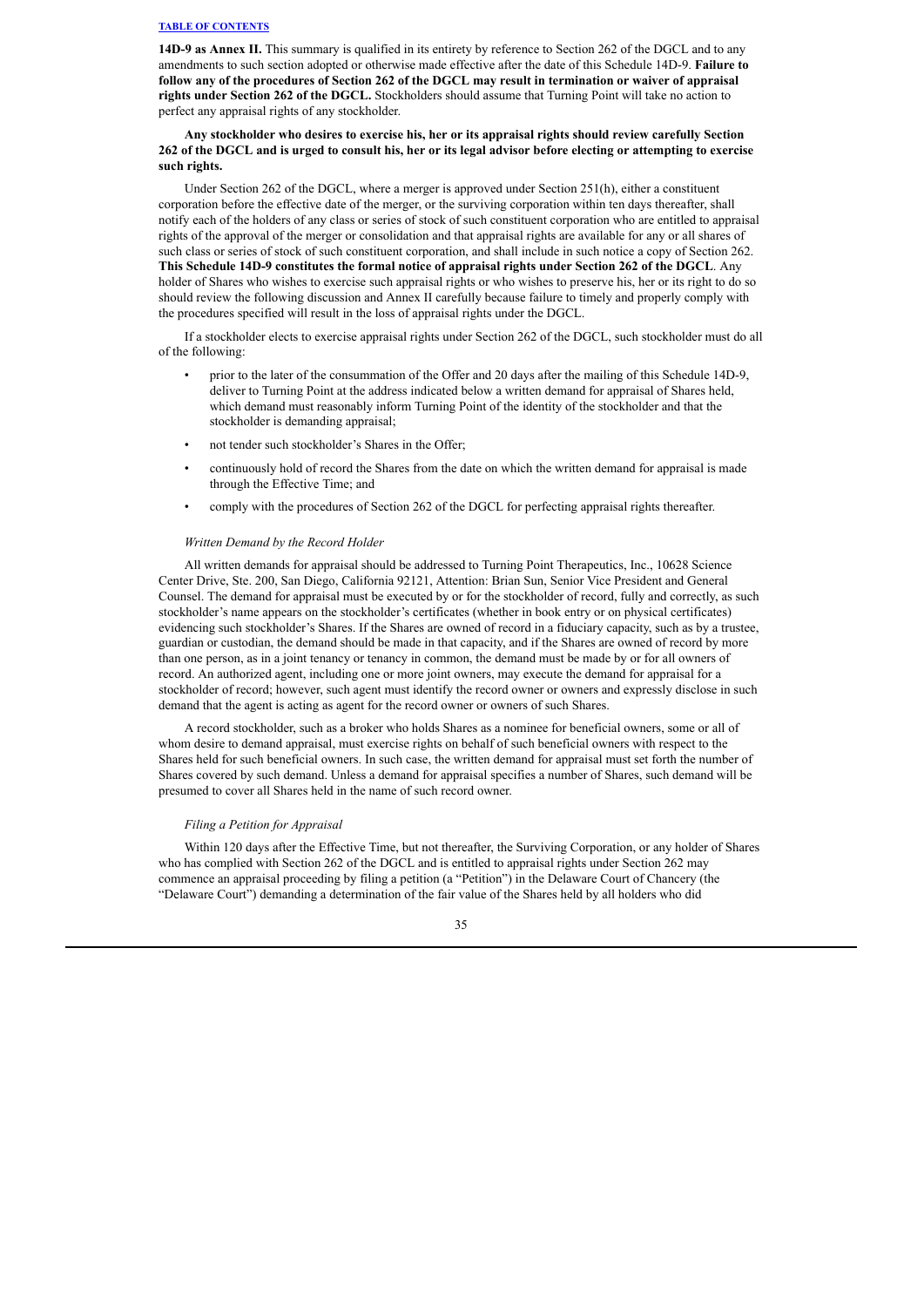**14D-9 as Annex II.** This summary is qualified in its entirety by reference to Section 262 of the DGCL and to any amendments to such section adopted or otherwise made effective after the date of this Schedule 14D-9. **Failure to follow any of the procedures of Section 262 of the DGCL may result in termination or waiver of appraisal rights under Section 262 of the DGCL.** Stockholders should assume that Turning Point will take no action to perfect any appraisal rights of any stockholder.

**Any stockholder who desires to exercise his, her or its appraisal rights should review carefully Section 262 of the DGCL and is urged to consult his, her or its legal advisor before electing or attempting to exercise such rights.**

Under Section 262 of the DGCL, where a merger is approved under Section 251(h), either a constituent corporation before the effective date of the merger, or the surviving corporation within ten days thereafter, shall notify each of the holders of any class or series of stock of such constituent corporation who are entitled to appraisal rights of the approval of the merger or consolidation and that appraisal rights are available for any or all shares of such class or series of stock of such constituent corporation, and shall include in such notice a copy of Section 262. **This Schedule 14D-9 constitutes the formal notice of appraisal rights under Section 262 of the DGCL**. Any holder of Shares who wishes to exercise such appraisal rights or who wishes to preserve his, her or its right to do so should review the following discussion and Annex II carefully because failure to timely and properly comply with the procedures specified will result in the loss of appraisal rights under the DGCL.

If a stockholder elects to exercise appraisal rights under Section 262 of the DGCL, such stockholder must do all of the following:

- prior to the later of the consummation of the Offer and 20 days after the mailing of this Schedule 14D-9, deliver to Turning Point at the address indicated below a written demand for appraisal of Shares held, which demand must reasonably inform Turning Point of the identity of the stockholder and that the stockholder is demanding appraisal;
- not tender such stockholder's Shares in the Offer;
- continuously hold of record the Shares from the date on which the written demand for appraisal is made through the Effective Time; and
- comply with the procedures of Section 262 of the DGCL for perfecting appraisal rights thereafter.

*Written Demand by the Record Holder*

All written demands for appraisal should be addressed to Turning Point Therapeutics, Inc., 10628 Science Center Drive, Ste. 200, San Diego, California 92121, Attention: Brian Sun, Senior Vice President and General Counsel. The demand for appraisal must be executed by or for the stockholder of record, fully and correctly, as such stockholder's name appears on the stockholder's certificates (whether in book entry or on physical certificates) evidencing such stockholder's Shares. If the Shares are owned of record in a fiduciary capacity, such as by a trustee, guardian or custodian, the demand should be made in that capacity, and if the Shares are owned of record by more than one person, as in a joint tenancy or tenancy in common, the demand must be made by or for all owners of record. An authorized agent, including one or more joint owners, may execute the demand for appraisal for a stockholder of record; however, such agent must identify the record owner or owners and expressly disclose in such demand that the agent is acting as agent for the record owner or owners of such Shares.

A record stockholder, such as a broker who holds Shares as a nominee for beneficial owners, some or all of whom desire to demand appraisal, must exercise rights on behalf of such beneficial owners with respect to the Shares held for such beneficial owners. In such case, the written demand for appraisal must set forth the number of Shares covered by such demand. Unless a demand for appraisal specifies a number of Shares, such demand will be presumed to cover all Shares held in the name of such record owner.

*Filing a Petition for Appraisal*

Within 120 days after the Effective Time, but not thereafter, the Surviving Corporation, or any holder of Shares who has complied with Section 262 of the DGCL and is entitled to appraisal rights under Section 262 may commence an appraisal proceeding by filing a petition (a "Petition") in the Delaware Court of Chancery (the "Delaware Court") demanding a determination of the fair value of the Shares held by all holders who did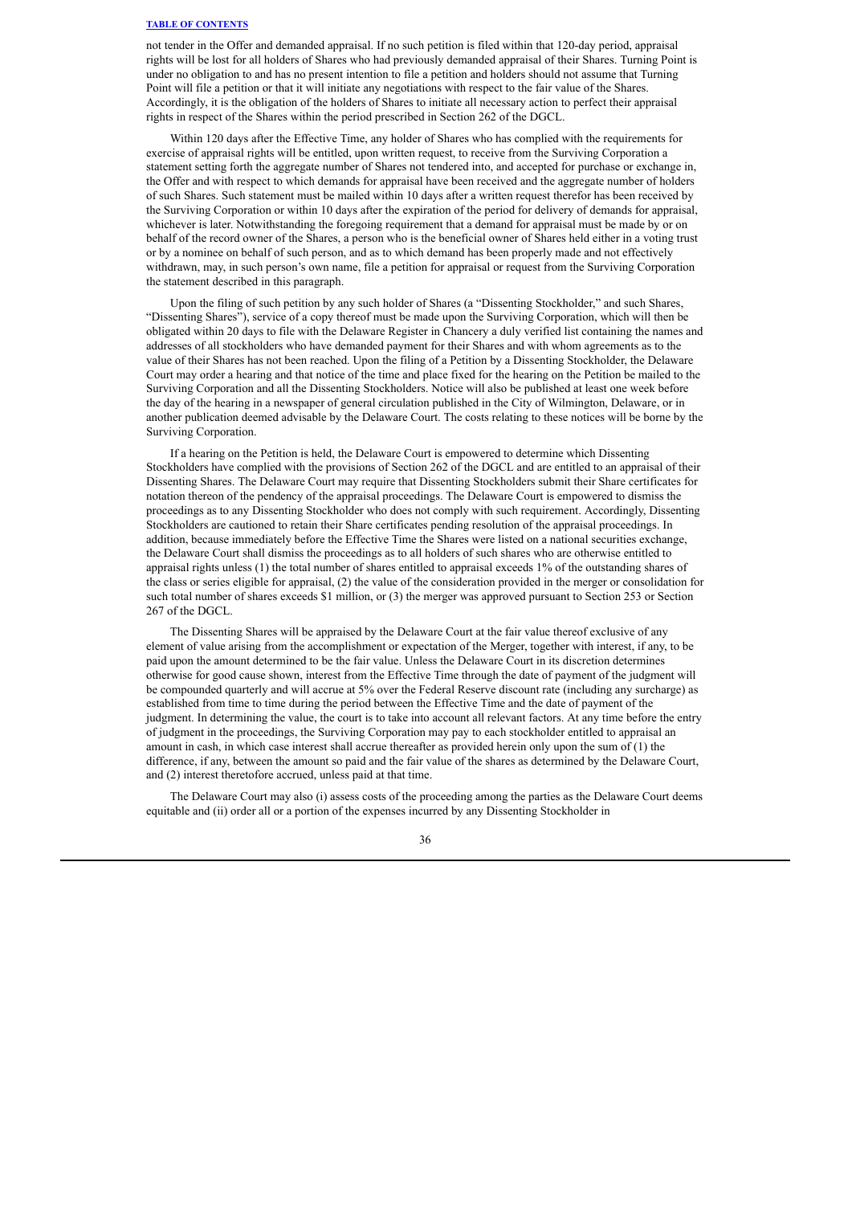not tender in the Offer and demanded appraisal. If no such petition is filed within that 120-day period, appraisal rights will be lost for all holders of Shares who had previously demanded appraisal of their Shares. Turning Point is under no obligation to and has no present intention to file a petition and holders should not assume that Turning Point will file a petition or that it will initiate any negotiations with respect to the fair value of the Shares. Accordingly, it is the obligation of the holders of Shares to initiate all necessary action to perfect their appraisal rights in respect of the Shares within the period prescribed in Section 262 of the DGCL.

Within 120 days after the Effective Time, any holder of Shares who has complied with the requirements for exercise of appraisal rights will be entitled, upon written request, to receive from the Surviving Corporation a statement setting forth the aggregate number of Shares not tendered into, and accepted for purchase or exchange in, the Offer and with respect to which demands for appraisal have been received and the aggregate number of holders of such Shares. Such statement must be mailed within 10 days after a written request therefor has been received by the Surviving Corporation or within 10 days after the expiration of the period for delivery of demands for appraisal, whichever is later. Notwithstanding the foregoing requirement that a demand for appraisal must be made by or on behalf of the record owner of the Shares, a person who is the beneficial owner of Shares held either in a voting trust or by a nominee on behalf of such person, and as to which demand has been properly made and not effectively withdrawn, may, in such person's own name, file a petition for appraisal or request from the Surviving Corporation the statement described in this paragraph.

Upon the filing of such petition by any such holder of Shares (a "Dissenting Stockholder," and such Shares, "Dissenting Shares"), service of a copy thereof must be made upon the Surviving Corporation, which will then be obligated within 20 days to file with the Delaware Register in Chancery a duly verified list containing the names and addresses of all stockholders who have demanded payment for their Shares and with whom agreements as to the value of their Shares has not been reached. Upon the filing of a Petition by a Dissenting Stockholder, the Delaware Court may order a hearing and that notice of the time and place fixed for the hearing on the Petition be mailed to the Surviving Corporation and all the Dissenting Stockholders. Notice will also be published at least one week before the day of the hearing in a newspaper of general circulation published in the City of Wilmington, Delaware, or in another publication deemed advisable by the Delaware Court. The costs relating to these notices will be borne by the Surviving Corporation.

If a hearing on the Petition is held, the Delaware Court is empowered to determine which Dissenting Stockholders have complied with the provisions of Section 262 of the DGCL and are entitled to an appraisal of their Dissenting Shares. The Delaware Court may require that Dissenting Stockholders submit their Share certificates for notation thereon of the pendency of the appraisal proceedings. The Delaware Court is empowered to dismiss the proceedings as to any Dissenting Stockholder who does not comply with such requirement. Accordingly, Dissenting Stockholders are cautioned to retain their Share certificates pending resolution of the appraisal proceedings. In addition, because immediately before the Effective Time the Shares were listed on a national securities exchange, the Delaware Court shall dismiss the proceedings as to all holders of such shares who are otherwise entitled to appraisal rights unless (1) the total number of shares entitled to appraisal exceeds 1% of the outstanding shares of the class or series eligible for appraisal, (2) the value of the consideration provided in the merger or consolidation for such total number of shares exceeds $1 million, or (3) the merger was approved pursuant to Section 253 or Section 267 of the DGCL.

The Dissenting Shares will be appraised by the Delaware Court at the fair value thereof exclusive of any element of value arising from the accomplishment or expectation of the Merger, together with interest, if any, to be paid upon the amount determined to be the fair value. Unless the Delaware Court in its discretion determines otherwise for good cause shown, interest from the Effective Time through the date of payment of the judgment will be compounded quarterly and will accrue at 5% over the Federal Reserve discount rate (including any surcharge) as established from time to time during the period between the Effective Time and the date of payment of the judgment. In determining the value, the court is to take into account all relevant factors. At any time before the entry of judgment in the proceedings, the Surviving Corporation may pay to each stockholder entitled to appraisal an amount in cash, in which case interest shall accrue thereafter as provided herein only upon the sum of (1) the difference, if any, between the amount so paid and the fair value of the shares as determined by the Delaware Court, and (2) interest theretofore accrued, unless paid at that time.

The Delaware Court may also (i) assess costs of the proceeding among the parties as the Delaware Court deems equitable and (ii) order all or a portion of the expenses incurred by any Dissenting Stockholder in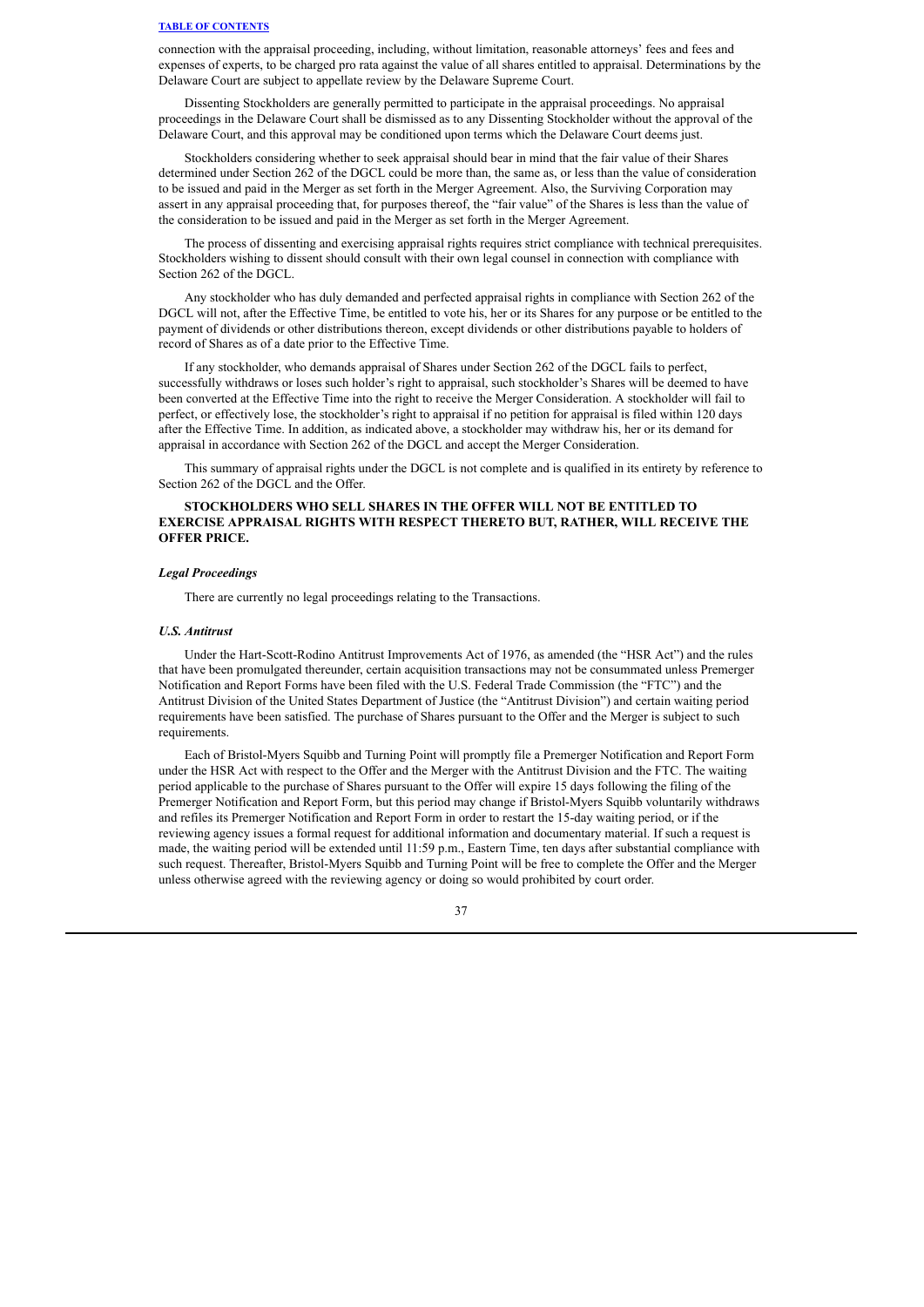connection with the appraisal proceeding, including, without limitation, reasonable attorneys' fees and fees and expenses of experts, to be charged pro rata against the value of all shares entitled to appraisal. Determinations by the Delaware Court are subject to appellate review by the Delaware Supreme Court.

Dissenting Stockholders are generally permitted to participate in the appraisal proceedings. No appraisal proceedings in the Delaware Court shall be dismissed as to any Dissenting Stockholder without the approval of the Delaware Court, and this approval may be conditioned upon terms which the Delaware Court deems just.

Stockholders considering whether to seek appraisal should bear in mind that the fair value of their Shares determined under Section 262 of the DGCL could be more than, the same as, or less than the value of consideration to be issued and paid in the Merger as set forth in the Merger Agreement. Also, the Surviving Corporation may assert in any appraisal proceeding that, for purposes thereof, the "fair value" of the Shares is less than the value of the consideration to be issued and paid in the Merger as set forth in the Merger Agreement.

The process of dissenting and exercising appraisal rights requires strict compliance with technical prerequisites. Stockholders wishing to dissent should consult with their own legal counsel in connection with compliance with Section 262 of the DGCL.

Any stockholder who has duly demanded and perfected appraisal rights in compliance with Section 262 of the DGCL will not, after the Effective Time, be entitled to vote his, her or its Shares for any purpose or be entitled to the payment of dividends or other distributions thereon, except dividends or other distributions payable to holders of record of Shares as of a date prior to the Effective Time.

If any stockholder, who demands appraisal of Shares under Section 262 of the DGCL fails to perfect, successfully withdraws or loses such holder's right to appraisal, such stockholder's Shares will be deemed to have been converted at the Effective Time into the right to receive the Merger Consideration. A stockholder will fail to perfect, or effectively lose, the stockholder's right to appraisal if no petition for appraisal is filed within 120 days after the Effective Time. In addition, as indicated above, a stockholder may withdraw his, her or its demand for appraisal in accordance with Section 262 of the DGCL and accept the Merger Consideration.

This summary of appraisal rights under the DGCL is not complete and is qualified in its entirety by reference to Section 262 of the DGCL and the Offer.

**STOCKHOLDERS WHO SELL SHARES IN THE OFFER WILL NOT BE ENTITLED TO EXERCISE APPRAISAL RIGHTS WITH RESPECT THERETO BUT, RATHER, WILL RECEIVE THE OFFER PRICE.**

### *Legal Proceedings*

There are currently no legal proceedings relating to the Transactions.

### *U.S. Antitrust*

Under the Hart-Scott-Rodino Antitrust Improvements Act of 1976, as amended (the "HSR Act") and the rules that have been promulgated thereunder, certain acquisition transactions may not be consummated unless Premerger Notification and Report Forms have been filed with the U.S. Federal Trade Commission (the "FTC") and the Antitrust Division of the United States Department of Justice (the "Antitrust Division") and certain waiting period requirements have been satisfied. The purchase of Shares pursuant to the Offer and the Merger is subject to such requirements.

Each of Bristol-Myers Squibb and Turning Point will promptly file a Premerger Notification and Report Form under the HSR Act with respect to the Offer and the Merger with the Antitrust Division and the FTC. The waiting period applicable to the purchase of Shares pursuant to the Offer will expire 15 days following the filing of the Premerger Notification and Report Form, but this period may change if Bristol-Myers Squibb voluntarily withdraws and refiles its Premerger Notification and Report Form in order to restart the 15-day waiting period, or if the reviewing agency issues a formal request for additional information and documentary material. If such a request is made, the waiting period will be extended until 11:59 p.m., Eastern Time, ten days after substantial compliance with such request. Thereafter, Bristol-Myers Squibb and Turning Point will be free to complete the Offer and the Merger unless otherwise agreed with the reviewing agency or doing so would prohibited by court order.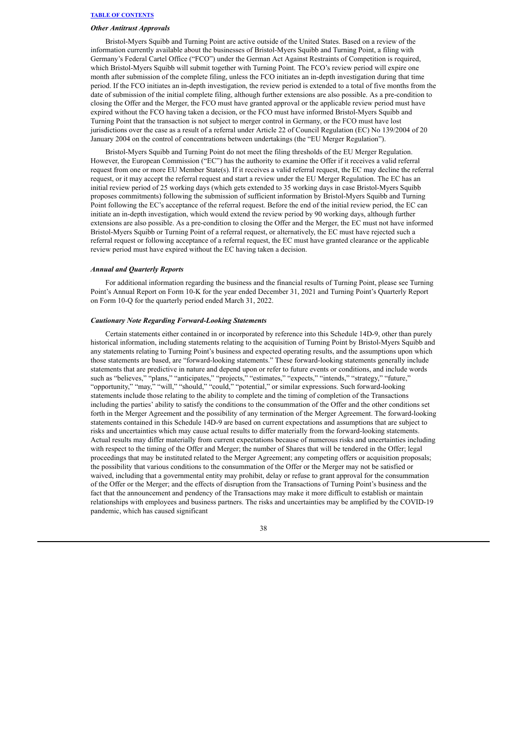### *Other Antitrust Approvals*

Bristol-Myers Squibb and Turning Point are active outside of the United States. Based on a review of the information currently available about the businesses of Bristol-Myers Squibb and Turning Point, a filing with Germany's Federal Cartel Office ("FCO") under the German Act Against Restraints of Competition is required, which Bristol-Myers Squibb will submit together with Turning Point. The FCO's review period will expire one month after submission of the complete filing, unless the FCO initiates an in-depth investigation during that time period. If the FCO initiates an in-depth investigation, the review period is extended to a total of five months from the date of submission of the initial complete filing, although further extensions are also possible. As a pre-condition to closing the Offer and the Merger, the FCO must have granted approval or the applicable review period must have expired without the FCO having taken a decision, or the FCO must have informed Bristol-Myers Squibb and Turning Point that the transaction is not subject to merger control in Germany, or the FCO must have lost jurisdictions over the case as a result of a referral under Article 22 of Council Regulation (EC) No 139/2004 of 20 January 2004 on the control of concentrations between undertakings (the "EU Merger Regulation").

Bristol-Myers Squibb and Turning Point do not meet the filing thresholds of the EU Merger Regulation. However, the European Commission ("EC") has the authority to examine the Offer if it receives a valid referral request from one or more EU Member State(s). If it receives a valid referral request, the EC may decline the referral request, or it may accept the referral request and start a review under the EU Merger Regulation. The EC has an initial review period of 25 working days (which gets extended to 35 working days in case Bristol-Myers Squibb proposes commitments) following the submission of sufficient information by Bristol-Myers Squibb and Turning Point following the EC's acceptance of the referral request. Before the end of the initial review period, the EC can initiate an in-depth investigation, which would extend the review period by 90 working days, although further extensions are also possible. As a pre-condition to closing the Offer and the Merger, the EC must not have informed Bristol-Myers Squibb or Turning Point of a referral request, or alternatively, the EC must have rejected such a referral request or following acceptance of a referral request, the EC must have granted clearance or the applicable review period must have expired without the EC having taken a decision.

### *Annual and Quarterly Reports*

For additional information regarding the business and the financial results of Turning Point, please see Turning Point's Annual Report on Form 10-K for the year ended December 31, 2021 and Turning Point's Quarterly Report on Form 10-Q for the quarterly period ended March 31, 2022.

### *Cautionary Note Regarding Forward-Looking Statements*

Certain statements either contained in or incorporated by reference into this Schedule 14D-9, other than purely historical information, including statements relating to the acquisition of Turning Point by Bristol-Myers Squibb and any statements relating to Turning Point's business and expected operating results, and the assumptions upon which those statements are based, are "forward-looking statements." These forward-looking statements generally include statements that are predictive in nature and depend upon or refer to future events or conditions, and include words such as "believes," "plans," "anticipates," "projects," "estimates," "expects," "intends," "strategy," "future," "opportunity," "may," "will," "should," "could," "potential," or similar expressions. Such forward-looking statements include those relating to the ability to complete and the timing of completion of the Transactions including the parties' ability to satisfy the conditions to the consummation of the Offer and the other conditions set forth in the Merger Agreement and the possibility of any termination of the Merger Agreement. The forward-looking statements contained in this Schedule 14D-9 are based on current expectations and assumptions that are subject to risks and uncertainties which may cause actual results to differ materially from the forward-looking statements. Actual results may differ materially from current expectations because of numerous risks and uncertainties including with respect to the timing of the Offer and Merger; the number of Shares that will be tendered in the Offer; legal proceedings that may be instituted related to the Merger Agreement; any competing offers or acquisition proposals; the possibility that various conditions to the consummation of the Offer or the Merger may not be satisfied or waived, including that a governmental entity may prohibit, delay or refuse to grant approval for the consummation of the Offer or the Merger; and the effects of disruption from the Transactions of Turning Point's business and the fact that the announcement and pendency of the Transactions may make it more difficult to establish or maintain relationships with employees and business partners. The risks and uncertainties may be amplified by the COVID-19 pandemic, which has caused significant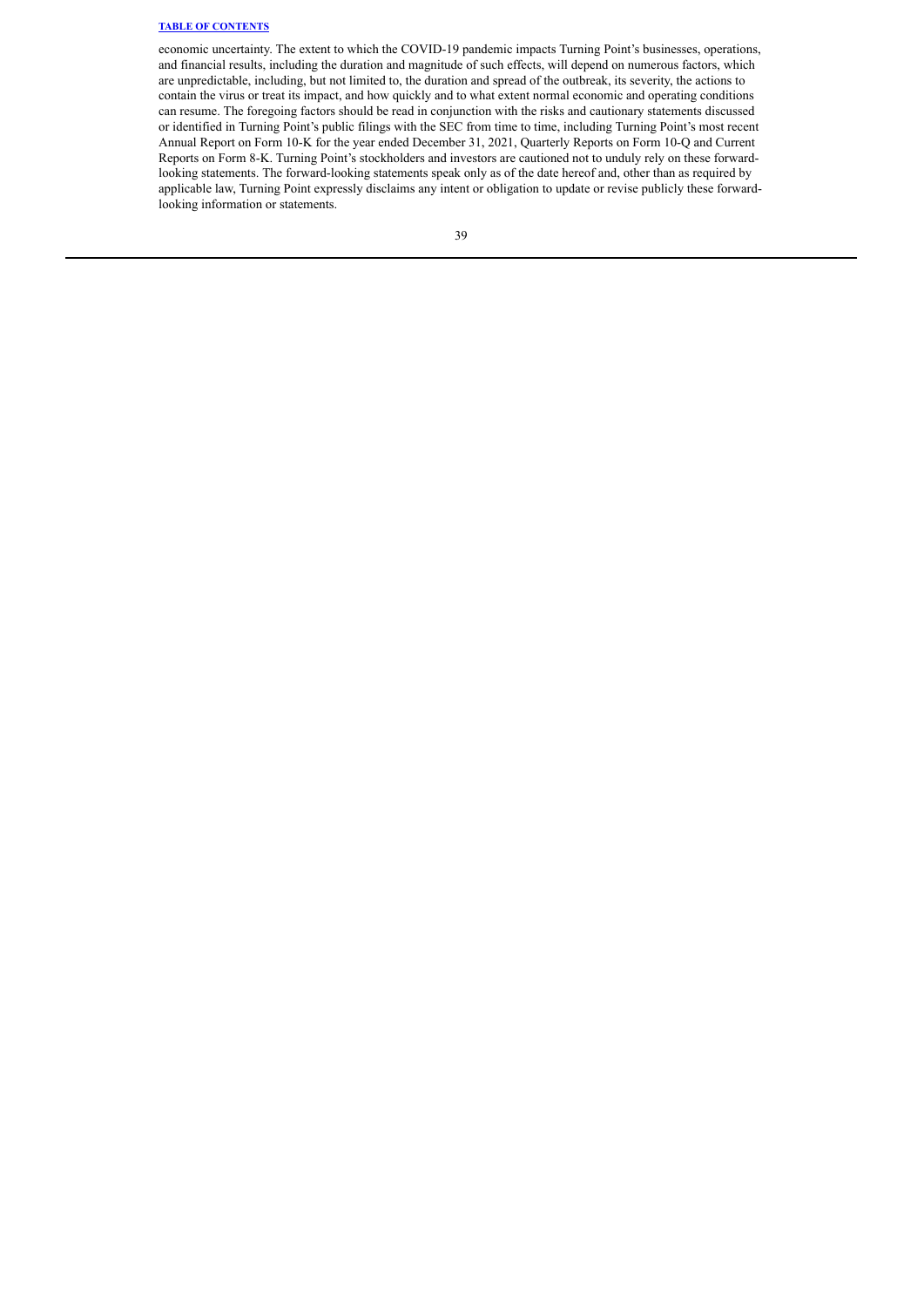economic uncertainty. The extent to which the COVID-19 pandemic impacts Turning Point's businesses, operations, and financial results, including the duration and magnitude of such effects, will depend on numerous factors, which are unpredictable, including, but not limited to, the duration and spread of the outbreak, its severity, the actions to contain the virus or treat its impact, and how quickly and to what extent normal economic and operating conditions can resume. The foregoing factors should be read in conjunction with the risks and cautionary statements discussed or identified in Turning Point's public filings with the SEC from time to time, including Turning Point's most recent Annual Report on Form 10-K for the year ended December 31, 2021, Quarterly Reports on Form 10-Q and Current Reports on Form 8-K. Turning Point's stockholders and investors are cautioned not to unduly rely on these forward-looking statements. The forward-looking statements speak only as of the date hereof and, other than as required by applicable law, Turning Point expressly disclaims any intent or obligation to update or revise publicly these forward-looking information or statements.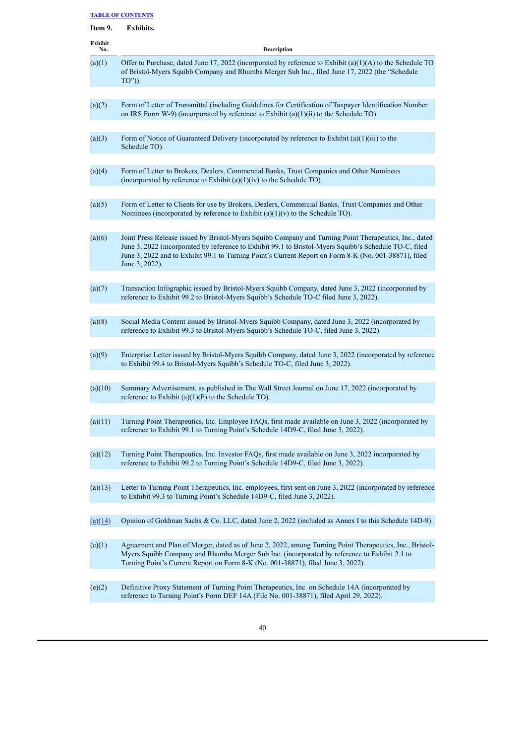TABLE OF CONTENTS

**Item 9. Exhibits.**

| Exhibit No. | Description |
|---|---|
| (a)(1) | Offer to Purchase, dated June 17, 2022 (incorporated by reference to Exhibit (a)(1)(A) to the Schedule TO of Bristol-Myers Squibb Company and Rhumba Merger Sub Inc., filed June 17, 2022 (the "Schedule TO")). |
| (a)(2) | Form of Letter of Transmittal (including Guidelines for Certification of Taxpayer Identification Number on IRS Form W-9) (incorporated by reference to Exhibit (a)(1)(ii) to the Schedule TO). |
| (a)(3) | Form of Notice of Guaranteed Delivery (incorporated by reference to Exhibit (a)(1)(iii) to the Schedule TO). |
| (a)(4) | Form of Letter to Brokers, Dealers, Commercial Banks, Trust Companies and Other Nominees (incorporated by reference to Exhibit (a)(1)(iv) to the Schedule TO). |
| (a)(5) | Form of Letter to Clients for use by Brokers, Dealers, Commercial Banks, Trust Companies and Other Nominees (incorporated by reference to Exhibit (a)(1)(v) to the Schedule TO). |
| (a)(6) | Joint Press Release issued by Bristol-Myers Squibb Company and Turning Point Therapeutics, Inc., dated June 3, 2022 (incorporated by reference to Exhibit 99.1 to Bristol-Myers Squibb's Schedule TO-C, filed June 3, 2022 and to Exhibit 99.1 to Turning Point's Current Report on Form 8-K (No. 001-38871), filed June 3, 2022). |
| (a)(7) | Transaction Infographic issued by Bristol-Myers Squibb Company, dated June 3, 2022 (incorporated by reference to Exhibit 99.2 to Bristol-Myers Squibb's Schedule TO-C filed June 3, 2022). |
| (a)(8) | Social Media Content issued by Bristol-Myers Squibb Company, dated June 3, 2022 (incorporated by reference to Exhibit 99.3 to Bristol-Myers Squibb's Schedule TO-C, filed June 3, 2022). |
| (a)(9) | Enterprise Letter issued by Bristol-Myers Squibb Company, dated June 3, 2022 (incorporated by reference to Exhibit 99.4 to Bristol-Myers Squibb's Schedule TO-C, filed June 3, 2022). |
| (a)(10) | Summary Advertisement, as published in The Wall Street Journal on June 17, 2022 (incorporated by reference to Exhibit (a)(1)(F) to the Schedule TO). |
| (a)(11) | Turning Point Therapeutics, Inc. Employee FAQs, first made available on June 3, 2022 (incorporated by reference to Exhibit 99.1 to Turning Point's Schedule 14D9-C, filed June 3, 2022). |
| (a)(12) | Turning Point Therapeutics, Inc. Investor FAQs, first made available on June 3, 2022 incorporated by reference to Exhibit 99.2 to Turning Point's Schedule 14D9-C, filed June 3, 2022). |
| (a)(13) | Letter to Turning Point Therapeutics, Inc. employees, first sent on June 3, 2022 (incorporated by reference to Exhibit 99.3 to Turning Point's Schedule 14D9-C, filed June 3, 2022). |
| (a)(14) | Opinion of Goldman Sachs & Co. LLC, dated June 2, 2022 (included as Annex I to this Schedule 14D-9). |
| (e)(1) | Agreement and Plan of Merger, dated as of June 2, 2022, among Turning Point Therapeutics, Inc., Bristol-Myers Squibb Company and Rhumba Merger Sub Inc. (incorporated by reference to Exhibit 2.1 to Turning Point's Current Report on Form 8-K (No. 001-38871), filed June 3, 2022). |
| (e)(2) | Definitive Proxy Statement of Turning Point Therapeutics, Inc. on Schedule 14A (incorporated by reference to Turning Point's Form DEF 14A (File No. 001-38871), filed April 29, 2022). |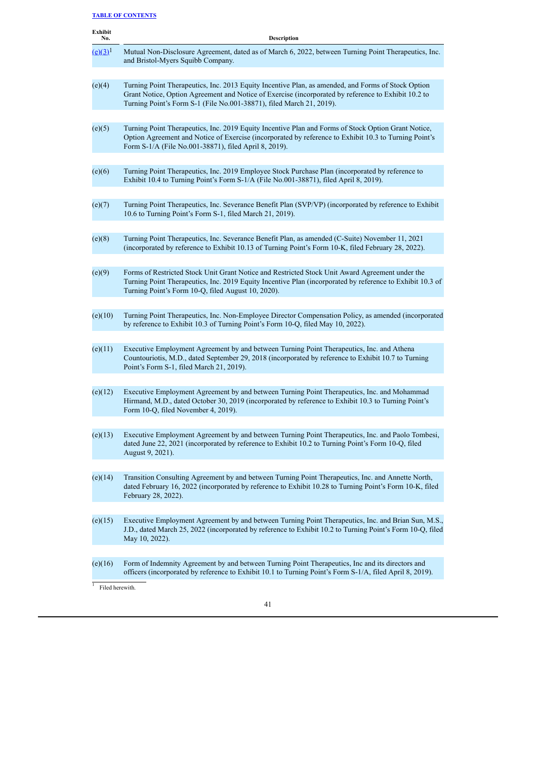[TABLE OF CONTENTS](#)

| Exhibit No. | Description |
|---|---|
| [(e)(3)](#)[1] | Mutual Non-Disclosure Agreement, dated as of March 6, 2022, between Turning Point Therapeutics, Inc. and Bristol-Myers Squibb Company. |
| (e)(4) | Turning Point Therapeutics, Inc. 2013 Equity Incentive Plan, as amended, and Forms of Stock Option Grant Notice, Option Agreement and Notice of Exercise (incorporated by reference to Exhibit 10.2 to Turning Point's Form S-1 (File No.001-38871), filed March 21, 2019). |
| (e)(5) | Turning Point Therapeutics, Inc. 2019 Equity Incentive Plan and Forms of Stock Option Grant Notice, Option Agreement and Notice of Exercise (incorporated by reference to Exhibit 10.3 to Turning Point's Form S-1/A (File No.001-38871), filed April 8, 2019). |
| (e)(6) | Turning Point Therapeutics, Inc. 2019 Employee Stock Purchase Plan (incorporated by reference to Exhibit 10.4 to Turning Point's Form S-1/A (File No.001-38871), filed April 8, 2019). |
| (e)(7) | Turning Point Therapeutics, Inc. Severance Benefit Plan (SVP/VP) (incorporated by reference to Exhibit 10.6 to Turning Point's Form S-1, filed March 21, 2019). |
| (e)(8) | Turning Point Therapeutics, Inc. Severance Benefit Plan, as amended (C-Suite) November 11, 2021 (incorporated by reference to Exhibit 10.13 of Turning Point's Form 10-K, filed February 28, 2022). |
| (e)(9) | Forms of Restricted Stock Unit Grant Notice and Restricted Stock Unit Award Agreement under the Turning Point Therapeutics, Inc. 2019 Equity Incentive Plan (incorporated by reference to Exhibit 10.3 of Turning Point's Form 10-Q, filed August 10, 2020). |
| (e)(10) | Turning Point Therapeutics, Inc. Non-Employee Director Compensation Policy, as amended (incorporated by reference to Exhibit 10.3 of Turning Point's Form 10-Q, filed May 10, 2022). |
| (e)(11) | Executive Employment Agreement by and between Turning Point Therapeutics, Inc. and Athena Countouriotis, M.D., dated September 29, 2018 (incorporated by reference to Exhibit 10.7 to Turning Point's Form S-1, filed March 21, 2019). |
| (e)(12) | Executive Employment Agreement by and between Turning Point Therapeutics, Inc. and Mohammad Hirmand, M.D., dated October 30, 2019 (incorporated by reference to Exhibit 10.3 to Turning Point's Form 10-Q, filed November 4, 2019). |
| (e)(13) | Executive Employment Agreement by and between Turning Point Therapeutics, Inc. and Paolo Tombesi, dated June 22, 2021 (incorporated by reference to Exhibit 10.2 to Turning Point's Form 10-Q, filed August 9, 2021). |
| (e)(14) | Transition Consulting Agreement by and between Turning Point Therapeutics, Inc. and Annette North, dated February 16, 2022 (incorporated by reference to Exhibit 10.28 to Turning Point's Form 10-K, filed February 28, 2022). |
| (e)(15) | Executive Employment Agreement by and between Turning Point Therapeutics, Inc. and Brian Sun, M.S., J.D., dated March 25, 2022 (incorporated by reference to Exhibit 10.2 to Turning Point's Form 10-Q, filed May 10, 2022). |
| (e)(16) | Form of Indemnity Agreement by and between Turning Point Therapeutics, Inc and its directors and officers (incorporated by reference to Exhibit 10.1 to Turning Point's Form S-1/A, filed April 8, 2019). |

[1] Filed herewith.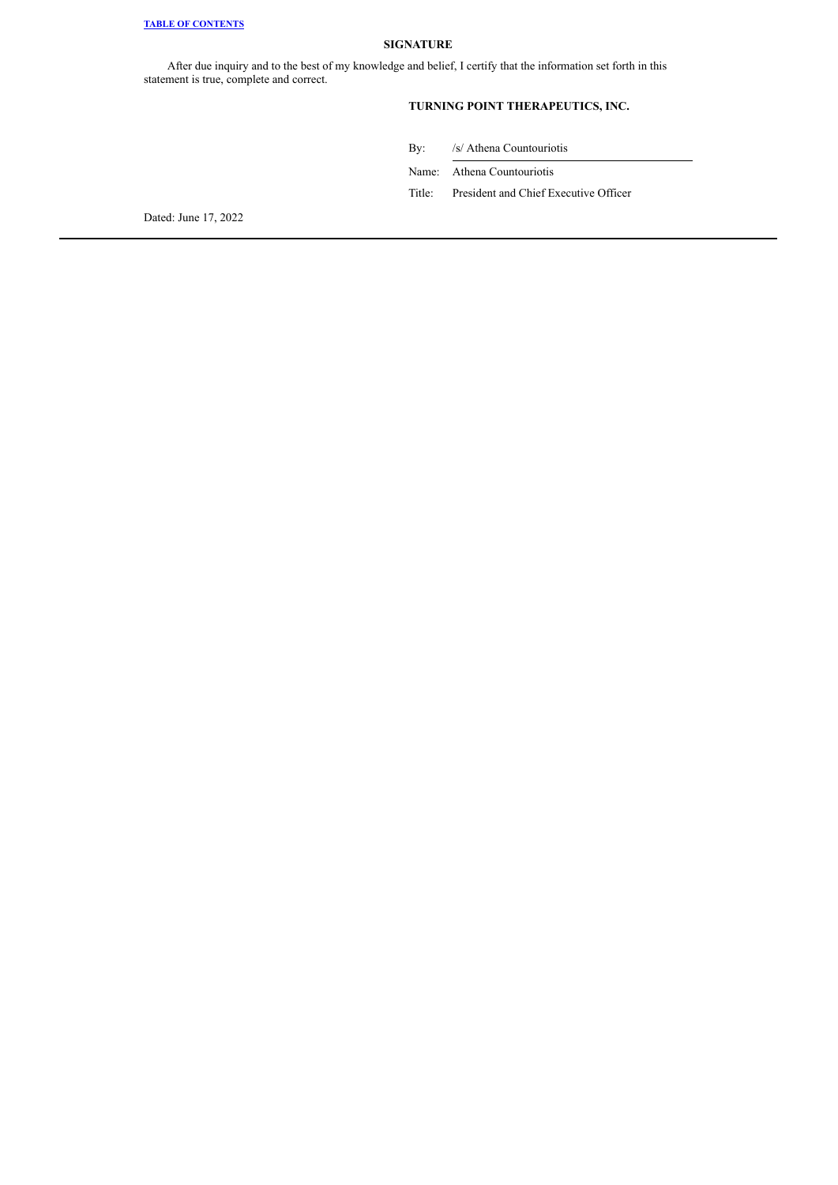## SIGNATURE

After due inquiry and to the best of my knowledge and belief, I certify that the information set forth in this statement is true, complete and correct.

**TURNING POINT THERAPEUTICS, INC.**

By: /s/ Athena Countouriotis

Name: Athena Countouriotis

Title: President and Chief Executive Officer

Dated: June 17, 2022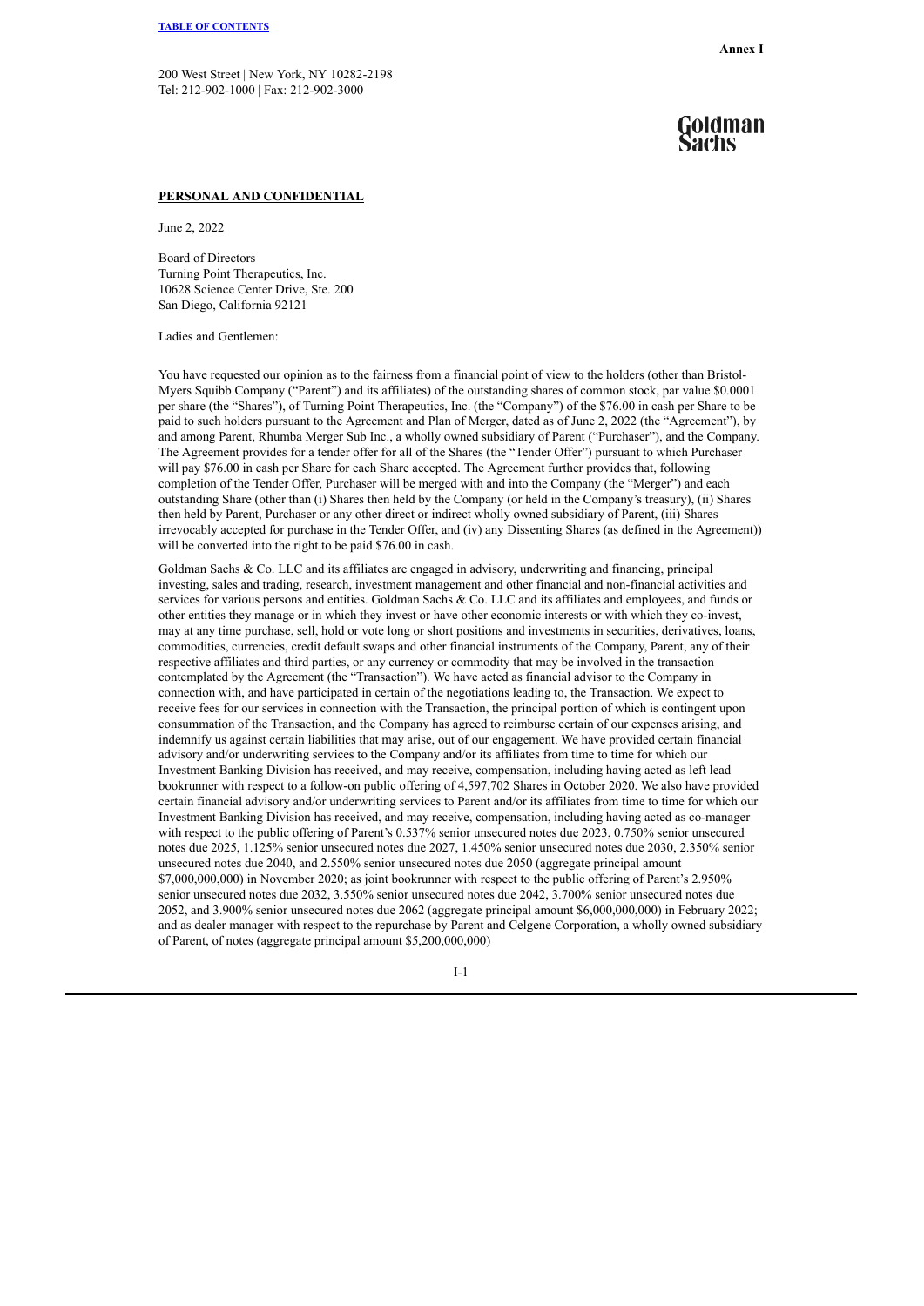Annex I

200 West Street | New York, NY 10282-2198
Tel: 212-902-1000 | Fax: 212-902-3000

Goldman Sachs

**PERSONAL AND CONFIDENTIAL**

June 2, 2022

Board of Directors
Turning Point Therapeutics, Inc.
10628 Science Center Drive, Ste. 200
San Diego, California 92121

Ladies and Gentlemen:

You have requested our opinion as to the fairness from a financial point of view to the holders (other than Bristol-Myers Squibb Company ("Parent") and its affiliates) of the outstanding shares of common stock, par value $0.0001 per share (the "Shares"), of Turning Point Therapeutics, Inc. (the "Company") of the $76.00 in cash per Share to be paid to such holders pursuant to the Agreement and Plan of Merger, dated as of June 2, 2022 (the "Agreement"), by and among Parent, Rhumba Merger Sub Inc., a wholly owned subsidiary of Parent ("Purchaser"), and the Company. The Agreement provides for a tender offer for all of the Shares (the "Tender Offer") pursuant to which Purchaser will pay $76.00 in cash per Share for each Share accepted. The Agreement further provides that, following completion of the Tender Offer, Purchaser will be merged with and into the Company (the "Merger") and each outstanding Share (other than (i) Shares then held by the Company (or held in the Company's treasury), (ii) Shares then held by Parent, Purchaser or any other direct or indirect wholly owned subsidiary of Parent, (iii) Shares irrevocably accepted for purchase in the Tender Offer, and (iv) any Dissenting Shares (as defined in the Agreement)) will be converted into the right to be paid $76.00 in cash.

Goldman Sachs & Co. LLC and its affiliates are engaged in advisory, underwriting and financing, principal investing, sales and trading, research, investment management and other financial and non-financial activities and services for various persons and entities. Goldman Sachs & Co. LLC and its affiliates and employees, and funds or other entities they manage or in which they invest or have other economic interests or with which they co-invest, may at any time purchase, sell, hold or vote long or short positions and investments in securities, derivatives, loans, commodities, currencies, credit default swaps and other financial instruments of the Company, Parent, any of their respective affiliates and third parties, or any currency or commodity that may be involved in the transaction contemplated by the Agreement (the "Transaction"). We have acted as financial advisor to the Company in connection with, and have participated in certain of the negotiations leading to, the Transaction. We expect to receive fees for our services in connection with the Transaction, the principal portion of which is contingent upon consummation of the Transaction, and the Company has agreed to reimburse certain of our expenses arising, and indemnify us against certain liabilities that may arise, out of our engagement. We have provided certain financial advisory and/or underwriting services to the Company and/or its affiliates from time to time for which our Investment Banking Division has received, and may receive, compensation, including having acted as left lead bookrunner with respect to a follow-on public offering of 4,597,702 Shares in October 2020. We also have provided certain financial advisory and/or underwriting services to Parent and/or its affiliates from time to time for which our Investment Banking Division has received, and may receive, compensation, including having acted as co-manager with respect to the public offering of Parent's 0.537% senior unsecured notes due 2023, 0.750% senior unsecured notes due 2025, 1.125% senior unsecured notes due 2027, 1.450% senior unsecured notes due 2030, 2.350% senior unsecured notes due 2040, and 2.550% senior unsecured notes due 2050 (aggregate principal amount $7,000,000,000) in November 2020; as joint bookrunner with respect to the public offering of Parent's 2.950% senior unsecured notes due 2032, 3.550% senior unsecured notes due 2042, 3.700% senior unsecured notes due 2052, and 3.900% senior unsecured notes due 2062 (aggregate principal amount $6,000,000,000) in February 2022; and as dealer manager with respect to the repurchase by Parent and Celgene Corporation, a wholly owned subsidiary of Parent, of notes (aggregate principal amount $5,200,000,000)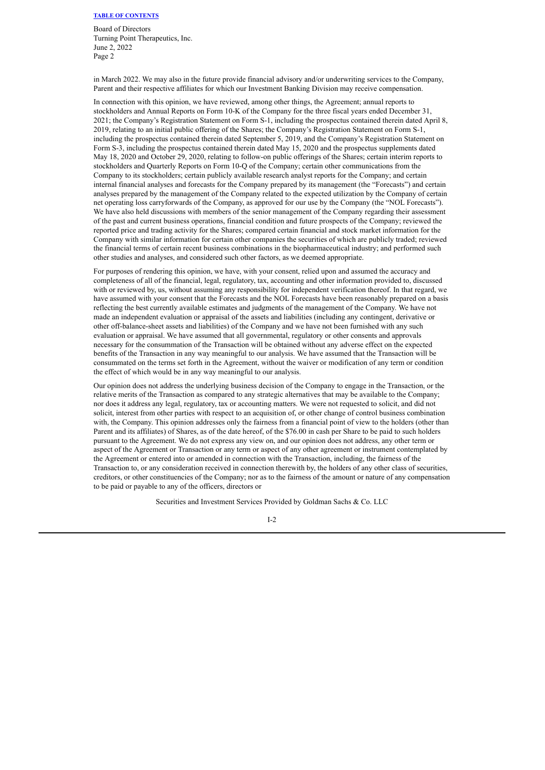Board of Directors
Turning Point Therapeutics, Inc.
June 2, 2022
Page 2

in March 2022. We may also in the future provide financial advisory and/or underwriting services to the Company, Parent and their respective affiliates for which our Investment Banking Division may receive compensation.

In connection with this opinion, we have reviewed, among other things, the Agreement; annual reports to stockholders and Annual Reports on Form 10-K of the Company for the three fiscal years ended December 31, 2021; the Company's Registration Statement on Form S-1, including the prospectus contained therein dated April 8, 2019, relating to an initial public offering of the Shares; the Company's Registration Statement on Form S-1, including the prospectus contained therein dated September 5, 2019, and the Company's Registration Statement on Form S-3, including the prospectus contained therein dated May 15, 2020 and the prospectus supplements dated May 18, 2020 and October 29, 2020, relating to follow-on public offerings of the Shares; certain interim reports to stockholders and Quarterly Reports on Form 10-Q of the Company; certain other communications from the Company to its stockholders; certain publicly available research analyst reports for the Company; and certain internal financial analyses and forecasts for the Company prepared by its management (the "Forecasts") and certain analyses prepared by the management of the Company related to the expected utilization by the Company of certain net operating loss carryforwards of the Company, as approved for our use by the Company (the "NOL Forecasts"). We have also held discussions with members of the senior management of the Company regarding their assessment of the past and current business operations, financial condition and future prospects of the Company; reviewed the reported price and trading activity for the Shares; compared certain financial and stock market information for the Company with similar information for certain other companies the securities of which are publicly traded; reviewed the financial terms of certain recent business combinations in the biopharmaceutical industry; and performed such other studies and analyses, and considered such other factors, as we deemed appropriate.

For purposes of rendering this opinion, we have, with your consent, relied upon and assumed the accuracy and completeness of all of the financial, legal, regulatory, tax, accounting and other information provided to, discussed with or reviewed by, us, without assuming any responsibility for independent verification thereof. In that regard, we have assumed with your consent that the Forecasts and the NOL Forecasts have been reasonably prepared on a basis reflecting the best currently available estimates and judgments of the management of the Company. We have not made an independent evaluation or appraisal of the assets and liabilities (including any contingent, derivative or other off-balance-sheet assets and liabilities) of the Company and we have not been furnished with any such evaluation or appraisal. We have assumed that all governmental, regulatory or other consents and approvals necessary for the consummation of the Transaction will be obtained without any adverse effect on the expected benefits of the Transaction in any way meaningful to our analysis. We have assumed that the Transaction will be consummated on the terms set forth in the Agreement, without the waiver or modification of any term or condition the effect of which would be in any way meaningful to our analysis.

Our opinion does not address the underlying business decision of the Company to engage in the Transaction, or the relative merits of the Transaction as compared to any strategic alternatives that may be available to the Company; nor does it address any legal, regulatory, tax or accounting matters. We were not requested to solicit, and did not solicit, interest from other parties with respect to an acquisition of, or other change of control business combination with, the Company. This opinion addresses only the fairness from a financial point of view to the holders (other than Parent and its affiliates) of Shares, as of the date hereof, of the $76.00 in cash per Share to be paid to such holders pursuant to the Agreement. We do not express any view on, and our opinion does not address, any other term or aspect of the Agreement or Transaction or any term or aspect of any other agreement or instrument contemplated by the Agreement or entered into or amended in connection with the Transaction, including, the fairness of the Transaction to, or any consideration received in connection therewith by, the holders of any other class of securities, creditors, or other constituencies of the Company; nor as to the fairness of the amount or nature of any compensation to be paid or payable to any of the officers, directors or

Securities and Investment Services Provided by Goldman Sachs & Co. LLC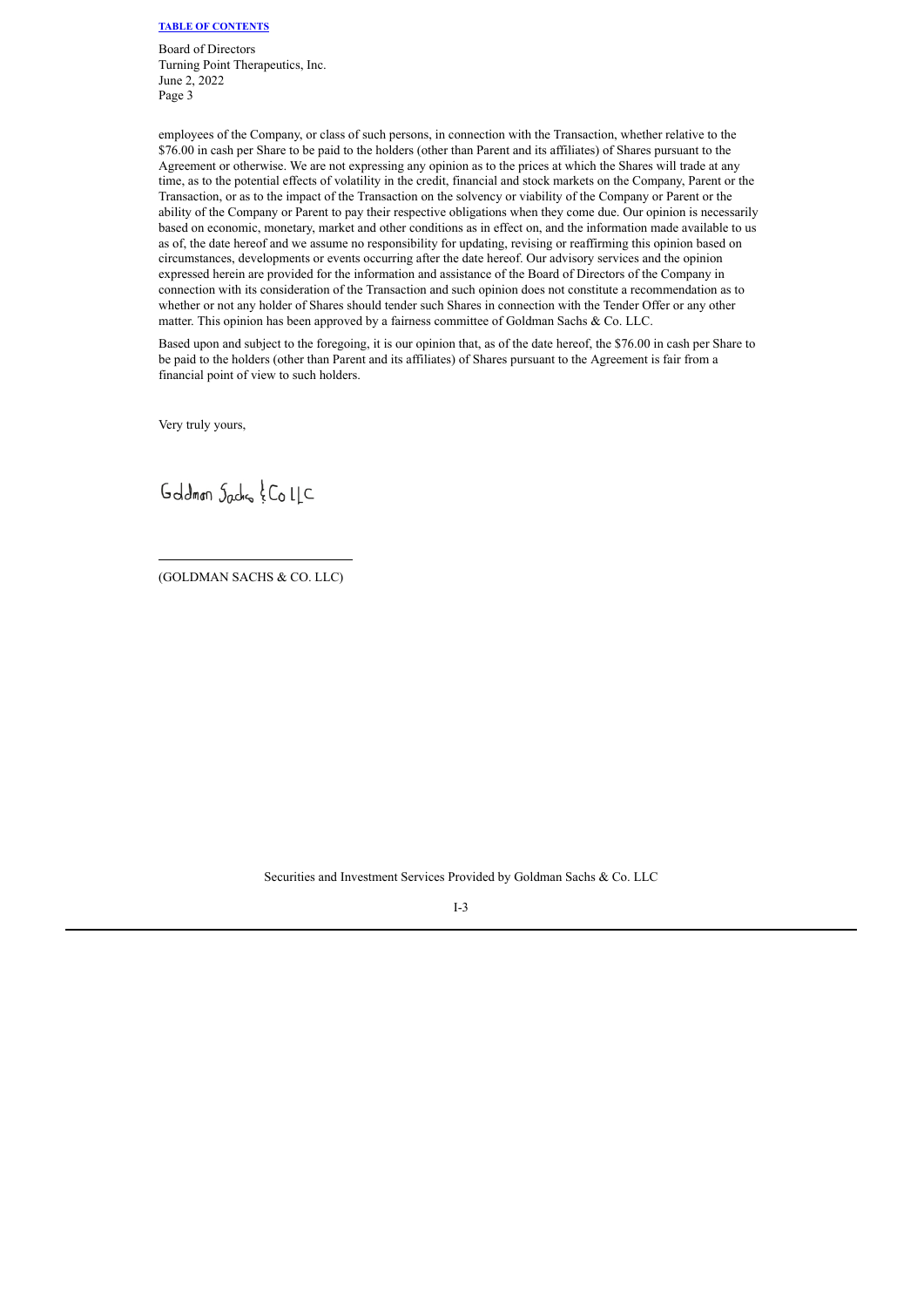Board of Directors
Turning Point Therapeutics, Inc.
June 2, 2022
Page 3

employees of the Company, or class of such persons, in connection with the Transaction, whether relative to the $76.00 in cash per Share to be paid to the holders (other than Parent and its affiliates) of Shares pursuant to the Agreement or otherwise. We are not expressing any opinion as to the prices at which the Shares will trade at any time, as to the potential effects of volatility in the credit, financial and stock markets on the Company, Parent or the Transaction, or as to the impact of the Transaction on the solvency or viability of the Company or Parent or the ability of the Company or Parent to pay their respective obligations when they come due. Our opinion is necessarily based on economic, monetary, market and other conditions as in effect on, and the information made available to us as of, the date hereof and we assume no responsibility for updating, revising or reaffirming this opinion based on circumstances, developments or events occurring after the date hereof. Our advisory services and the opinion expressed herein are provided for the information and assistance of the Board of Directors of the Company in connection with its consideration of the Transaction and such opinion does not constitute a recommendation as to whether or not any holder of Shares should tender such Shares in connection with the Tender Offer or any other matter. This opinion has been approved by a fairness committee of Goldman Sachs & Co. LLC.

Based upon and subject to the foregoing, it is our opinion that, as of the date hereof, the $76.00 in cash per Share to be paid to the holders (other than Parent and its affiliates) of Shares pursuant to the Agreement is fair from a financial point of view to such holders.

Very truly yours,

Goldman Sachs & Co LLC

(GOLDMAN SACHS & CO. LLC)

Securities and Investment Services Provided by Goldman Sachs & Co. LLC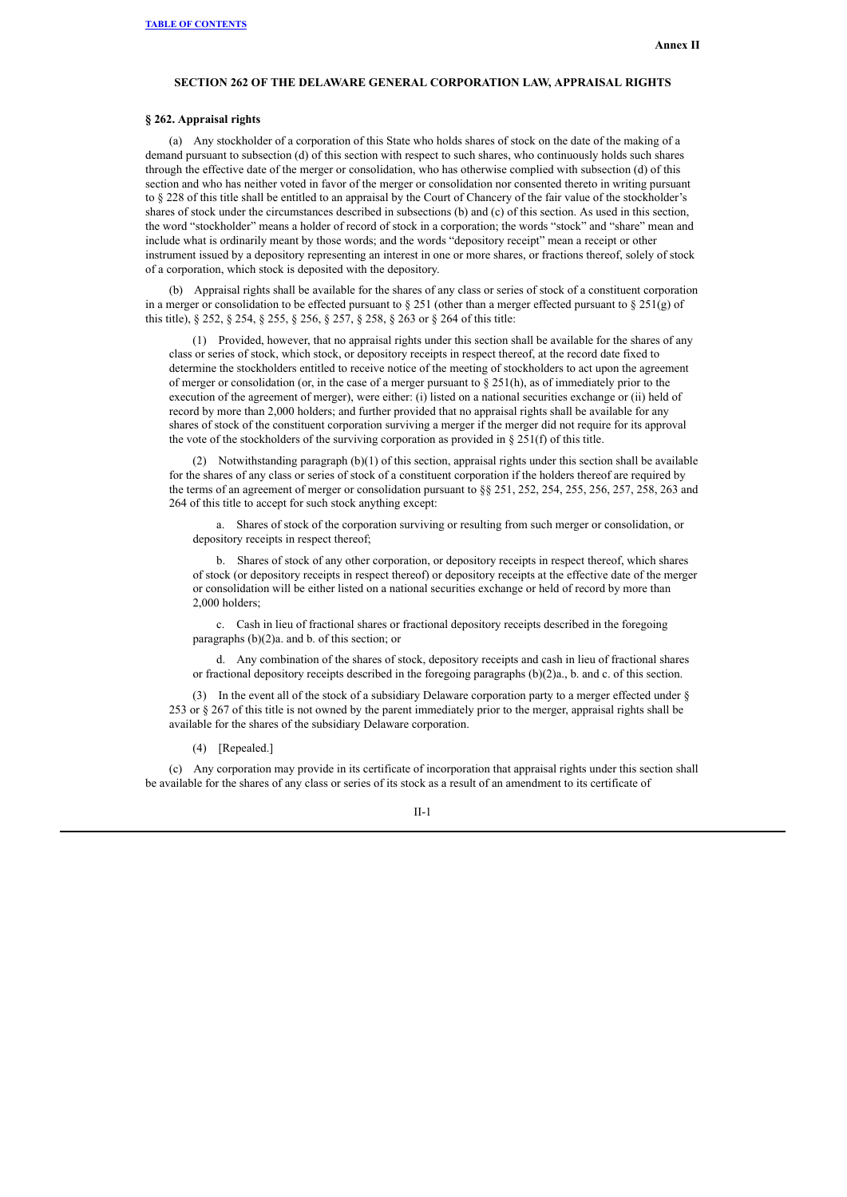Annex II

## SECTION 262 OF THE DELAWARE GENERAL CORPORATION LAW, APPRAISAL RIGHTS

### § 262. Appraisal rights

(a) Any stockholder of a corporation of this State who holds shares of stock on the date of the making of a demand pursuant to subsection (d) of this section with respect to such shares, who continuously holds such shares through the effective date of the merger or consolidation, who has otherwise complied with subsection (d) of this section and who has neither voted in favor of the merger or consolidation nor consented thereto in writing pursuant to § 228 of this title shall be entitled to an appraisal by the Court of Chancery of the fair value of the stockholder's shares of stock under the circumstances described in subsections (b) and (c) of this section. As used in this section, the word "stockholder" means a holder of record of stock in a corporation; the words "stock" and "share" mean and include what is ordinarily meant by those words; and the words "depository receipt" mean a receipt or other instrument issued by a depository representing an interest in one or more shares, or fractions thereof, solely of stock of a corporation, which stock is deposited with the depository.

(b) Appraisal rights shall be available for the shares of any class or series of stock of a constituent corporation in a merger or consolidation to be effected pursuant to § 251 (other than a merger effected pursuant to § 251(g) of this title), § 252, § 254, § 255, § 256, § 257, § 258, § 263 or § 264 of this title:

(1) Provided, however, that no appraisal rights under this section shall be available for the shares of any class or series of stock, which stock, or depository receipts in respect thereof, at the record date fixed to determine the stockholders entitled to receive notice of the meeting of stockholders to act upon the agreement of merger or consolidation (or, in the case of a merger pursuant to § 251(h), as of immediately prior to the execution of the agreement of merger), were either: (i) listed on a national securities exchange or (ii) held of record by more than 2,000 holders; and further provided that no appraisal rights shall be available for any shares of stock of the constituent corporation surviving a merger if the merger did not require for its approval the vote of the stockholders of the surviving corporation as provided in § 251(f) of this title.

(2) Notwithstanding paragraph (b)(1) of this section, appraisal rights under this section shall be available for the shares of any class or series of stock of a constituent corporation if the holders thereof are required by the terms of an agreement of merger or consolidation pursuant to §§ 251, 252, 254, 255, 256, 257, 258, 263 and 264 of this title to accept for such stock anything except:

a. Shares of stock of the corporation surviving or resulting from such merger or consolidation, or depository receipts in respect thereof;

b. Shares of stock of any other corporation, or depository receipts in respect thereof, which shares of stock (or depository receipts in respect thereof) or depository receipts at the effective date of the merger or consolidation will be either listed on a national securities exchange or held of record by more than 2,000 holders;

c. Cash in lieu of fractional shares or fractional depository receipts described in the foregoing paragraphs (b)(2)a. and b. of this section; or

d. Any combination of the shares of stock, depository receipts and cash in lieu of fractional shares or fractional depository receipts described in the foregoing paragraphs (b)(2)a., b. and c. of this section.

(3) In the event all of the stock of a subsidiary Delaware corporation party to a merger effected under § 253 or § 267 of this title is not owned by the parent immediately prior to the merger, appraisal rights shall be available for the shares of the subsidiary Delaware corporation.

(4) [Repealed.]

(c) Any corporation may provide in its certificate of incorporation that appraisal rights under this section shall be available for the shares of any class or series of its stock as a result of an amendment to its certificate of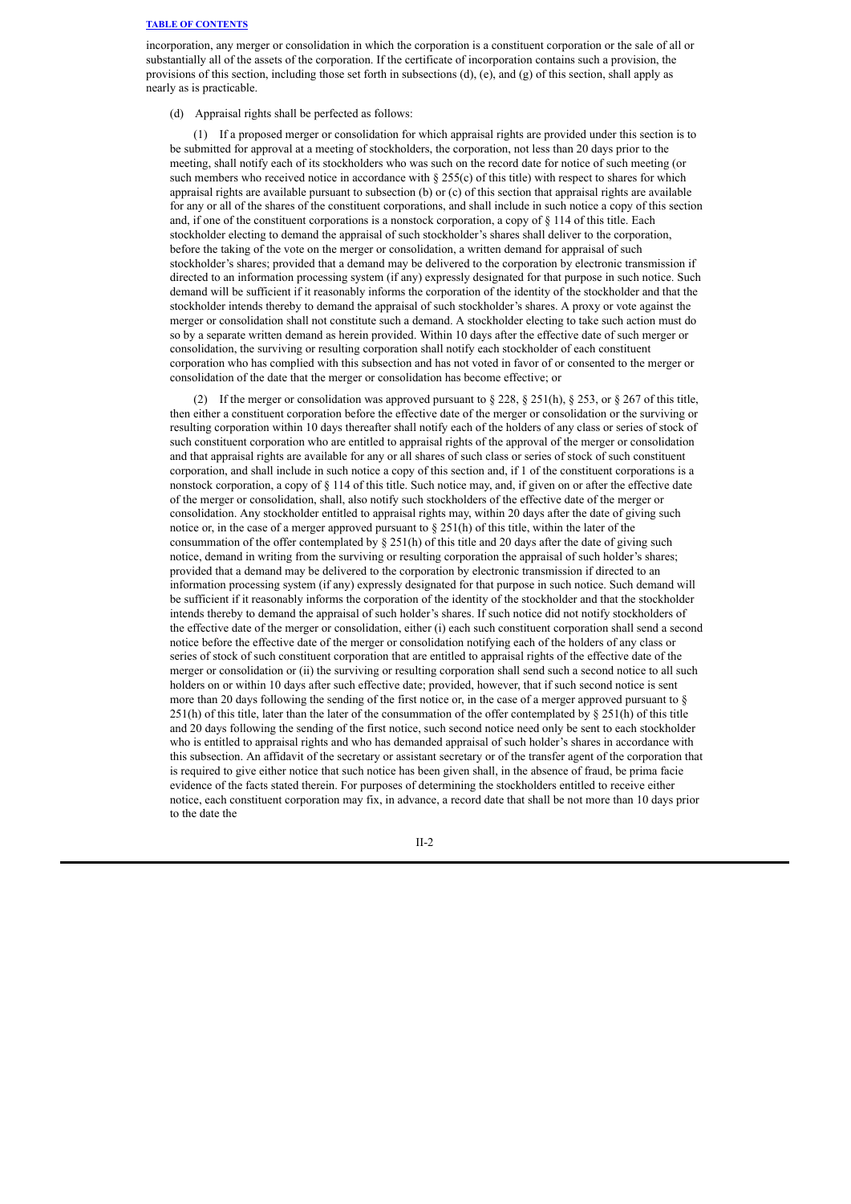incorporation, any merger or consolidation in which the corporation is a constituent corporation or the sale of all or substantially all of the assets of the corporation. If the certificate of incorporation contains such a provision, the provisions of this section, including those set forth in subsections (d), (e), and (g) of this section, shall apply as nearly as is practicable.

(d) Appraisal rights shall be perfected as follows:

(1) If a proposed merger or consolidation for which appraisal rights are provided under this section is to be submitted for approval at a meeting of stockholders, the corporation, not less than 20 days prior to the meeting, shall notify each of its stockholders who was such on the record date for notice of such meeting (or such members who received notice in accordance with § 255(c) of this title) with respect to shares for which appraisal rights are available pursuant to subsection (b) or (c) of this section that appraisal rights are available for any or all of the shares of the constituent corporations, and shall include in such notice a copy of this section and, if one of the constituent corporations is a nonstock corporation, a copy of § 114 of this title. Each stockholder electing to demand the appraisal of such stockholder's shares shall deliver to the corporation, before the taking of the vote on the merger or consolidation, a written demand for appraisal of such stockholder's shares; provided that a demand may be delivered to the corporation by electronic transmission if directed to an information processing system (if any) expressly designated for that purpose in such notice. Such demand will be sufficient if it reasonably informs the corporation of the identity of the stockholder and that the stockholder intends thereby to demand the appraisal of such stockholder's shares. A proxy or vote against the merger or consolidation shall not constitute such a demand. A stockholder electing to take such action must do so by a separate written demand as herein provided. Within 10 days after the effective date of such merger or consolidation, the surviving or resulting corporation shall notify each stockholder of each constituent corporation who has complied with this subsection and has not voted in favor of or consented to the merger or consolidation of the date that the merger or consolidation has become effective; or

(2) If the merger or consolidation was approved pursuant to § 228, § 251(h), § 253, or § 267 of this title, then either a constituent corporation before the effective date of the merger or consolidation or the surviving or resulting corporation within 10 days thereafter shall notify each of the holders of any class or series of stock of such constituent corporation who are entitled to appraisal rights of the approval of the merger or consolidation and that appraisal rights are available for any or all shares of such class or series of stock of such constituent corporation, and shall include in such notice a copy of this section and, if 1 of the constituent corporations is a nonstock corporation, a copy of § 114 of this title. Such notice may, and, if given on or after the effective date of the merger or consolidation, shall, also notify such stockholders of the effective date of the merger or consolidation. Any stockholder entitled to appraisal rights may, within 20 days after the date of giving such notice or, in the case of a merger approved pursuant to § 251(h) of this title, within the later of the consummation of the offer contemplated by § 251(h) of this title and 20 days after the date of giving such notice, demand in writing from the surviving or resulting corporation the appraisal of such holder's shares; provided that a demand may be delivered to the corporation by electronic transmission if directed to an information processing system (if any) expressly designated for that purpose in such notice. Such demand will be sufficient if it reasonably informs the corporation of the identity of the stockholder and that the stockholder intends thereby to demand the appraisal of such holder's shares. If such notice did not notify stockholders of the effective date of the merger or consolidation, either (i) each such constituent corporation shall send a second notice before the effective date of the merger or consolidation notifying each of the holders of any class or series of stock of such constituent corporation that are entitled to appraisal rights of the effective date of the merger or consolidation or (ii) the surviving or resulting corporation shall send such a second notice to all such holders on or within 10 days after such effective date; provided, however, that if such second notice is sent more than 20 days following the sending of the first notice or, in the case of a merger approved pursuant to § 251(h) of this title, later than the later of the consummation of the offer contemplated by § 251(h) of this title and 20 days following the sending of the first notice, such second notice need only be sent to each stockholder who is entitled to appraisal rights and who has demanded appraisal of such holder's shares in accordance with this subsection. An affidavit of the secretary or assistant secretary or of the transfer agent of the corporation that is required to give either notice that such notice has been given shall, in the absence of fraud, be prima facie evidence of the facts stated therein. For purposes of determining the stockholders entitled to receive either notice, each constituent corporation may fix, in advance, a record date that shall be not more than 10 days prior to the date the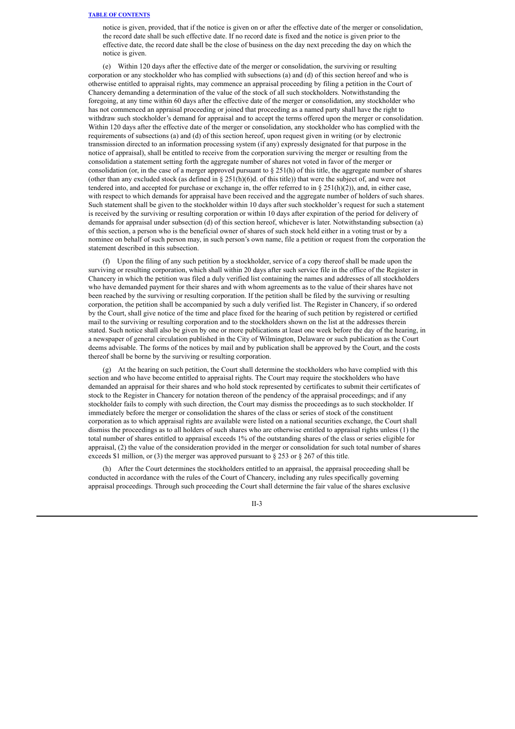notice is given, provided, that if the notice is given on or after the effective date of the merger or consolidation, the record date shall be such effective date. If no record date is fixed and the notice is given prior to the effective date, the record date shall be the close of business on the day next preceding the day on which the notice is given.

(e) Within 120 days after the effective date of the merger or consolidation, the surviving or resulting corporation or any stockholder who has complied with subsections (a) and (d) of this section hereof and who is otherwise entitled to appraisal rights, may commence an appraisal proceeding by filing a petition in the Court of Chancery demanding a determination of the value of the stock of all such stockholders. Notwithstanding the foregoing, at any time within 60 days after the effective date of the merger or consolidation, any stockholder who has not commenced an appraisal proceeding or joined that proceeding as a named party shall have the right to withdraw such stockholder's demand for appraisal and to accept the terms offered upon the merger or consolidation. Within 120 days after the effective date of the merger or consolidation, any stockholder who has complied with the requirements of subsections (a) and (d) of this section hereof, upon request given in writing (or by electronic transmission directed to an information processing system (if any) expressly designated for that purpose in the notice of appraisal), shall be entitled to receive from the corporation surviving the merger or resulting from the consolidation a statement setting forth the aggregate number of shares not voted in favor of the merger or consolidation (or, in the case of a merger approved pursuant to § 251(h) of this title, the aggregate number of shares (other than any excluded stock (as defined in § 251(h)(6)d. of this title)) that were the subject of, and were not tendered into, and accepted for purchase or exchange in, the offer referred to in § 251(h)(2)), and, in either case, with respect to which demands for appraisal have been received and the aggregate number of holders of such shares. Such statement shall be given to the stockholder within 10 days after such stockholder's request for such a statement is received by the surviving or resulting corporation or within 10 days after expiration of the period for delivery of demands for appraisal under subsection (d) of this section hereof, whichever is later. Notwithstanding subsection (a) of this section, a person who is the beneficial owner of shares of such stock held either in a voting trust or by a nominee on behalf of such person may, in such person's own name, file a petition or request from the corporation the statement described in this subsection.

(f) Upon the filing of any such petition by a stockholder, service of a copy thereof shall be made upon the surviving or resulting corporation, which shall within 20 days after such service file in the office of the Register in Chancery in which the petition was filed a duly verified list containing the names and addresses of all stockholders who have demanded payment for their shares and with whom agreements as to the value of their shares have not been reached by the surviving or resulting corporation. If the petition shall be filed by the surviving or resulting corporation, the petition shall be accompanied by such a duly verified list. The Register in Chancery, if so ordered by the Court, shall give notice of the time and place fixed for the hearing of such petition by registered or certified mail to the surviving or resulting corporation and to the stockholders shown on the list at the addresses therein stated. Such notice shall also be given by one or more publications at least one week before the day of the hearing, in a newspaper of general circulation published in the City of Wilmington, Delaware or such publication as the Court deems advisable. The forms of the notices by mail and by publication shall be approved by the Court, and the costs thereof shall be borne by the surviving or resulting corporation.

(g) At the hearing on such petition, the Court shall determine the stockholders who have complied with this section and who have become entitled to appraisal rights. The Court may require the stockholders who have demanded an appraisal for their shares and who hold stock represented by certificates to submit their certificates of stock to the Register in Chancery for notation thereon of the pendency of the appraisal proceedings; and if any stockholder fails to comply with such direction, the Court may dismiss the proceedings as to such stockholder. If immediately before the merger or consolidation the shares of the class or series of stock of the constituent corporation as to which appraisal rights are available were listed on a national securities exchange, the Court shall dismiss the proceedings as to all holders of such shares who are otherwise entitled to appraisal rights unless (1) the total number of shares entitled to appraisal exceeds 1% of the outstanding shares of the class or series eligible for appraisal, (2) the value of the consideration provided in the merger or consolidation for such total number of shares exceeds $1 million, or (3) the merger was approved pursuant to § 253 or § 267 of this title.

(h) After the Court determines the stockholders entitled to an appraisal, the appraisal proceeding shall be conducted in accordance with the rules of the Court of Chancery, including any rules specifically governing appraisal proceedings. Through such proceeding the Court shall determine the fair value of the shares exclusive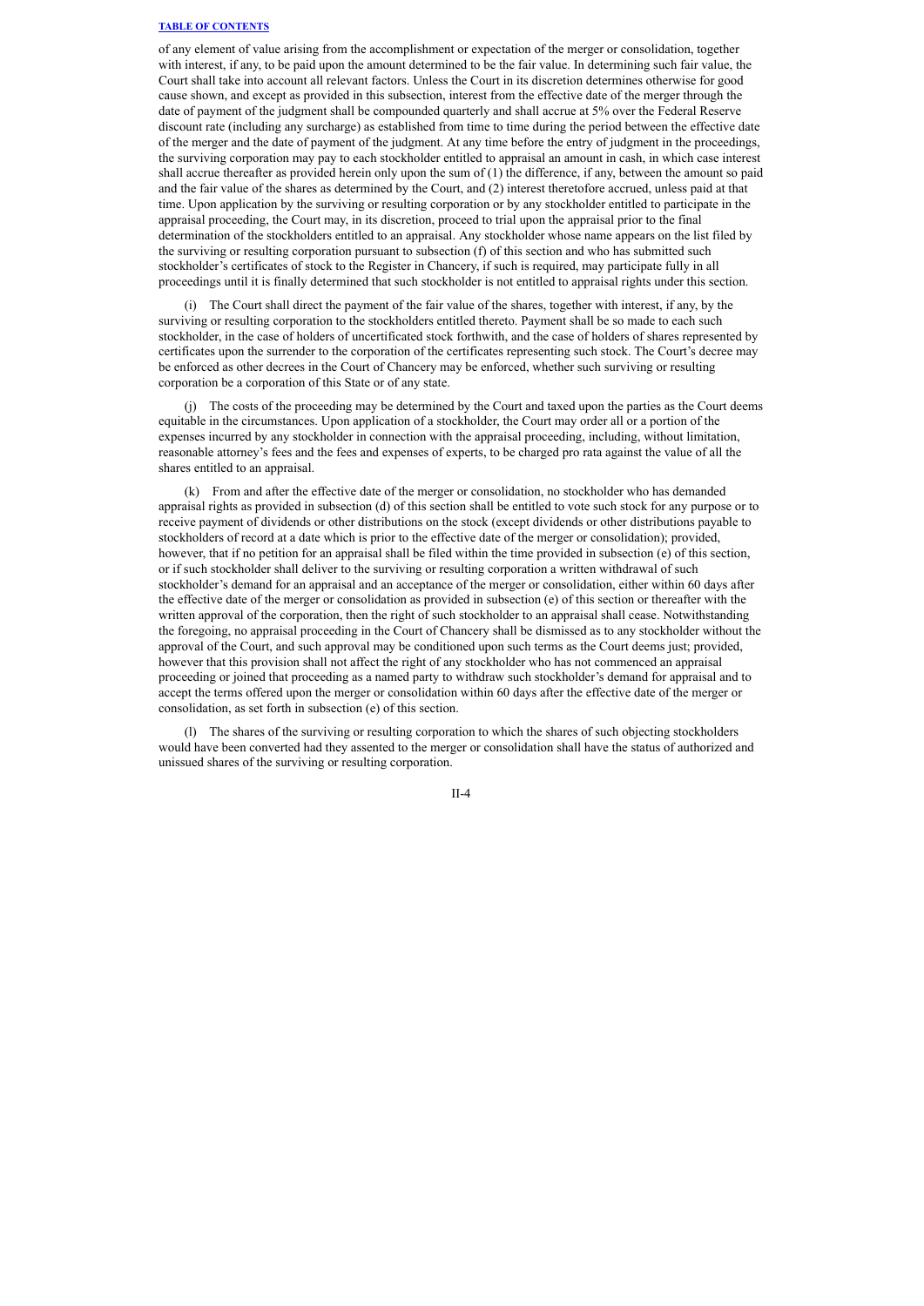of any element of value arising from the accomplishment or expectation of the merger or consolidation, together with interest, if any, to be paid upon the amount determined to be the fair value. In determining such fair value, the Court shall take into account all relevant factors. Unless the Court in its discretion determines otherwise for good cause shown, and except as provided in this subsection, interest from the effective date of the merger through the date of payment of the judgment shall be compounded quarterly and shall accrue at 5% over the Federal Reserve discount rate (including any surcharge) as established from time to time during the period between the effective date of the merger and the date of payment of the judgment. At any time before the entry of judgment in the proceedings, the surviving corporation may pay to each stockholder entitled to appraisal an amount in cash, in which case interest shall accrue thereafter as provided herein only upon the sum of (1) the difference, if any, between the amount so paid and the fair value of the shares as determined by the Court, and (2) interest theretofore accrued, unless paid at that time. Upon application by the surviving or resulting corporation or by any stockholder entitled to participate in the appraisal proceeding, the Court may, in its discretion, proceed to trial upon the appraisal prior to the final determination of the stockholders entitled to an appraisal. Any stockholder whose name appears on the list filed by the surviving or resulting corporation pursuant to subsection (f) of this section and who has submitted such stockholder's certificates of stock to the Register in Chancery, if such is required, may participate fully in all proceedings until it is finally determined that such stockholder is not entitled to appraisal rights under this section.

(i) The Court shall direct the payment of the fair value of the shares, together with interest, if any, by the surviving or resulting corporation to the stockholders entitled thereto. Payment shall be so made to each such stockholder, in the case of holders of uncertificated stock forthwith, and the case of holders of shares represented by certificates upon the surrender to the corporation of the certificates representing such stock. The Court's decree may be enforced as other decrees in the Court of Chancery may be enforced, whether such surviving or resulting corporation be a corporation of this State or of any state.

(j) The costs of the proceeding may be determined by the Court and taxed upon the parties as the Court deems equitable in the circumstances. Upon application of a stockholder, the Court may order all or a portion of the expenses incurred by any stockholder in connection with the appraisal proceeding, including, without limitation, reasonable attorney's fees and the fees and expenses of experts, to be charged pro rata against the value of all the shares entitled to an appraisal.

(k) From and after the effective date of the merger or consolidation, no stockholder who has demanded appraisal rights as provided in subsection (d) of this section shall be entitled to vote such stock for any purpose or to receive payment of dividends or other distributions on the stock (except dividends or other distributions payable to stockholders of record at a date which is prior to the effective date of the merger or consolidation); provided, however, that if no petition for an appraisal shall be filed within the time provided in subsection (e) of this section, or if such stockholder shall deliver to the surviving or resulting corporation a written withdrawal of such stockholder's demand for an appraisal and an acceptance of the merger or consolidation, either within 60 days after the effective date of the merger or consolidation as provided in subsection (e) of this section or thereafter with the written approval of the corporation, then the right of such stockholder to an appraisal shall cease. Notwithstanding the foregoing, no appraisal proceeding in the Court of Chancery shall be dismissed as to any stockholder without the approval of the Court, and such approval may be conditioned upon such terms as the Court deems just; provided, however that this provision shall not affect the right of any stockholder who has not commenced an appraisal proceeding or joined that proceeding as a named party to withdraw such stockholder's demand for appraisal and to accept the terms offered upon the merger or consolidation within 60 days after the effective date of the merger or consolidation, as set forth in subsection (e) of this section.

(l) The shares of the surviving or resulting corporation to which the shares of such objecting stockholders would have been converted had they assented to the merger or consolidation shall have the status of authorized and unissued shares of the surviving or resulting corporation.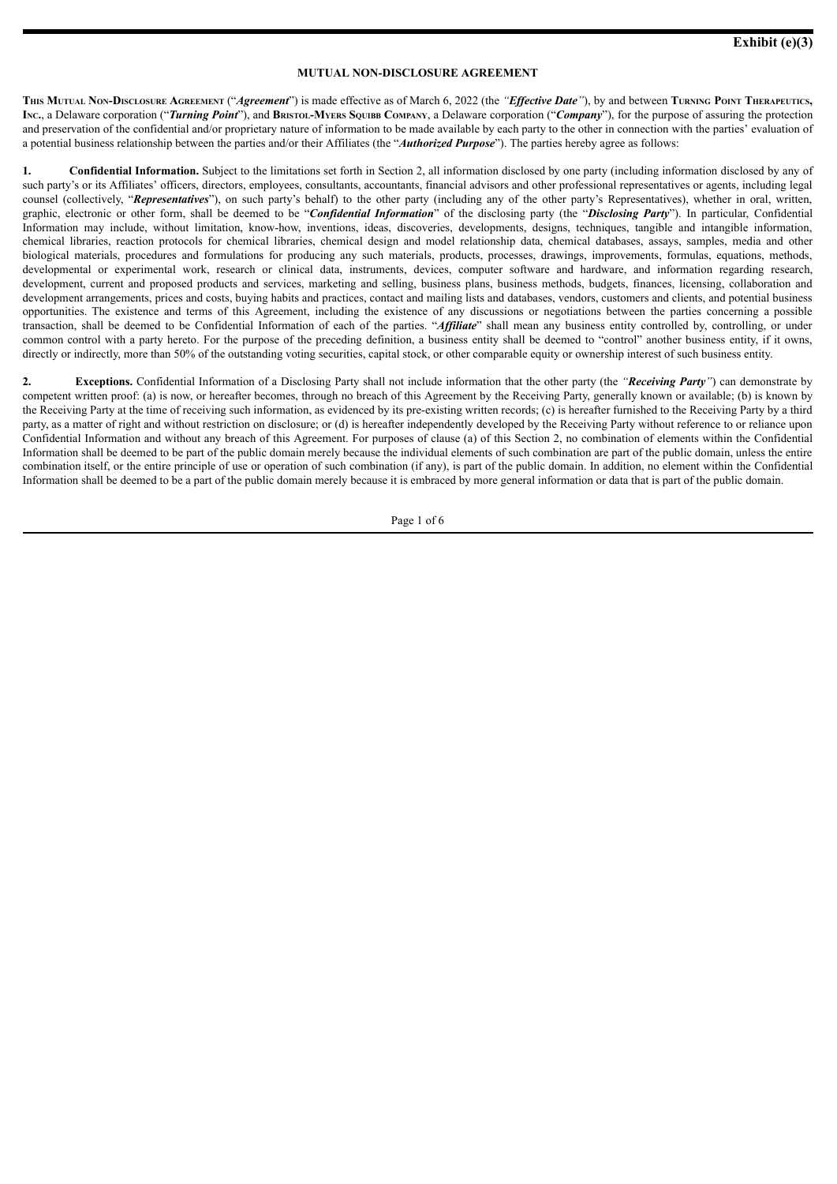**Exhibit (e)(3)**

**MUTUAL NON-DISCLOSURE AGREEMENT**

**This Mutual Non-Disclosure Agreement** ("***Agreement***") is made effective as of March 6, 2022 (the *"**Effective Date**"*), by and between **Turning Point Therapeutics, Inc.**, a Delaware corporation ("***Turning Point***"), and **Bristol-Myers Squibb Company**, a Delaware corporation ("***Company***"), for the purpose of assuring the protection and preservation of the confidential and/or proprietary nature of information to be made available by each party to the other in connection with the parties' evaluation of a potential business relationship between the parties and/or their Affiliates (the "***Authorized Purpose***"). The parties hereby agree as follows:

**1. Confidential Information.** Subject to the limitations set forth in Section 2, all information disclosed by one party (including information disclosed by any of such party's or its Affiliates' officers, directors, employees, consultants, accountants, financial advisors and other professional representatives or agents, including legal counsel (collectively, "***Representatives***"), on such party's behalf) to the other party (including any of the other party's Representatives), whether in oral, written, graphic, electronic or other form, shall be deemed to be "***Confidential Information***" of the disclosing party (the "***Disclosing Party***"). In particular, Confidential Information may include, without limitation, know-how, inventions, ideas, discoveries, developments, designs, techniques, tangible and intangible information, chemical libraries, reaction protocols for chemical libraries, chemical design and model relationship data, chemical databases, assays, samples, media and other biological materials, procedures and formulations for producing any such materials, products, processes, drawings, improvements, formulas, equations, methods, developmental or experimental work, research or clinical data, instruments, devices, computer software and hardware, and information regarding research, development, current and proposed products and services, marketing and selling, business plans, business methods, budgets, finances, licensing, collaboration and development arrangements, prices and costs, buying habits and practices, contact and mailing lists and databases, vendors, customers and clients, and potential business opportunities. The existence and terms of this Agreement, including the existence of any discussions or negotiations between the parties concerning a possible transaction, shall be deemed to be Confidential Information of each of the parties. "***Affiliate***" shall mean any business entity controlled by, controlling, or under common control with a party hereto. For the purpose of the preceding definition, a business entity shall be deemed to "control" another business entity, if it owns, directly or indirectly, more than 50% of the outstanding voting securities, capital stock, or other comparable equity or ownership interest of such business entity.

**2. Exceptions.** Confidential Information of a Disclosing Party shall not include information that the other party (the *"**Receiving Party**"*) can demonstrate by competent written proof: (a) is now, or hereafter becomes, through no breach of this Agreement by the Receiving Party, generally known or available; (b) is known by the Receiving Party at the time of receiving such information, as evidenced by its pre-existing written records; (c) is hereafter furnished to the Receiving Party by a third party, as a matter of right and without restriction on disclosure; or (d) is hereafter independently developed by the Receiving Party without reference to or reliance upon Confidential Information and without any breach of this Agreement. For purposes of clause (a) of this Section 2, no combination of elements within the Confidential Information shall be deemed to be part of the public domain merely because the individual elements of such combination are part of the public domain, unless the entire combination itself, or the entire principle of use or operation of such combination (if any), is part of the public domain. In addition, no element within the Confidential Information shall be deemed to be a part of the public domain merely because it is embraced by more general information or data that is part of the public domain.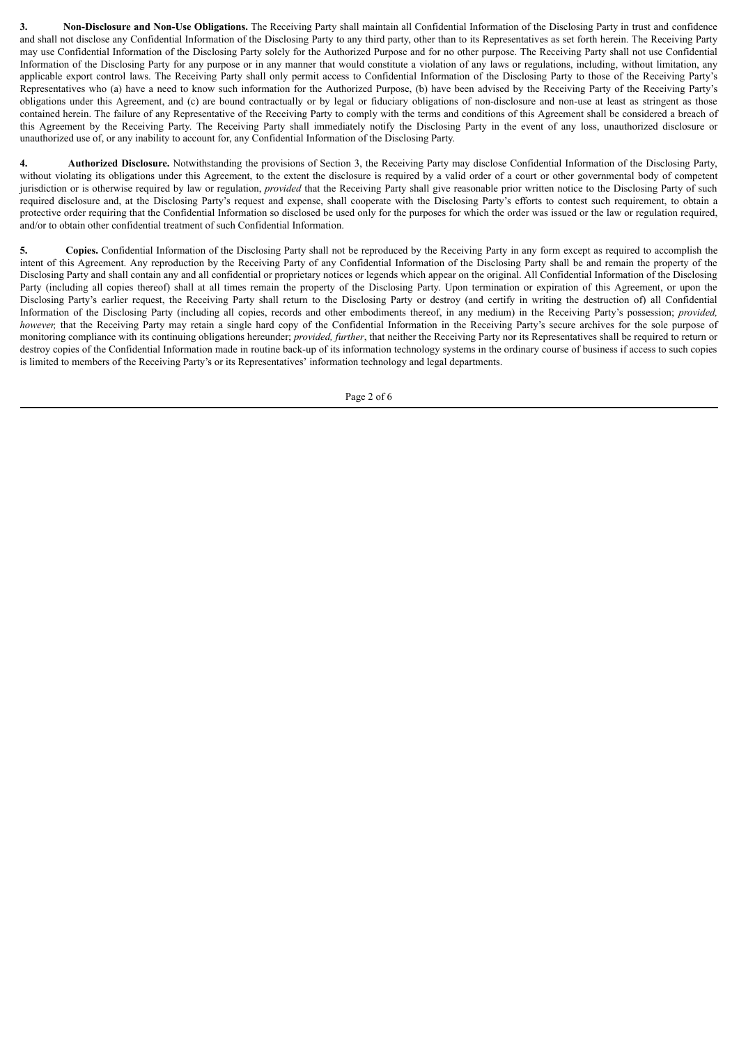**3. Non-Disclosure and Non-Use Obligations.** The Receiving Party shall maintain all Confidential Information of the Disclosing Party in trust and confidence and shall not disclose any Confidential Information of the Disclosing Party to any third party, other than to its Representatives as set forth herein. The Receiving Party may use Confidential Information of the Disclosing Party solely for the Authorized Purpose and for no other purpose. The Receiving Party shall not use Confidential Information of the Disclosing Party for any purpose or in any manner that would constitute a violation of any laws or regulations, including, without limitation, any applicable export control laws. The Receiving Party shall only permit access to Confidential Information of the Disclosing Party to those of the Receiving Party's Representatives who (a) have a need to know such information for the Authorized Purpose, (b) have been advised by the Receiving Party of the Receiving Party's obligations under this Agreement, and (c) are bound contractually or by legal or fiduciary obligations of non-disclosure and non-use at least as stringent as those contained herein. The failure of any Representative of the Receiving Party to comply with the terms and conditions of this Agreement shall be considered a breach of this Agreement by the Receiving Party. The Receiving Party shall immediately notify the Disclosing Party in the event of any loss, unauthorized disclosure or unauthorized use of, or any inability to account for, any Confidential Information of the Disclosing Party.

**4. Authorized Disclosure.** Notwithstanding the provisions of Section 3, the Receiving Party may disclose Confidential Information of the Disclosing Party, without violating its obligations under this Agreement, to the extent the disclosure is required by a valid order of a court or other governmental body of competent jurisdiction or is otherwise required by law or regulation, *provided* that the Receiving Party shall give reasonable prior written notice to the Disclosing Party of such required disclosure and, at the Disclosing Party's request and expense, shall cooperate with the Disclosing Party's efforts to contest such requirement, to obtain a protective order requiring that the Confidential Information so disclosed be used only for the purposes for which the order was issued or the law or regulation required, and/or to obtain other confidential treatment of such Confidential Information.

**5. Copies.** Confidential Information of the Disclosing Party shall not be reproduced by the Receiving Party in any form except as required to accomplish the intent of this Agreement. Any reproduction by the Receiving Party of any Confidential Information of the Disclosing Party shall be and remain the property of the Disclosing Party and shall contain any and all confidential or proprietary notices or legends which appear on the original. All Confidential Information of the Disclosing Party (including all copies thereof) shall at all times remain the property of the Disclosing Party. Upon termination or expiration of this Agreement, or upon the Disclosing Party's earlier request, the Receiving Party shall return to the Disclosing Party or destroy (and certify in writing the destruction of) all Confidential Information of the Disclosing Party (including all copies, records and other embodiments thereof, in any medium) in the Receiving Party's possession; *provided, however,* that the Receiving Party may retain a single hard copy of the Confidential Information in the Receiving Party's secure archives for the sole purpose of monitoring compliance with its continuing obligations hereunder; *provided, further*, that neither the Receiving Party nor its Representatives shall be required to return or destroy copies of the Confidential Information made in routine back-up of its information technology systems in the ordinary course of business if access to such copies is limited to members of the Receiving Party's or its Representatives' information technology and legal departments.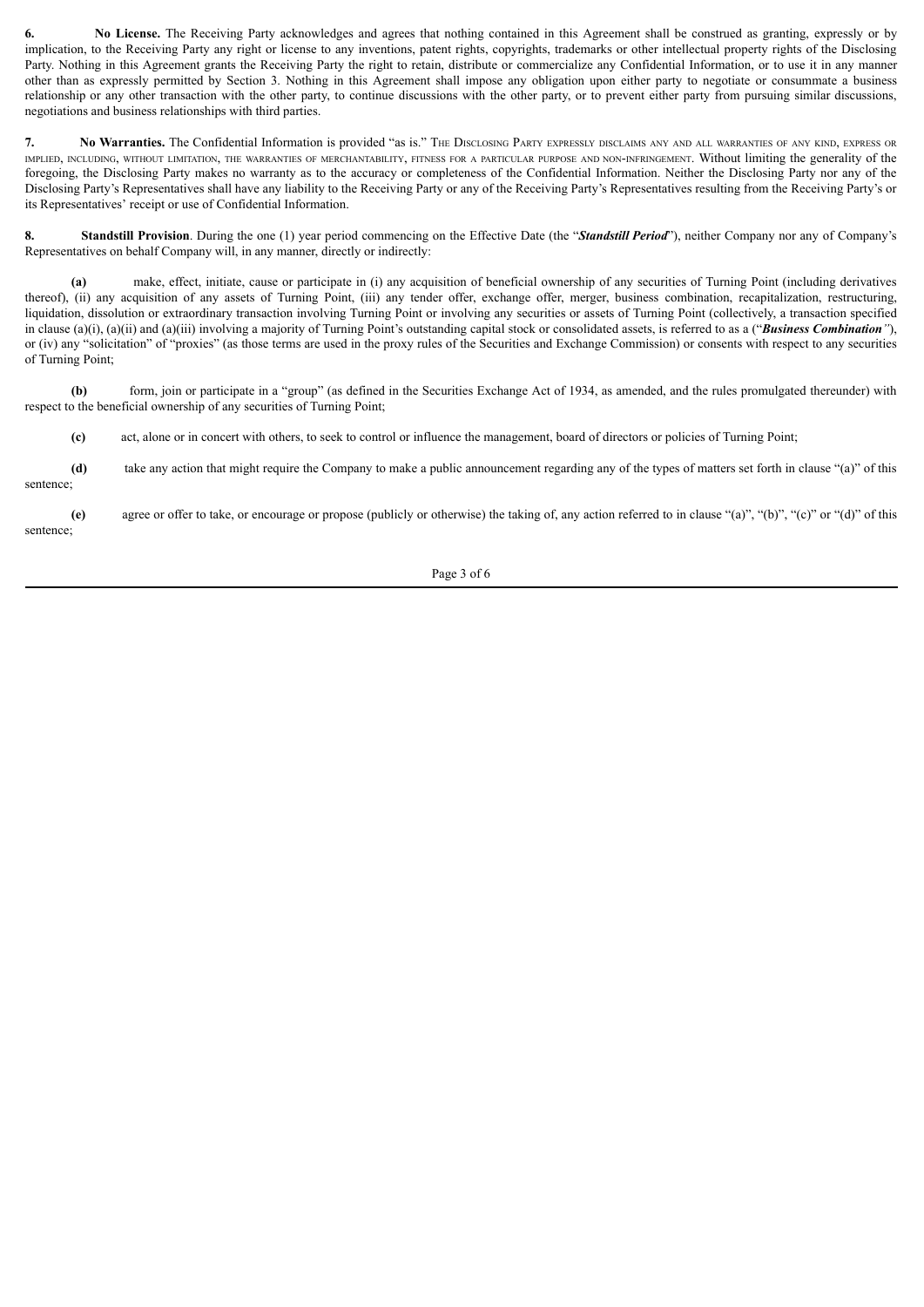**6. No License.** The Receiving Party acknowledges and agrees that nothing contained in this Agreement shall be construed as granting, expressly or by implication, to the Receiving Party any right or license to any inventions, patent rights, copyrights, trademarks or other intellectual property rights of the Disclosing Party. Nothing in this Agreement grants the Receiving Party the right to retain, distribute or commercialize any Confidential Information, or to use it in any manner other than as expressly permitted by Section 3. Nothing in this Agreement shall impose any obligation upon either party to negotiate or consummate a business relationship or any other transaction with the other party, to continue discussions with the other party, or to prevent either party from pursuing similar discussions, negotiations and business relationships with third parties.

**7. No Warranties.** The Confidential Information is provided "as is." THE DISCLOSING PARTY EXPRESSLY DISCLAIMS ANY AND ALL WARRANTIES OF ANY KIND, EXPRESS OR IMPLIED, INCLUDING, WITHOUT LIMITATION, THE WARRANTIES OF MERCHANTABILITY, FITNESS FOR A PARTICULAR PURPOSE AND NON-INFRINGEMENT. Without limiting the generality of the foregoing, the Disclosing Party makes no warranty as to the accuracy or completeness of the Confidential Information. Neither the Disclosing Party nor any of the Disclosing Party's Representatives shall have any liability to the Receiving Party or any of the Receiving Party's Representatives resulting from the Receiving Party's or its Representatives' receipt or use of Confidential Information.

**8. Standstill Provision**. During the one (1) year period commencing on the Effective Date (the "***Standstill Period***"), neither Company nor any of Company's Representatives on behalf Company will, in any manner, directly or indirectly:

**(a)** make, effect, initiate, cause or participate in (i) any acquisition of beneficial ownership of any securities of Turning Point (including derivatives thereof), (ii) any acquisition of any assets of Turning Point, (iii) any tender offer, exchange offer, merger, business combination, recapitalization, restructuring, liquidation, dissolution or extraordinary transaction involving Turning Point or involving any securities or assets of Turning Point (collectively, a transaction specified in clause (a)(i), (a)(ii) and (a)(iii) involving a majority of Turning Point's outstanding capital stock or consolidated assets, is referred to as a ("***Business Combination***"), or (iv) any "solicitation" of "proxies" (as those terms are used in the proxy rules of the Securities and Exchange Commission) or consents with respect to any securities of Turning Point;

**(b)** form, join or participate in a "group" (as defined in the Securities Exchange Act of 1934, as amended, and the rules promulgated thereunder) with respect to the beneficial ownership of any securities of Turning Point;

**(c)** act, alone or in concert with others, to seek to control or influence the management, board of directors or policies of Turning Point;

**(d)** take any action that might require the Company to make a public announcement regarding any of the types of matters set forth in clause "(a)" of this sentence;

**(e)** agree or offer to take, or encourage or propose (publicly or otherwise) the taking of, any action referred to in clause "(a)", "(b)", "(c)" or "(d)" of this sentence;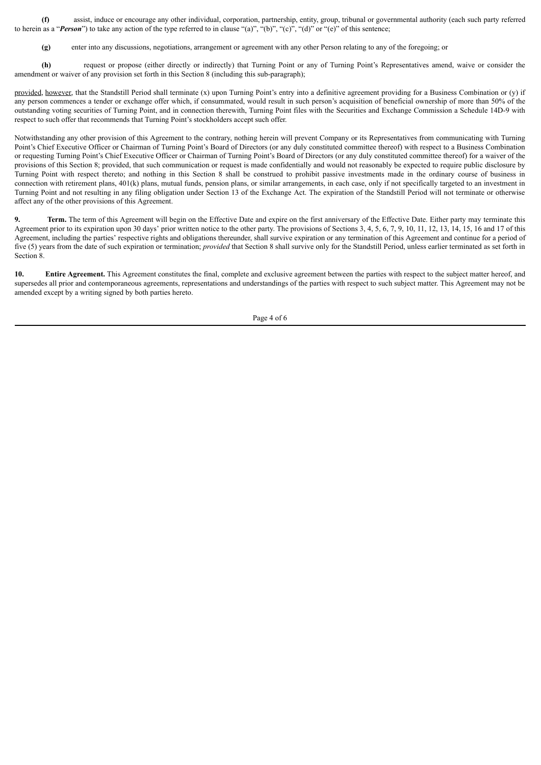**(f)** assist, induce or encourage any other individual, corporation, partnership, entity, group, tribunal or governmental authority (each such party referred to herein as a "***Person***") to take any action of the type referred to in clause "(a)", "(b)", "(c)", "(d)" or "(e)" of this sentence;

**(g)** enter into any discussions, negotiations, arrangement or agreement with any other Person relating to any of the foregoing; or

**(h)** request or propose (either directly or indirectly) that Turning Point or any of Turning Point's Representatives amend, waive or consider the amendment or waiver of any provision set forth in this Section 8 (including this sub-paragraph);

provided, however, that the Standstill Period shall terminate (x) upon Turning Point's entry into a definitive agreement providing for a Business Combination or (y) if any person commences a tender or exchange offer which, if consummated, would result in such person's acquisition of beneficial ownership of more than 50% of the outstanding voting securities of Turning Point, and in connection therewith, Turning Point files with the Securities and Exchange Commission a Schedule 14D-9 with respect to such offer that recommends that Turning Point's stockholders accept such offer.

Notwithstanding any other provision of this Agreement to the contrary, nothing herein will prevent Company or its Representatives from communicating with Turning Point's Chief Executive Officer or Chairman of Turning Point's Board of Directors (or any duly constituted committee thereof) with respect to a Business Combination or requesting Turning Point's Chief Executive Officer or Chairman of Turning Point's Board of Directors (or any duly constituted committee thereof) for a waiver of the provisions of this Section 8; provided, that such communication or request is made confidentially and would not reasonably be expected to require public disclosure by Turning Point with respect thereto; and nothing in this Section 8 shall be construed to prohibit passive investments made in the ordinary course of business in connection with retirement plans, 401(k) plans, mutual funds, pension plans, or similar arrangements, in each case, only if not specifically targeted to an investment in Turning Point and not resulting in any filing obligation under Section 13 of the Exchange Act. The expiration of the Standstill Period will not terminate or otherwise affect any of the other provisions of this Agreement.

**9. Term.** The term of this Agreement will begin on the Effective Date and expire on the first anniversary of the Effective Date. Either party may terminate this Agreement prior to its expiration upon 30 days' prior written notice to the other party. The provisions of Sections 3, 4, 5, 6, 7, 9, 10, 11, 12, 13, 14, 15, 16 and 17 of this Agreement, including the parties' respective rights and obligations thereunder, shall survive expiration or any termination of this Agreement and continue for a period of five (5) years from the date of such expiration or termination; *provided* that Section 8 shall survive only for the Standstill Period, unless earlier terminated as set forth in Section 8.

**10. Entire Agreement.** This Agreement constitutes the final, complete and exclusive agreement between the parties with respect to the subject matter hereof, and supersedes all prior and contemporaneous agreements, representations and understandings of the parties with respect to such subject matter. This Agreement may not be amended except by a writing signed by both parties hereto.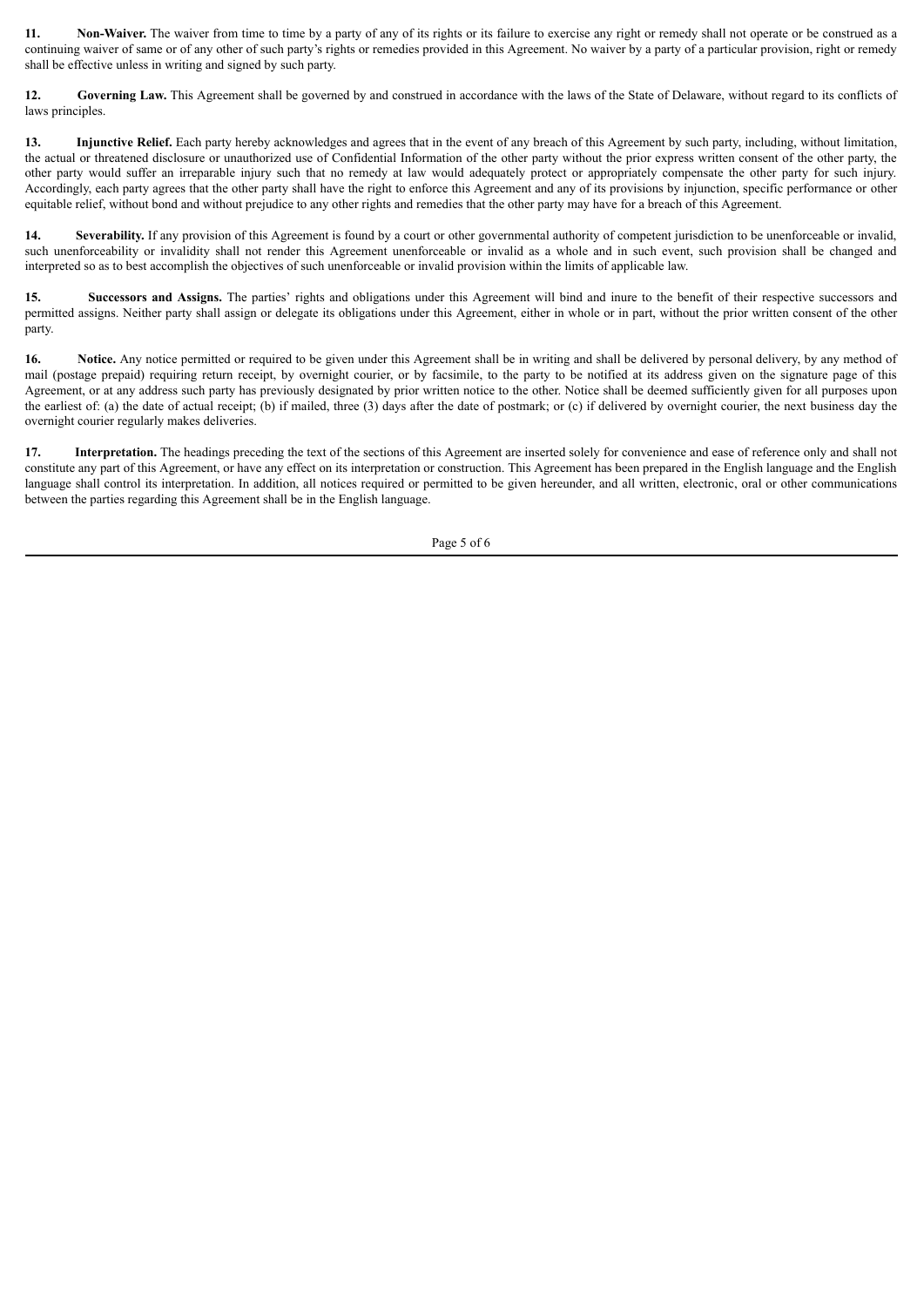**11. Non-Waiver.** The waiver from time to time by a party of any of its rights or its failure to exercise any right or remedy shall not operate or be construed as a continuing waiver of same or of any other of such party's rights or remedies provided in this Agreement. No waiver by a party of a particular provision, right or remedy shall be effective unless in writing and signed by such party.

**12. Governing Law.** This Agreement shall be governed by and construed in accordance with the laws of the State of Delaware, without regard to its conflicts of laws principles.

**13. Injunctive Relief.** Each party hereby acknowledges and agrees that in the event of any breach of this Agreement by such party, including, without limitation, the actual or threatened disclosure or unauthorized use of Confidential Information of the other party without the prior express written consent of the other party, the other party would suffer an irreparable injury such that no remedy at law would adequately protect or appropriately compensate the other party for such injury. Accordingly, each party agrees that the other party shall have the right to enforce this Agreement and any of its provisions by injunction, specific performance or other equitable relief, without bond and without prejudice to any other rights and remedies that the other party may have for a breach of this Agreement.

**14. Severability.** If any provision of this Agreement is found by a court or other governmental authority of competent jurisdiction to be unenforceable or invalid, such unenforceability or invalidity shall not render this Agreement unenforceable or invalid as a whole and in such event, such provision shall be changed and interpreted so as to best accomplish the objectives of such unenforceable or invalid provision within the limits of applicable law.

**15. Successors and Assigns.** The parties' rights and obligations under this Agreement will bind and inure to the benefit of their respective successors and permitted assigns. Neither party shall assign or delegate its obligations under this Agreement, either in whole or in part, without the prior written consent of the other party.

**16. Notice.** Any notice permitted or required to be given under this Agreement shall be in writing and shall be delivered by personal delivery, by any method of mail (postage prepaid) requiring return receipt, by overnight courier, or by facsimile, to the party to be notified at its address given on the signature page of this Agreement, or at any address such party has previously designated by prior written notice to the other. Notice shall be deemed sufficiently given for all purposes upon the earliest of: (a) the date of actual receipt; (b) if mailed, three (3) days after the date of postmark; or (c) if delivered by overnight courier, the next business day the overnight courier regularly makes deliveries.

**17. Interpretation.** The headings preceding the text of the sections of this Agreement are inserted solely for convenience and ease of reference only and shall not constitute any part of this Agreement, or have any effect on its interpretation or construction. This Agreement has been prepared in the English language and the English language shall control its interpretation. In addition, all notices required or permitted to be given hereunder, and all written, electronic, oral or other communications between the parties regarding this Agreement shall be in the English language.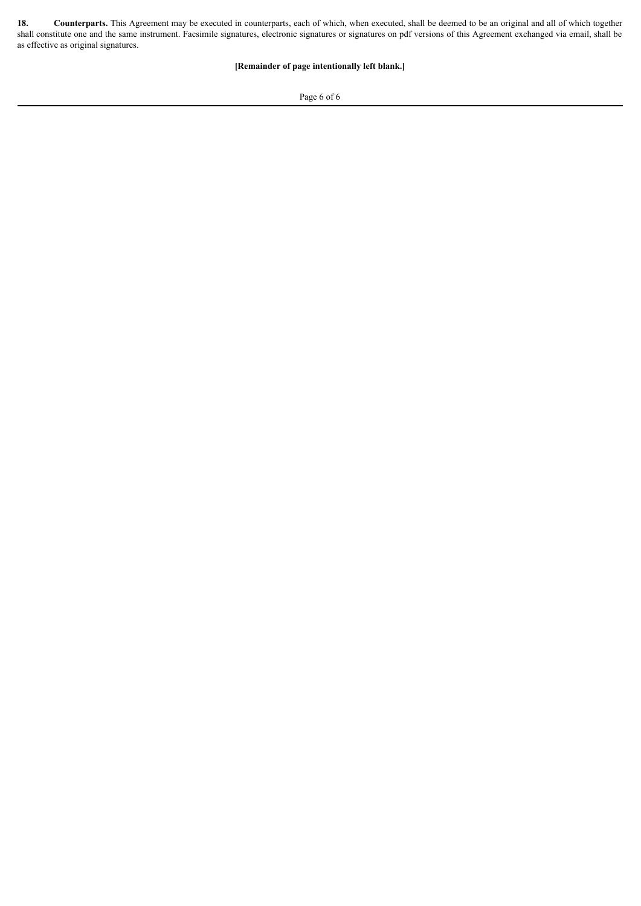**18. Counterparts.** This Agreement may be executed in counterparts, each of which, when executed, shall be deemed to be an original and all of which together shall constitute one and the same instrument. Facsimile signatures, electronic signatures or signatures on pdf versions of this Agreement exchanged via email, shall be as effective as original signatures.

**[Remainder of page intentionally left blank.]**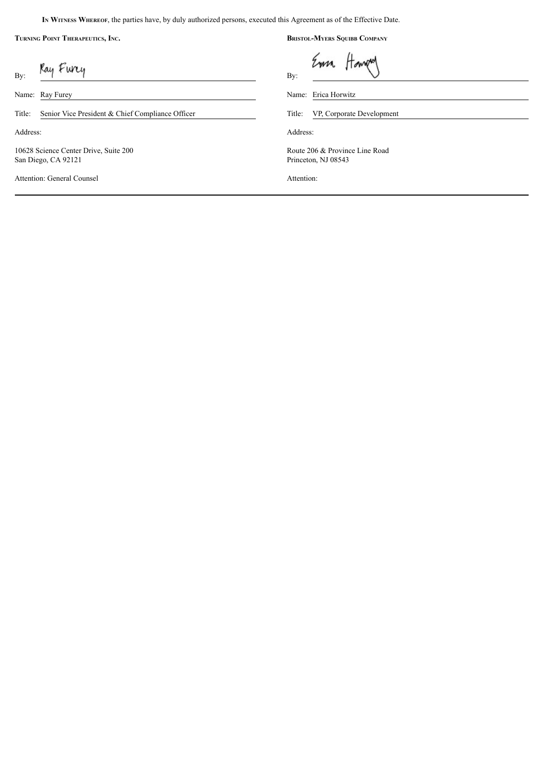**In Witness Whereof**, the parties have, by duly authorized persons, executed this Agreement as of the Effective Date.

**Turning Point Therapeutics, Inc.**

By: Ray Furey

Name: Ray Furey

Title: Senior Vice President & Chief Compliance Officer

Address:

10628 Science Center Drive, Suite 200
San Diego, CA 92121

Attention: General Counsel

**Bristol-Myers Squibb Company**

By: Erica Horwitz

Name: Erica Horwitz

Title: VP, Corporate Development

Address:

Route 206 & Province Line Road
Princeton, NJ 08543

Attention: